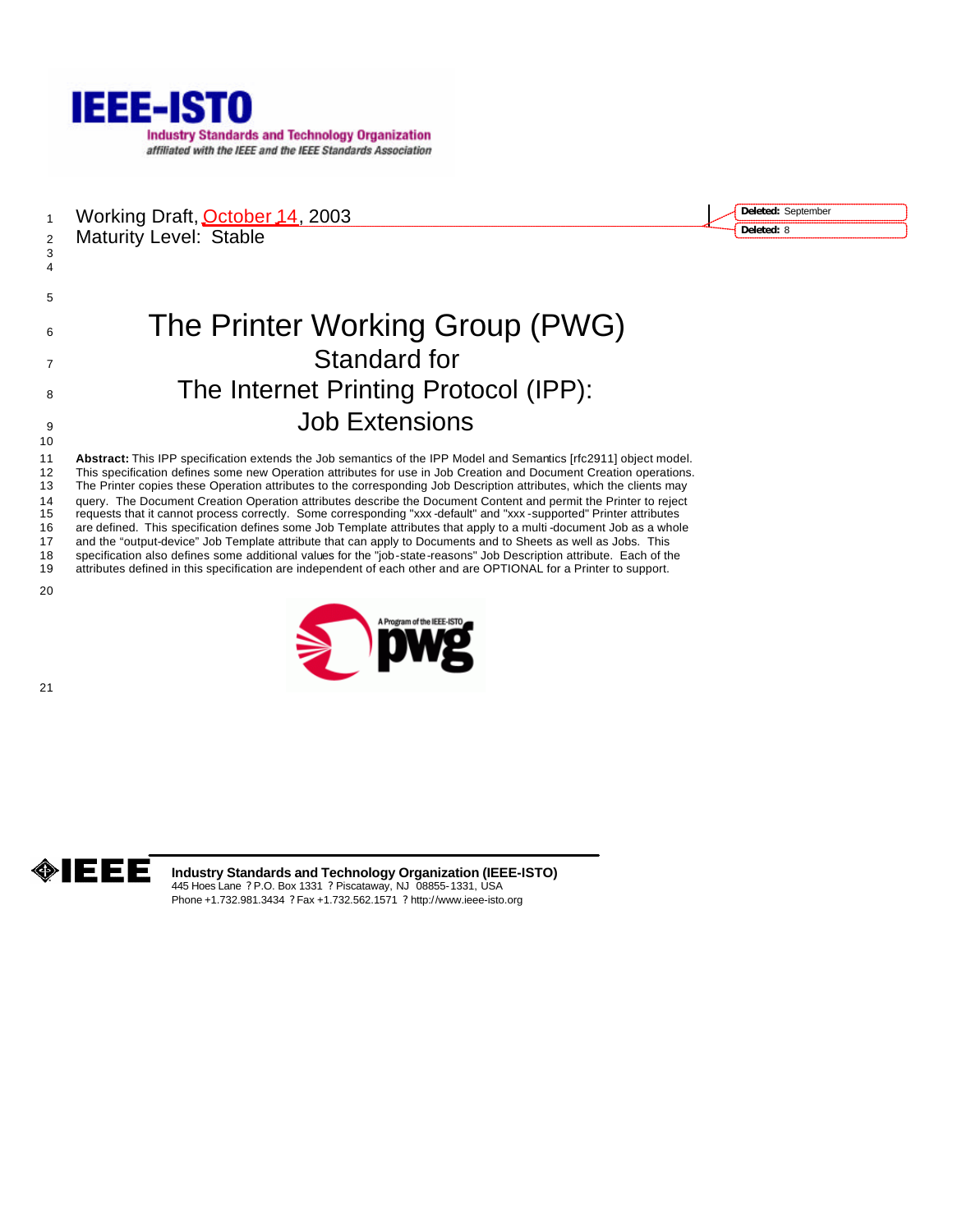Working Draft, October 14, 2003
Maturity Level: Stable

# The Printer Working Group (PWG) Standard for The Internet Printing Protocol (IPP): Job Extensions

**Abstract:** This IPP specification extends the Job semantics of the IPP Model and Semantics [rfc2911] object model. This specification defines some new Operation attributes for use in Job Creation and Document Creation operations. The Printer copies these Operation attributes to the corresponding Job Description attributes, which the clients may query. The Document Creation Operation attributes describe the Document Content and permit the Printer to reject requests that it cannot process correctly. Some corresponding "xxx-default" and "xxx-supported" Printer attributes are defined. This specification defines some Job Template attributes that apply to a multi-document Job as a whole and the "output-device" Job Template attribute that can apply to Documents and to Sheets as well as Jobs. This specification also defines some additional values for the "job-state-reasons" Job Description attribute. Each of the attributes defined in this specification are independent of each other and are OPTIONAL for a Printer to support.

**Industry Standards and Technology Organization (IEEE-ISTO)**
445 Hoes Lane ? P.O. Box 1331 ? Piscataway, NJ 08855-1331, USA
Phone +1.732.981.3434 ? Fax +1.732.562.1571 ? http://www.ieee-isto.org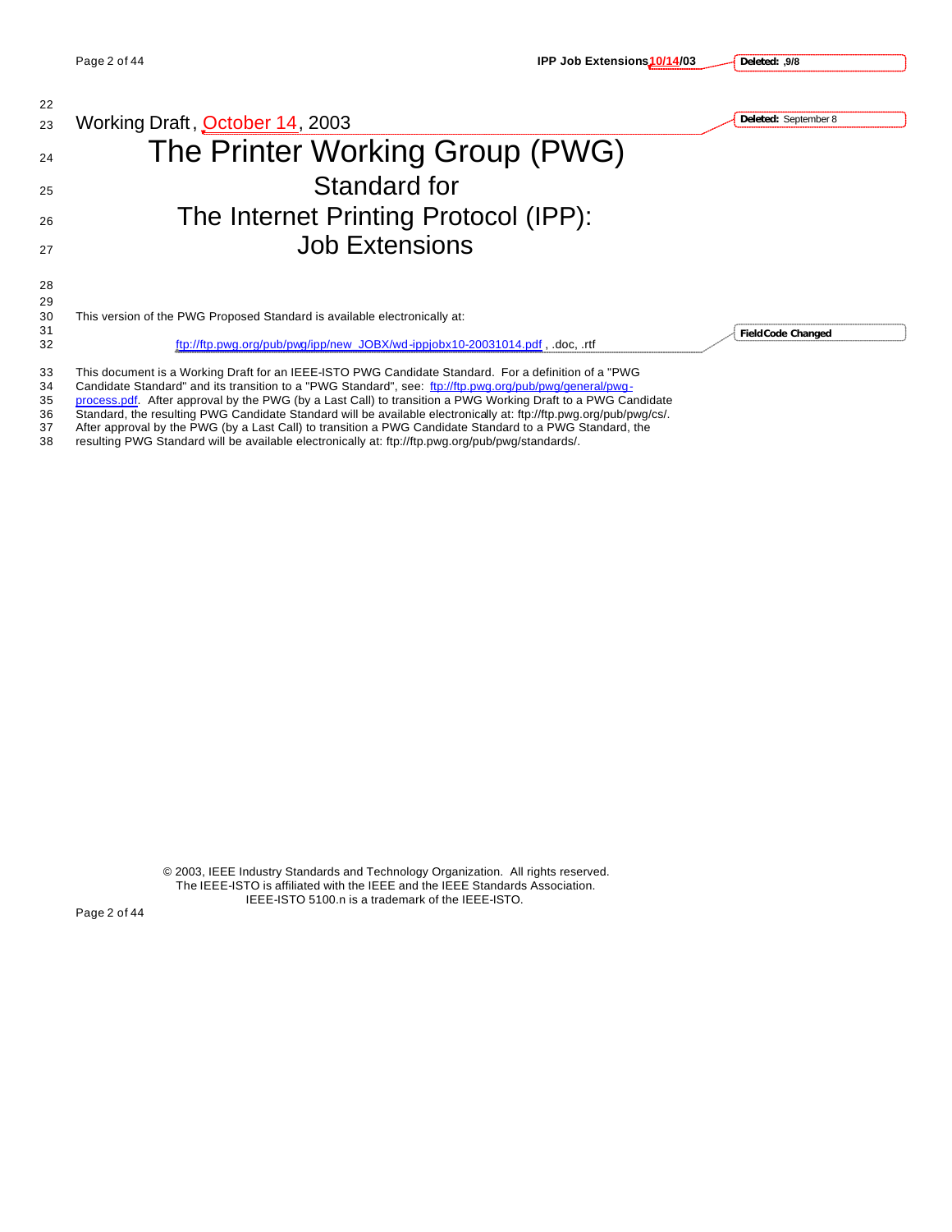Working Draft, October 14, 2003

# The Printer Working Group (PWG)

## Standard for

## The Internet Printing Protocol (IPP): Job Extensions

This version of the PWG Proposed Standard is available electronically at:

ftp://ftp.pwg.org/pub/pwg/ipp/new_JOBX/wd-ippjobx10-20031014.pdf, .doc, .rtf

This document is a Working Draft for an IEEE-ISTO PWG Candidate Standard. For a definition of a "PWG Candidate Standard" and its transition to a "PWG Standard", see: ftp://ftp.pwg.org/pub/pwg/general/pwg-process.pdf. After approval by the PWG (by a Last Call) to transition a PWG Working Draft to a PWG Candidate Standard, the resulting PWG Candidate Standard will be available electronically at: ftp://ftp.pwg.org/pub/pwg/cs/. After approval by the PWG (by a Last Call) to transition a PWG Candidate Standard to a PWG Standard, the resulting PWG Standard will be available electronically at: ftp://ftp.pwg.org/pub/pwg/standards/.

© 2003, IEEE Industry Standards and Technology Organization. All rights reserved.
The IEEE-ISTO is affiliated with the IEEE and the IEEE Standards Association.
IEEE-ISTO 5100.n is a trademark of the IEEE-ISTO.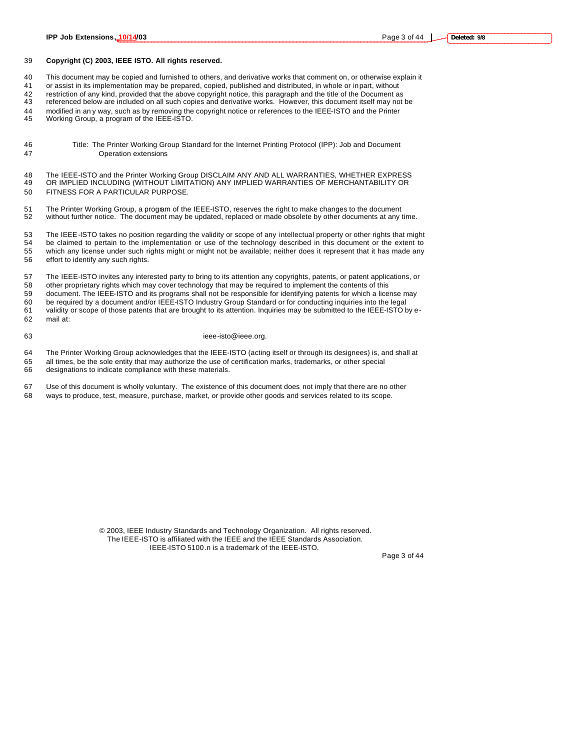**Copyright (C) 2003, IEEE ISTO. All rights reserved.**

This document may be copied and furnished to others, and derivative works that comment on, or otherwise explain it or assist in its implementation may be prepared, copied, published and distributed, in whole or in part, without restriction of any kind, provided that the above copyright notice, this paragraph and the title of the Document as referenced below are included on all such copies and derivative works. However, this document itself may not be modified in any way, such as by removing the copyright notice or references to the IEEE-ISTO and the Printer Working Group, a program of the IEEE-ISTO.

Title: The Printer Working Group Standard for the Internet Printing Protocol (IPP): Job and Document Operation extensions

The IEEE-ISTO and the Printer Working Group DISCLAIM ANY AND ALL WARRANTIES, WHETHER EXPRESS OR IMPLIED INCLUDING (WITHOUT LIMITATION) ANY IMPLIED WARRANTIES OF MERCHANTABILITY OR FITNESS FOR A PARTICULAR PURPOSE.

The Printer Working Group, a program of the IEEE-ISTO, reserves the right to make changes to the document without further notice. The document may be updated, replaced or made obsolete by other documents at any time.

The IEEE-ISTO takes no position regarding the validity or scope of any intellectual property or other rights that might be claimed to pertain to the implementation or use of the technology described in this document or the extent to which any license under such rights might or might not be available; neither does it represent that it has made any effort to identify any such rights.

The IEEE-ISTO invites any interested party to bring to its attention any copyrights, patents, or patent applications, or other proprietary rights which may cover technology that may be required to implement the contents of this document. The IEEE-ISTO and its programs shall not be responsible for identifying patents for which a license may be required by a document and/or IEEE-ISTO Industry Group Standard or for conducting inquiries into the legal validity or scope of those patents that are brought to its attention. Inquiries may be submitted to the IEEE-ISTO by e-mail at:

ieee-isto@ieee.org.

The Printer Working Group acknowledges that the IEEE-ISTO (acting itself or through its designees) is, and shall at all times, be the sole entity that may authorize the use of certification marks, trademarks, or other special designations to indicate compliance with these materials.

Use of this document is wholly voluntary. The existence of this document does not imply that there are no other ways to produce, test, measure, purchase, market, or provide other goods and services related to its scope.

© 2003, IEEE Industry Standards and Technology Organization. All rights reserved.
The IEEE-ISTO is affiliated with the IEEE and the IEEE Standards Association.
IEEE-ISTO 5100.n is a trademark of the IEEE-ISTO.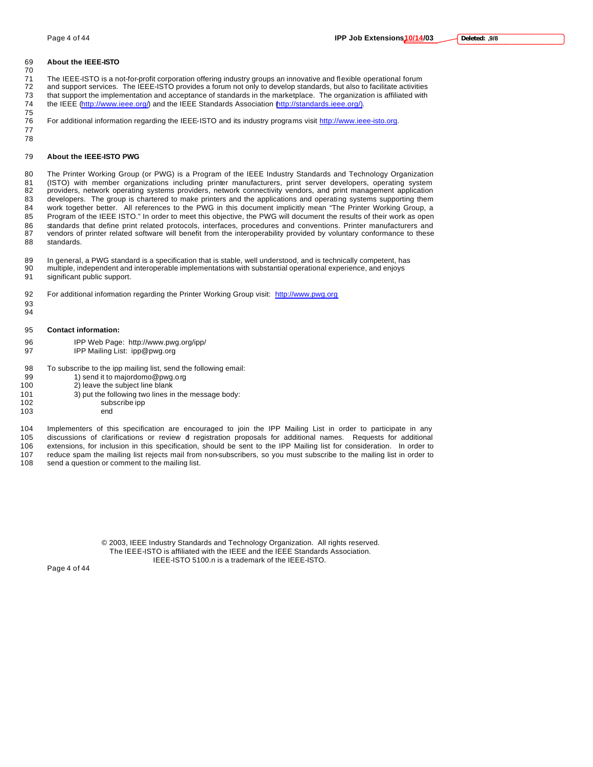**About the IEEE-ISTO**

The IEEE-ISTO is a not-for-profit corporation offering industry groups an innovative and flexible operational forum and support services. The IEEE-ISTO provides a forum not only to develop standards, but also to facilitate activities that support the implementation and acceptance of standards in the marketplace. The organization is affiliated with the IEEE (http://www.ieee.org/) and the IEEE Standards Association (http://standards.ieee.org/).

For additional information regarding the IEEE-ISTO and its industry programs visit http://www.ieee-isto.org.

**About the IEEE-ISTO PWG**

The Printer Working Group (or PWG) is a Program of the IEEE Industry Standards and Technology Organization (ISTO) with member organizations including printer manufacturers, print server developers, operating system providers, network operating systems providers, network connectivity vendors, and print management application developers. The group is chartered to make printers and the applications and operating systems supporting them work together better. All references to the PWG in this document implicitly mean "The Printer Working Group, a Program of the IEEE ISTO." In order to meet this objective, the PWG will document the results of their work as open standards that define print related protocols, interfaces, procedures and conventions. Printer manufacturers and vendors of printer related software will benefit from the interoperability provided by voluntary conformance to these standards.

In general, a PWG standard is a specification that is stable, well understood, and is technically competent, has multiple, independent and interoperable implementations with substantial operational experience, and enjoys significant public support.

For additional information regarding the Printer Working Group visit: http://www.pwg.org

**Contact information:**

IPP Web Page: http://www.pwg.org/ipp/
IPP Mailing List: ipp@pwg.org

To subscribe to the ipp mailing list, send the following email:

1) send it to majordomo@pwg.org
2) leave the subject line blank
3) put the following two lines in the message body:
   subscribe ipp
   end

Implementers of this specification are encouraged to join the IPP Mailing List in order to participate in any discussions of clarifications or review of registration proposals for additional names. Requests for additional extensions, for inclusion in this specification, should be sent to the IPP Mailing list for consideration. In order to reduce spam the mailing list rejects mail from non-subscribers, so you must subscribe to the mailing list in order to send a question or comment to the mailing list.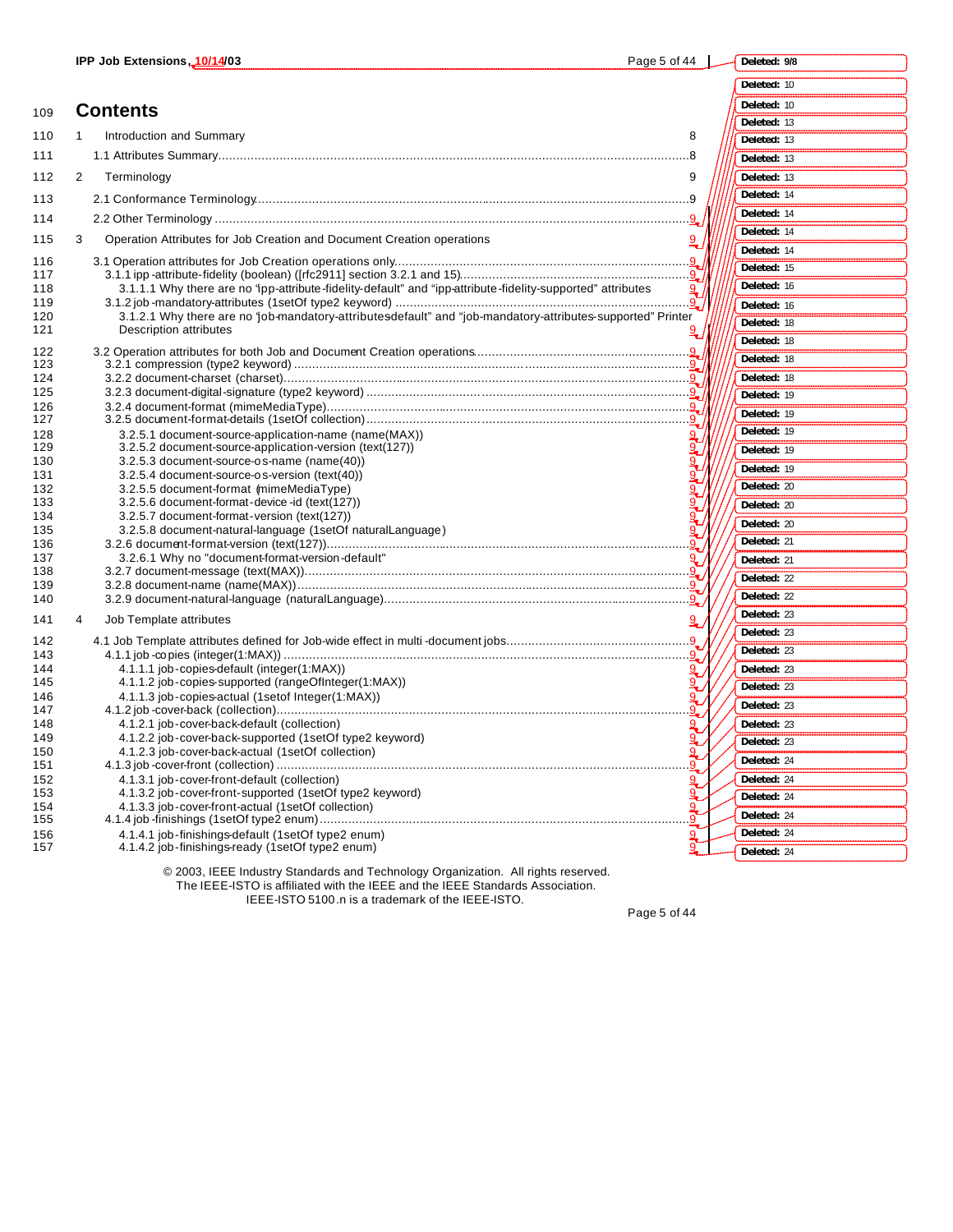# Contents

1 Introduction and Summary 8

1.1 Attributes Summary 8

2 Terminology 9

2.1 Conformance Terminology 9

2.2 Other Terminology 9

3 Operation Attributes for Job Creation and Document Creation operations 9

3.1 Operation attributes for Job Creation operations only 9

3.1.1 ipp-attribute-fidelity (boolean) ([rfc2911] section 3.2.1 and 15) 9

3.1.1.1 Why there are no "ipp-attribute-fidelity-default" and "ipp-attribute-fidelity-supported" attributes 9

3.1.2 job-mandatory-attributes (1setOf type2 keyword) 9

3.1.2.1 Why there are no "job-mandatory-attributes-default" and "job-mandatory-attributes-supported" Printer Description attributes 9

3.2 Operation attributes for both Job and Document Creation operations 9

3.2.1 compression (type2 keyword) 9

3.2.2 document-charset (charset) 9

3.2.3 document-digital-signature (type2 keyword) 9

3.2.4 document-format (mimeMediaType) 9

3.2.5 document-format-details (1setOf collection) 9

3.2.5.1 document-source-application-name (name(MAX)) 9

3.2.5.2 document-source-application-version (text(127)) 9

3.2.5.3 document-source-os-name (name(40)) 9

3.2.5.4 document-source-os-version (text(40)) 9

3.2.5.5 document-format (mimeMediaType) 9

3.2.5.6 document-format-device-id (text(127)) 9

3.2.5.7 document-format-version (text(127)) 9

3.2.5.8 document-natural-language (1setOf naturalLanguage) 9

3.2.6 document-format-version (text(127)) 9

3.2.6.1 Why no "document-format-version-default" 9

3.2.7 document-message (text(MAX)) 9

3.2.8 document-name (name(MAX)) 9

3.2.9 document-natural-language (naturalLanguage) 9

4 Job Template attributes 9

4.1 Job Template attributes defined for Job-wide effect in multi-document jobs 9

4.1.1 job-copies (integer(1:MAX)) 9

4.1.1.1 job-copies-default (integer(1:MAX)) 9

4.1.1.2 job-copies-supported (rangeOfInteger(1:MAX)) 9

4.1.1.3 job-copies-actual (1setof Integer(1:MAX)) 9

4.1.2 job-cover-back (collection) 9

4.1.2.1 job-cover-back-default (collection) 9

4.1.2.2 job-cover-back-supported (1setOf type2 keyword) 9

4.1.2.3 job-cover-back-actual (1setOf collection) 9

4.1.3 job-cover-front (collection) 9

4.1.3.1 job-cover-front-default (collection) 9

4.1.3.2 job-cover-front-supported (1setOf type2 keyword) 9

4.1.3.3 job-cover-front-actual (1setOf collection) 9

4.1.4 job-finishings (1setOf type2 enum) 9

4.1.4.1 job-finishings-default (1setOf type2 enum) 9

4.1.4.2 job-finishings-ready (1setOf type2 enum) 9

© 2003, IEEE Industry Standards and Technology Organization. All rights reserved.
The IEEE-ISTO is affiliated with the IEEE and the IEEE Standards Association.
IEEE-ISTO 5100.n is a trademark of the IEEE-ISTO.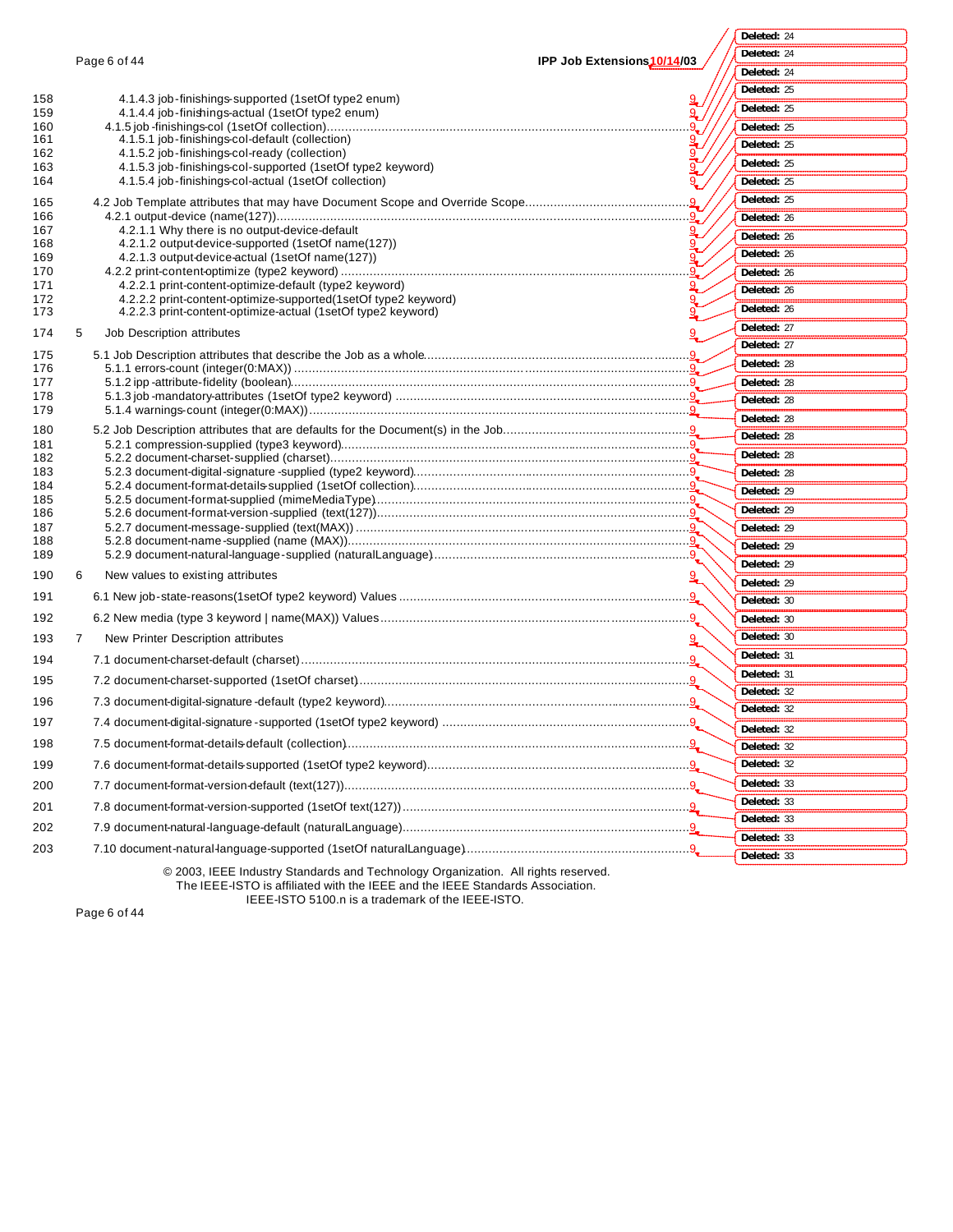158 4.1.4.3 job-finishings-supported (1setOf type2 enum) 9
159 4.1.4.4 job-finishings-actual (1setOf type2 enum) 9
160 4.1.5 job-finishings-col (1setOf collection) 9
161 4.1.5.1 job-finishings-col-default (collection) 9
162 4.1.5.2 job-finishings-col-ready (collection) 9
163 4.1.5.3 job-finishings-col-supported (1setOf type2 keyword) 9
164 4.1.5.4 job-finishings-col-actual (1setOf collection) 9
165 4.2 Job Template attributes that may have Document Scope and Override Scope 9
166 4.2.1 output-device (name(127)) 9
167 4.2.1.1 Why there is no output-device-default 9
168 4.2.1.2 output-device-supported (1setOf name(127)) 9
169 4.2.1.3 output-device-actual (1setOf name(127)) 9
170 4.2.2 print-content-optimize (type2 keyword) 9
171 4.2.2.1 print-content-optimize-default (type2 keyword) 9
172 4.2.2.2 print-content-optimize-supported(1setOf type2 keyword) 9
173 4.2.2.3 print-content-optimize-actual (1setOf type2 keyword) 9
174 5 Job Description attributes 9
175 5.1 Job Description attributes that describe the Job as a whole 9
176 5.1.1 errors-count (integer(0:MAX)) 9
177 5.1.2 ipp-attribute-fidelity (boolean) 9
178 5.1.3 job-mandatory-attributes (1setOf type2 keyword) 9
179 5.1.4 warnings-count (integer(0:MAX)) 9
180 5.2 Job Description attributes that are defaults for the Document(s) in the Job 9
181 5.2.1 compression-supplied (type3 keyword) 9
182 5.2.2 document-charset-supplied (charset) 9
183 5.2.3 document-digital-signature-supplied (type2 keyword) 9
184 5.2.4 document-format-details-supplied (1setOf collection) 9
185 5.2.5 document-format-supplied (mimeMediaType) 9
186 5.2.6 document-format-version-supplied (text(127)) 9
187 5.2.7 document-message-supplied (text(MAX)) 9
188 5.2.8 document-name-supplied (name (MAX)) 9
189 5.2.9 document-natural-language-supplied (naturalLanguage) 9
190 6 New values to existing attributes 9
191 6.1 New job-state-reasons(1setOf type2 keyword) Values 9
192 6.2 New media (type 3 keyword | name(MAX)) Values 9
193 7 New Printer Description attributes 9
194 7.1 document-charset-default (charset) 9
195 7.2 document-charset-supported (1setOf charset) 9
196 7.3 document-digital-signature-default (type2 keyword) 9
197 7.4 document-digital-signature-supported (1setOf type2 keyword) 9
198 7.5 document-format-details-default (collection) 9
199 7.6 document-format-details-supported (1setOf type2 keyword) 9
200 7.7 document-format-version-default (text(127)) 9
201 7.8 document-format-version-supported (1setOf text(127)) 9
202 7.9 document-natural-language-default (naturalLanguage) 9
203 7.10 document-natural-language-supported (1setOf naturalLanguage) 9

Deleted: 24
Deleted: 24
Deleted: 24
Deleted: 25
Deleted: 25
Deleted: 25
Deleted: 25
Deleted: 25
Deleted: 25
Deleted: 25
Deleted: 26
Deleted: 26
Deleted: 26
Deleted: 26
Deleted: 26
Deleted: 26
Deleted: 27
Deleted: 27
Deleted: 28
Deleted: 28
Deleted: 28
Deleted: 28
Deleted: 28
Deleted: 28
Deleted: 28
Deleted: 29
Deleted: 29
Deleted: 29
Deleted: 29
Deleted: 29
Deleted: 29
Deleted: 30
Deleted: 30
Deleted: 30
Deleted: 31
Deleted: 31
Deleted: 32
Deleted: 32
Deleted: 32
Deleted: 32
Deleted: 32
Deleted: 33
Deleted: 33
Deleted: 33
Deleted: 33
Deleted: 33

© 2003, IEEE Industry Standards and Technology Organization. All rights reserved.
The IEEE-ISTO is affiliated with the IEEE and the IEEE Standards Association.
IEEE-ISTO 5100.n is a trademark of the IEEE-ISTO.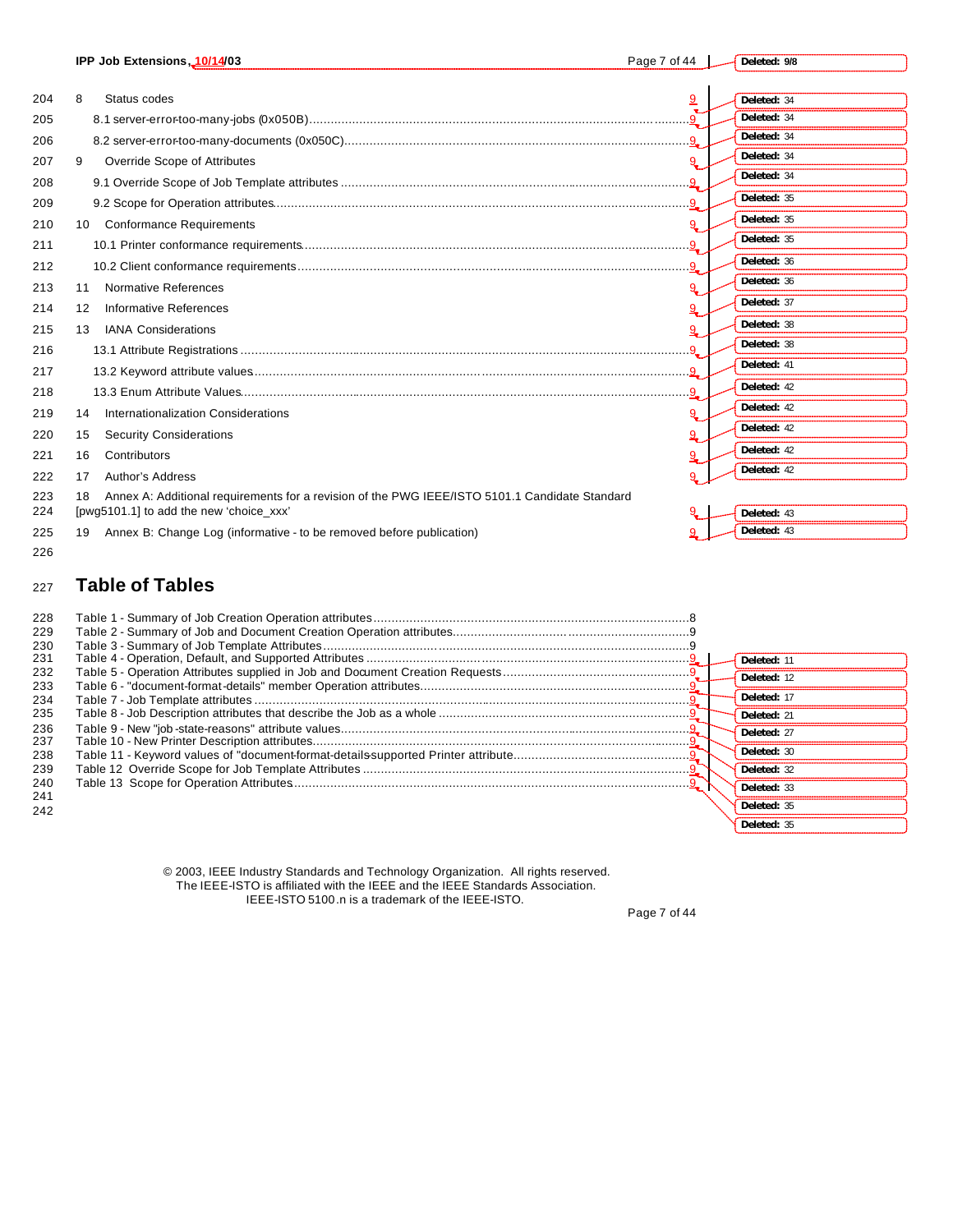8 Status codes 9
8.1 server-error-too-many-jobs (0x050B) 9
8.2 server-error-too-many-documents (0x050C) 9
9 Override Scope of Attributes 9
9.1 Override Scope of Job Template attributes 9
9.2 Scope for Operation attributes 9
10 Conformance Requirements 9
10.1 Printer conformance requirements 9
10.2 Client conformance requirements 9
11 Normative References 9
12 Informative References 9
13 IANA Considerations 9
13.1 Attribute Registrations 9
13.2 Keyword attribute values 9
13.3 Enum Attribute Values 9
14 Internationalization Considerations 9
15 Security Considerations 9
16 Contributors 9
17 Author's Address 9
18 Annex A: Additional requirements for a revision of the PWG IEEE/ISTO 5101.1 Candidate Standard [pwg5101.1] to add the new 'choice_xxx' 9
19 Annex B: Change Log (informative - to be removed before publication) 9

# Table of Tables

Table 1 - Summary of Job Creation Operation attributes 8
Table 2 - Summary of Job and Document Creation Operation attributes 9
Table 3 - Summary of Job Template Attributes 9
Table 4 - Operation, Default, and Supported Attributes 9
Table 5 - Operation Attributes supplied in Job and Document Creation Requests 9
Table 6 - "document-format-details" member Operation attributes 9
Table 7 - Job Template attributes 9
Table 8 - Job Description attributes that describe the Job as a whole 9
Table 9 - New "job-state-reasons" attribute values 9
Table 10 - New Printer Description attributes 9
Table 11 - Keyword values of "document-format-details-supported Printer attribute 9
Table 12 Override Scope for Job Template Attributes 9
Table 13 Scope for Operation Attributes 9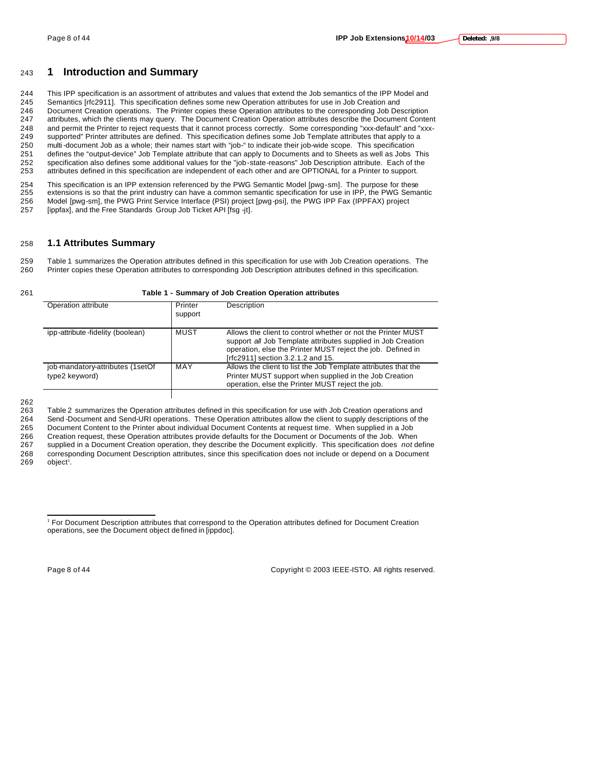# 1 Introduction and Summary

This IPP specification is an assortment of attributes and values that extend the Job semantics of the IPP Model and Semantics [rfc2911]. This specification defines some new Operation attributes for use in Job Creation and Document Creation operations. The Printer copies these Operation attributes to the corresponding Job Description attributes, which the clients may query. The Document Creation Operation attributes describe the Document Content and permit the Printer to reject requests that it cannot process correctly. Some corresponding "xxx-default" and "xxx-supported" Printer attributes are defined. This specification defines some Job Template attributes that apply to a multi-document Job as a whole; their names start with "job-" to indicate their job-wide scope. This specification defines the "output-device" Job Template attribute that can apply to Documents and to Sheets as well as Jobs This specification also defines some additional values for the "job-state-reasons" Job Description attribute. Each of the attributes defined in this specification are independent of each other and are OPTIONAL for a Printer to support.

This specification is an IPP extension referenced by the PWG Semantic Model [pwg-sm]. The purpose for these extensions is so that the print industry can have a common semantic specification for use in IPP, the PWG Semantic Model [pwg-sm], the PWG Print Service Interface (PSI) project [pwg-psi], the PWG IPP Fax (IPPFAX) project [ippfax], and the Free Standards Group Job Ticket API [fsg-jt].

## 1.1 Attributes Summary

Table 1 summarizes the Operation attributes defined in this specification for use with Job Creation operations. The Printer copies these Operation attributes to corresponding Job Description attributes defined in this specification.

**Table 1 - Summary of Job Creation Operation attributes**

| Operation attribute | Printer support | Description |
|---|---|---|
| ipp-attribute-fidelity (boolean) | MUST | Allows the client to control whether or not the Printer MUST support *all* Job Template attributes supplied in Job Creation operation, else the Printer MUST reject the job. Defined in [rfc2911] section 3.2.1.2 and 15. |
| job-mandatory-attributes (1setOf type2 keyword) | MAY | Allows the client to list the Job Template attributes that the Printer MUST support when supplied in the Job Creation operation, else the Printer MUST reject the job. |

Table 2 summarizes the Operation attributes defined in this specification for use with Job Creation operations and Send-Document and Send-URI operations. These Operation attributes allow the client to supply descriptions of the Document Content to the Printer about individual Document Contents at request time. When supplied in a Job Creation request, these Operation attributes provide defaults for the Document or Documents of the Job. When supplied in a Document Creation operation, they describe the Document explicitly. This specification does *not* define corresponding Document Description attributes, since this specification does not include or depend on a Document object[1].

[1] For Document Description attributes that correspond to the Operation attributes defined for Document Creation operations, see the Document object defined in [ippdoc].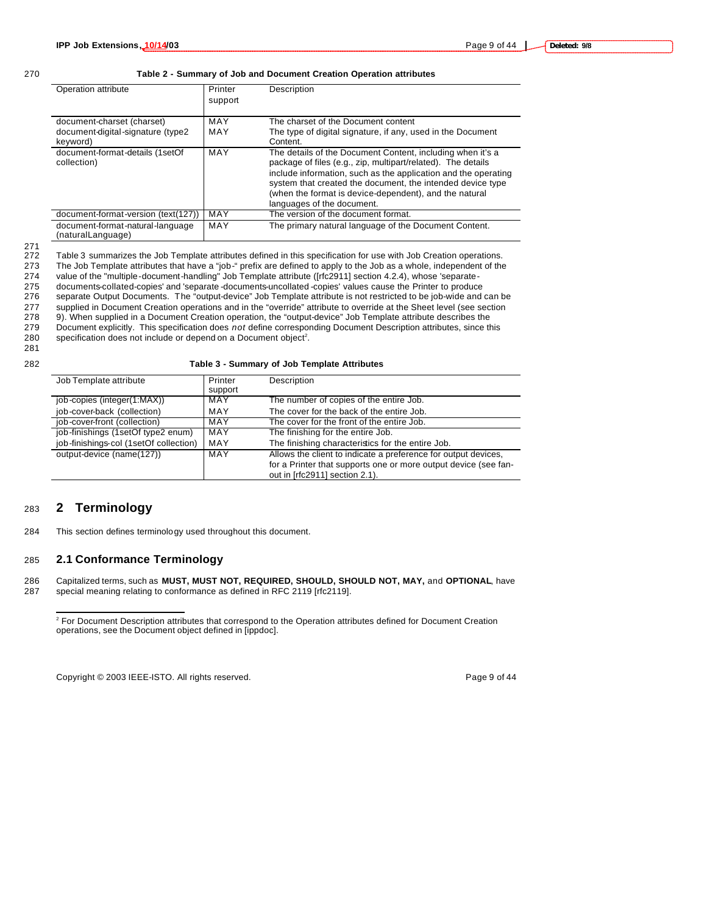**Table 2 - Summary of Job and Document Creation Operation attributes**

| Operation attribute | Printer support | Description |
|---|---|---|
| document-charset (charset) | MAY | The charset of the Document content |
| document-digital-signature (type2 keyword) | MAY | The type of digital signature, if any, used in the Document Content. |
| document-format-details (1setOf collection) | MAY | The details of the Document Content, including when it's a package of files (e.g., zip, multipart/related). The details include information, such as the application and the operating system that created the document, the intended device type (when the format is device-dependent), and the natural languages of the document. |
| document-format-version (text(127)) | MAY | The version of the document format. |
| document-format-natural-language (naturalLanguage) | MAY | The primary natural language of the Document Content. |

Table 3 summarizes the Job Template attributes defined in this specification for use with Job Creation operations. The Job Template attributes that have a "job-" prefix are defined to apply to the Job as a whole, independent of the value of the "multiple-document-handling" Job Template attribute ([rfc2911] section 4.2.4), whose 'separate-documents-collated-copies' and 'separate-documents-uncollated-copies' values cause the Printer to produce separate Output Documents. The "output-device" Job Template attribute is not restricted to be job-wide and can be supplied in Document Creation operations and in the "override" attribute to override at the Sheet level (see section 9). When supplied in a Document Creation operation, the "output-device" Job Template attribute describes the Document explicitly. This specification does *not* define corresponding Document Description attributes, since this specification does not include or depend on a Document object[2].

**Table 3 - Summary of Job Template Attributes**

| Job Template attribute | Printer support | Description |
|---|---|---|
| job-copies (integer(1:MAX)) | MAY | The number of copies of the entire Job. |
| job-cover-back (collection) | MAY | The cover for the back of the entire Job. |
| job-cover-front (collection) | MAY | The cover for the front of the entire Job. |
| job-finishings (1setOf type2 enum) | MAY | The finishing for the entire Job. |
| job-finishings-col (1setOf collection) | MAY | The finishing characteristics for the entire Job. |
| output-device (name(127)) | MAY | Allows the client to indicate a preference for output devices, for a Printer that supports one or more output device (see fan-out in [rfc2911] section 2.1). |

# 2 Terminology

This section defines terminology used throughout this document.

## 2.1 Conformance Terminology

Capitalized terms, such as **MUST, MUST NOT, REQUIRED, SHOULD, SHOULD NOT, MAY,** and **OPTIONAL**, have special meaning relating to conformance as defined in RFC 2119 [rfc2119].

[2] For Document Description attributes that correspond to the Operation attributes defined for Document Creation operations, see the Document object defined in [ippdoc].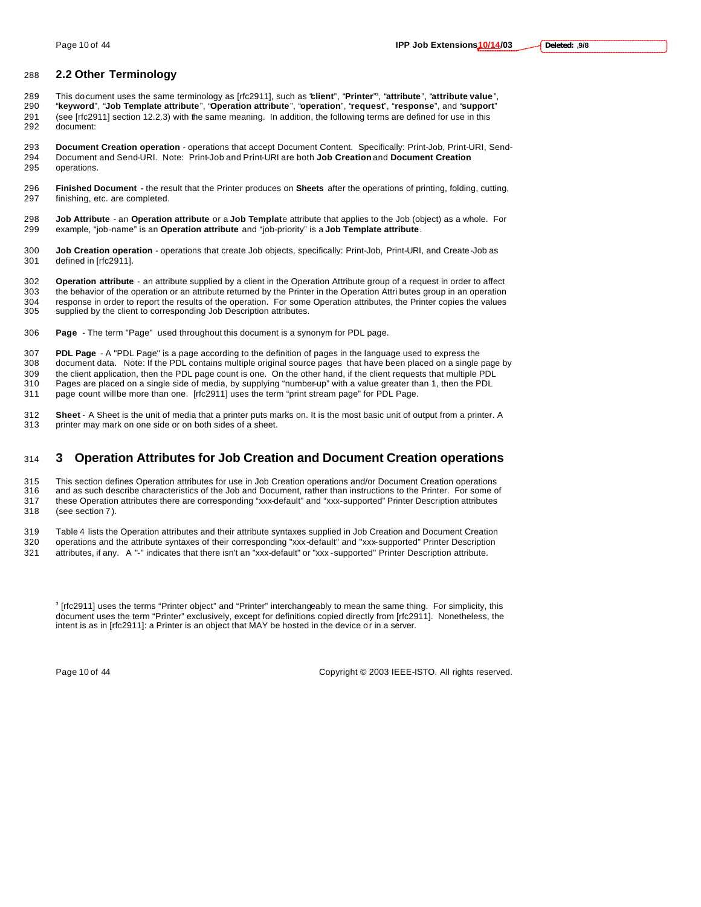## 2.2 Other Terminology

This document uses the same terminology as [rfc2911], such as "**client**", "**Printer**"[3], "**attribute**", "**attribute value**", "**keyword**", "**Job Template attribute**", "**Operation attribute**", "**operation**", "**request**", "**response**", and "**support**" (see [rfc2911] section 12.2.3) with the same meaning. In addition, the following terms are defined for use in this document:

**Document Creation operation** - operations that accept Document Content. Specifically: Print-Job, Print-URI, Send-Document and Send-URI. Note: Print-Job and Print-URI are both **Job Creation** and **Document Creation** operations.

**Finished Document -** the result that the Printer produces on **Sheets** after the operations of printing, folding, cutting, finishing, etc. are completed.

**Job Attribute** - an **Operation attribute** or a **Job Templat**e attribute that applies to the Job (object) as a whole. For example, "job-name" is an **Operation attribute** and "job-priority" is a **Job Template attribute**.

**Job Creation operation** - operations that create Job objects, specifically: Print-Job, Print-URI, and Create-Job as defined in [rfc2911].

**Operation attribute** - an attribute supplied by a client in the Operation Attribute group of a request in order to affect the behavior of the operation or an attribute returned by the Printer in the Operation Attributes group in an operation response in order to report the results of the operation. For some Operation attributes, the Printer copies the values supplied by the client to corresponding Job Description attributes.

**Page** - The term "Page" used throughout this document is a synonym for PDL page.

**PDL Page** - A "PDL Page" is a page according to the definition of pages in the language used to express the document data. Note: If the PDL contains multiple original source pages that have been placed on a single page by the client application, then the PDL page count is one. On the other hand, if the client requests that multiple PDL Pages are placed on a single side of media, by supplying "number-up" with a value greater than 1, then the PDL page count will be more than one. [rfc2911] uses the term "print stream page" for PDL Page.

**Sheet** - A Sheet is the unit of media that a printer puts marks on. It is the most basic unit of output from a printer. A printer may mark on one side or on both sides of a sheet.

# 3 Operation Attributes for Job Creation and Document Creation operations

This section defines Operation attributes for use in Job Creation operations and/or Document Creation operations and as such describe characteristics of the Job and Document, rather than instructions to the Printer. For some of these Operation attributes there are corresponding "xxx-default" and "xxx-supported" Printer Description attributes (see section 7).

Table 4 lists the Operation attributes and their attribute syntaxes supplied in Job Creation and Document Creation operations and the attribute syntaxes of their corresponding "xxx-default" and "xxx-supported" Printer Description attributes, if any. A "-" indicates that there isn't an "xxx-default" or "xxx-supported" Printer Description attribute.

[3] [rfc2911] uses the terms "Printer object" and "Printer" interchangeably to mean the same thing. For simplicity, this document uses the term "Printer" exclusively, except for definitions copied directly from [rfc2911]. Nonetheless, the intent is as in [rfc2911]: a Printer is an object that MAY be hosted in the device or in a server.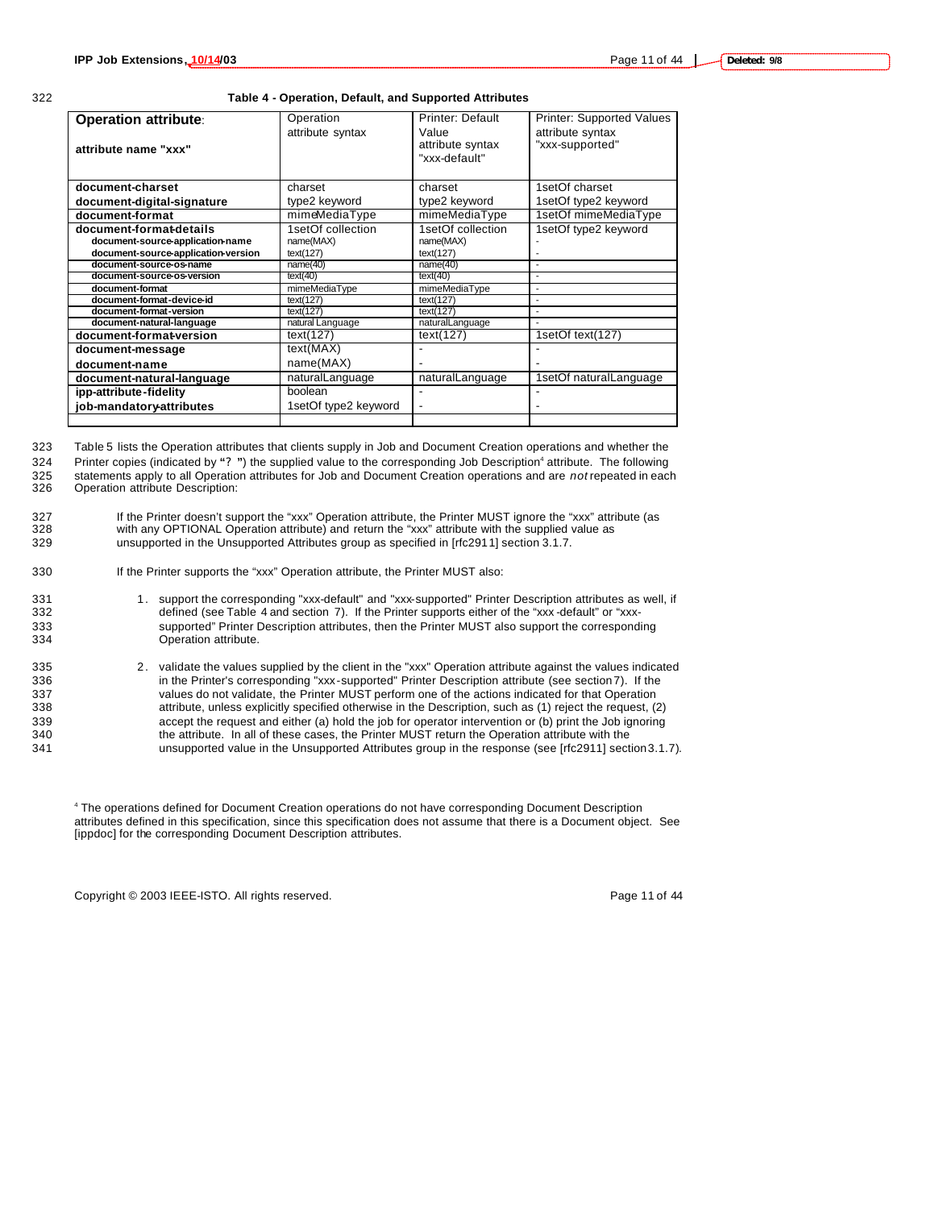**Table 4 - Operation, Default, and Supported Attributes**

| **Operation attribute**: attribute name "xxx" | Operation attribute syntax | Printer: Default Value attribute syntax "xxx-default" | Printer: Supported Values attribute syntax "xxx-supported" |
|---|---|---|---|
| **document-charset** | charset | charset | 1setOf charset |
| **document-digital-signature** | type2 keyword | type2 keyword | 1setOf type2 keyword |
| **document-format** | mimeMediaType | mimeMediaType | 1setOf mimeMediaType |
| **document-format-details** | 1setOf collection | 1setOf collection | 1setOf type2 keyword |
| **document-source-application-name** | name(MAX) | name(MAX) | - |
| **document-source-application-version** | text(127) | text(127) | - |
| **document-source-os-name** | name(40) | name(40) | - |
| **document-source-os-version** | text(40) | text(40) | - |
| **document-format** | mimeMediaType | mimeMediaType | - |
| **document-format-device-id** | text(127) | text(127) | - |
| **document-format-version** | text(127) | text(127) | - |
| **document-natural-language** | natural Language | naturalLanguage | - |
| **document-format-version** | text(127) | text(127) | 1setOf text(127) |
| **document-message** | text(MAX) | - | - |
| **document-name** | name(MAX) | - | - |
| **document-natural-language** | naturalLanguage | naturalLanguage | 1setOf naturalLanguage |
| **ipp-attribute-fidelity** | boolean | - | - |
| **job-mandatory-attributes** | 1setOf type2 keyword | - | - |

Table 5 lists the Operation attributes that clients supply in Job and Document Creation operations and whether the Printer copies (indicated by "? ") the supplied value to the corresponding Job Description[4] attribute. The following statements apply to all Operation attributes for Job and Document Creation operations and are *not* repeated in each Operation attribute Description:

If the Printer doesn't support the "xxx" Operation attribute, the Printer MUST ignore the "xxx" attribute (as with any OPTIONAL Operation attribute) and return the "xxx" attribute with the supplied value as unsupported in the Unsupported Attributes group as specified in [rfc2911] section 3.1.7.

If the Printer supports the "xxx" Operation attribute, the Printer MUST also:

1. support the corresponding "xxx-default" and "xxx-supported" Printer Description attributes as well, if defined (see Table 4 and section 7). If the Printer supports either of the "xxx-default" or "xxx-supported" Printer Description attributes, then the Printer MUST also support the corresponding Operation attribute.

2. validate the values supplied by the client in the "xxx" Operation attribute against the values indicated in the Printer's corresponding "xxx-supported" Printer Description attribute (see section 7). If the values do not validate, the Printer MUST perform one of the actions indicated for that Operation attribute, unless explicitly specified otherwise in the Description, such as (1) reject the request, (2) accept the request and either (a) hold the job for operator intervention or (b) print the Job ignoring the attribute. In all of these cases, the Printer MUST return the Operation attribute with the unsupported value in the Unsupported Attributes group in the response (see [rfc2911] section 3.1.7).

[4] The operations defined for Document Creation operations do not have corresponding Document Description attributes defined in this specification, since this specification does not assume that there is a Document object. See [ippdoc] for the corresponding Document Description attributes.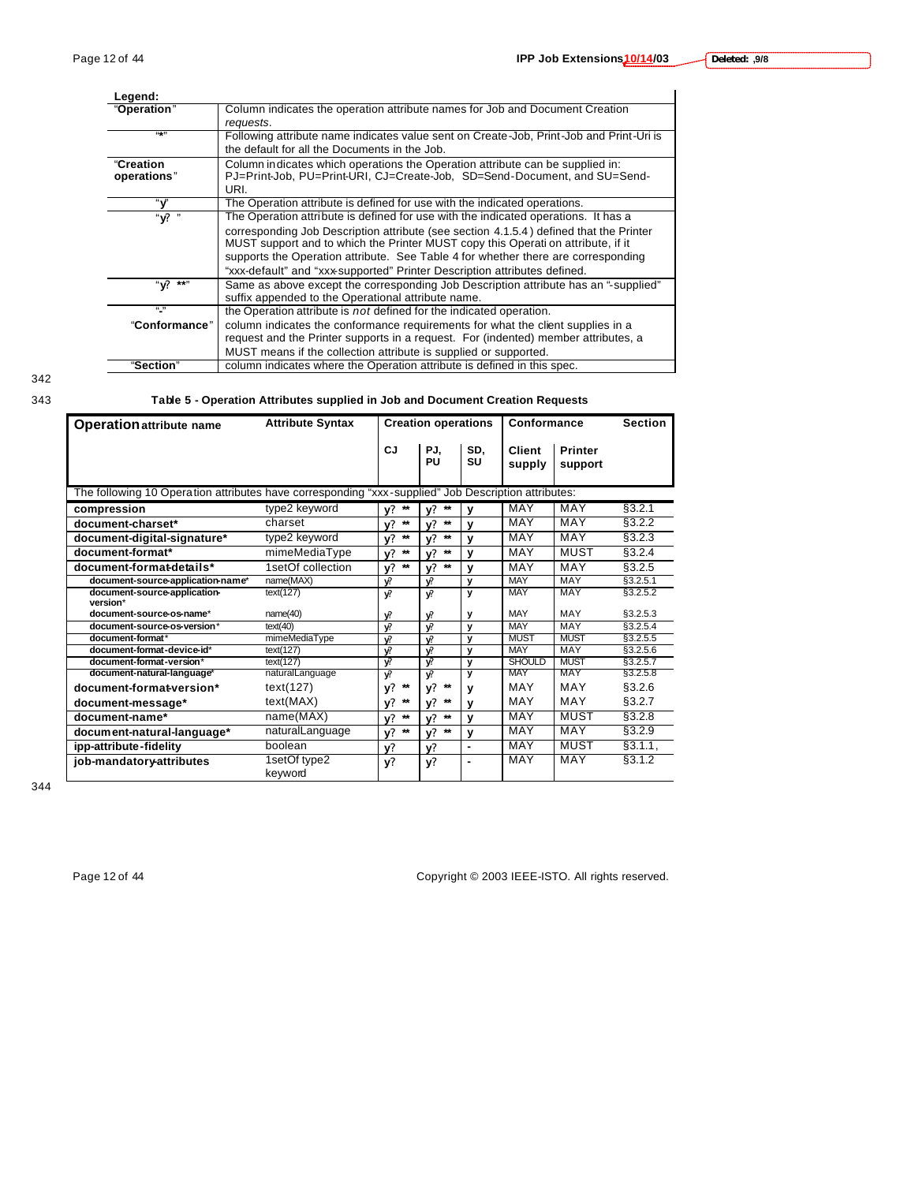| Legend: | |
|---|---|
| "Operation" | Column indicates the operation attribute names for Job and Document Creation *requests*. |
| "*" | Following attribute name indicates value sent on Create-Job, Print-Job and Print-Uri is the default for all the Documents in the Job. |
| "Creation operations" | Column indicates which operations the Operation attribute can be supplied in: PJ=Print-Job, PU=Print-URI, CJ=Create-Job, SD=Send-Document, and SU=Send-URI. |
| "y" | The Operation attribute is defined for use with the indicated operations. |
| "y? " | The Operation attribute is defined for use with the indicated operations. It has a corresponding Job Description attribute (see section 4.1.5.4) defined that the Printer MUST support and to which the Printer MUST copy this Operation attribute, if it supports the Operation attribute. See Table 4 for whether there are corresponding "xxx-default" and "xxx-supported" Printer Description attributes defined. |
| "y? **" | Same as above except the corresponding Job Description attribute has an "-supplied" suffix appended to the Operational attribute name. |
| "-" | the Operation attribute is *not* defined for the indicated operation. |
| "Conformance" | column indicates the conformance requirements for what the client supplies in a request and the Printer supports in a request. For (indented) member attributes, a MUST means if the collection attribute is supplied or supported. |
| "Section" | column indicates where the Operation attribute is defined in this spec. |

**Table 5 - Operation Attributes supplied in Job and Document Creation Requests**

| Operation attribute name | Attribute Syntax | Creation operations | | | Conformance | | Section |
|---|---|---|---|---|---|---|---|
| | | CJ | PJ, PU | SD, SU | Client supply | Printer support | |
| The following 10 Operation attributes have corresponding "xxx-supplied" Job Description attributes: | | | | | | | |
| **compression** | type2 keyword | y? ** | y? ** | y | MAY | MAY | §3.2.1 |
| **document-charset*** | charset | y? ** | y? ** | y | MAY | MAY | §3.2.2 |
| **document-digital-signature*** | type2 keyword | y? ** | y? ** | y | MAY | MAY | §3.2.3 |
| **document-format*** | mimeMediaType | y? ** | y? ** | y | MAY | MUST | §3.2.4 |
| **document-format-details*** | 1setOf collection | y? ** | y? ** | y | MAY | MAY | §3.2.5 |
| document-source-application-name* | name(MAX) | y? | y? | y | MAY | MAY | §3.2.5.1 |
| document-source-application-version* | text(127) | y? | y? | y | MAY | MAY | §3.2.5.2 |
| document-source-os-name* | name(40) | y? | y? | y | MAY | MAY | §3.2.5.3 |
| document-source-os-version* | text(40) | y? | y? | y | MAY | MAY | §3.2.5.4 |
| document-format* | mimeMediaType | y? | y? | y | MUST | MUST | §3.2.5.5 |
| document-format-device-id* | text(127) | y? | y? | y | MAY | MAY | §3.2.5.6 |
| document-format-version* | text(127) | y? | y? | y | SHOULD | MUST | §3.2.5.7 |
| document-natural-language* | naturalLanguage | y? | y? | y | MAY | MAY | §3.2.5.8 |
| **document-format-version*** | text(127) | y? ** | y? ** | y | MAY | MAY | §3.2.6 |
| **document-message*** | text(MAX) | y? ** | y? ** | y | MAY | MAY | §3.2.7 |
| **document-name*** | name(MAX) | y? ** | y? ** | y | MAY | MUST | §3.2.8 |
| **document-natural-language*** | naturalLanguage | y? ** | y? ** | y | MAY | MAY | §3.2.9 |
| **ipp-attribute-fidelity** | boolean | y? | y? | - | MAY | MUST | §3.1.1, |
| **job-mandatory-attributes** | 1setOf type2 keyword | y? | y? | - | MAY | MAY | §3.1.2 |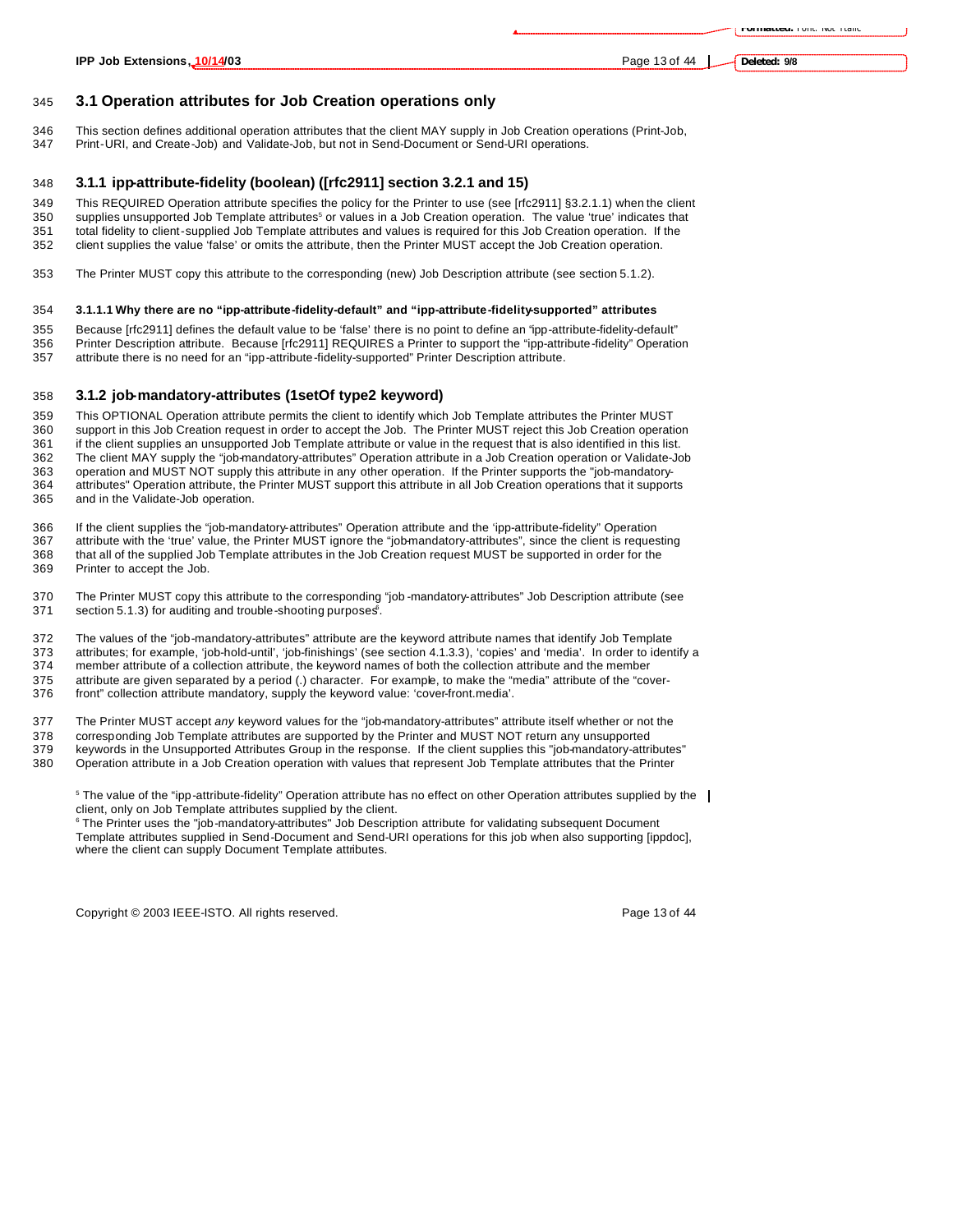## 3.1 Operation attributes for Job Creation operations only

This section defines additional operation attributes that the client MAY supply in Job Creation operations (Print-Job, Print-URI, and Create-Job) and Validate-Job, but not in Send-Document or Send-URI operations.

### 3.1.1 ipp-attribute-fidelity (boolean) ([rfc2911] section 3.2.1 and 15)

This REQUIRED Operation attribute specifies the policy for the Printer to use (see [rfc2911] §3.2.1.1) when the client supplies unsupported Job Template attributes[5] or values in a Job Creation operation. The value 'true' indicates that total fidelity to client-supplied Job Template attributes and values is required for this Job Creation operation. If the client supplies the value 'false' or omits the attribute, then the Printer MUST accept the Job Creation operation.

The Printer MUST copy this attribute to the corresponding (new) Job Description attribute (see section 5.1.2).

#### 3.1.1.1 Why there are no "ipp-attribute-fidelity-default" and "ipp-attribute-fidelity-supported" attributes

Because [rfc2911] defines the default value to be 'false' there is no point to define an "ipp-attribute-fidelity-default" Printer Description attribute. Because [rfc2911] REQUIRES a Printer to support the "ipp-attribute-fidelity" Operation attribute there is no need for an "ipp-attribute-fidelity-supported" Printer Description attribute.

### 3.1.2 job-mandatory-attributes (1setOf type2 keyword)

This OPTIONAL Operation attribute permits the client to identify which Job Template attributes the Printer MUST support in this Job Creation request in order to accept the Job. The Printer MUST reject this Job Creation operation if the client supplies an unsupported Job Template attribute or value in the request that is also identified in this list. The client MAY supply the "job-mandatory-attributes" Operation attribute in a Job Creation operation or Validate-Job operation and MUST NOT supply this attribute in any other operation. If the Printer supports the "job-mandatory-attributes" Operation attribute, the Printer MUST support this attribute in all Job Creation operations that it supports and in the Validate-Job operation.

If the client supplies the "job-mandatory-attributes" Operation attribute and the 'ipp-attribute-fidelity" Operation attribute with the 'true' value, the Printer MUST ignore the "job-mandatory-attributes", since the client is requesting that all of the supplied Job Template attributes in the Job Creation request MUST be supported in order for the Printer to accept the Job.

The Printer MUST copy this attribute to the corresponding "job-mandatory-attributes" Job Description attribute (see section 5.1.3) for auditing and trouble-shooting purposes[6].

The values of the "job-mandatory-attributes" attribute are the keyword attribute names that identify Job Template attributes; for example, 'job-hold-until', 'job-finishings' (see section 4.1.3.3), 'copies' and 'media'. In order to identify a member attribute of a collection attribute, the keyword names of both the collection attribute and the member attribute are given separated by a period (.) character. For example, to make the "media" attribute of the "cover-front" collection attribute mandatory, supply the keyword value: 'cover-front.media'.

The Printer MUST accept *any* keyword values for the "job-mandatory-attributes" attribute itself whether or not the corresponding Job Template attributes are supported by the Printer and MUST NOT return any unsupported keywords in the Unsupported Attributes Group in the response. If the client supplies this "job-mandatory-attributes" Operation attribute in a Job Creation operation with values that represent Job Template attributes that the Printer

---

[5] The value of the "ipp-attribute-fidelity" Operation attribute has no effect on other Operation attributes supplied by the client, only on Job Template attributes supplied by the client.

[6] The Printer uses the "job-mandatory-attributes" Job Description attribute for validating subsequent Document Template attributes supplied in Send-Document and Send-URI operations for this job when also supporting [ippdoc], where the client can supply Document Template attributes.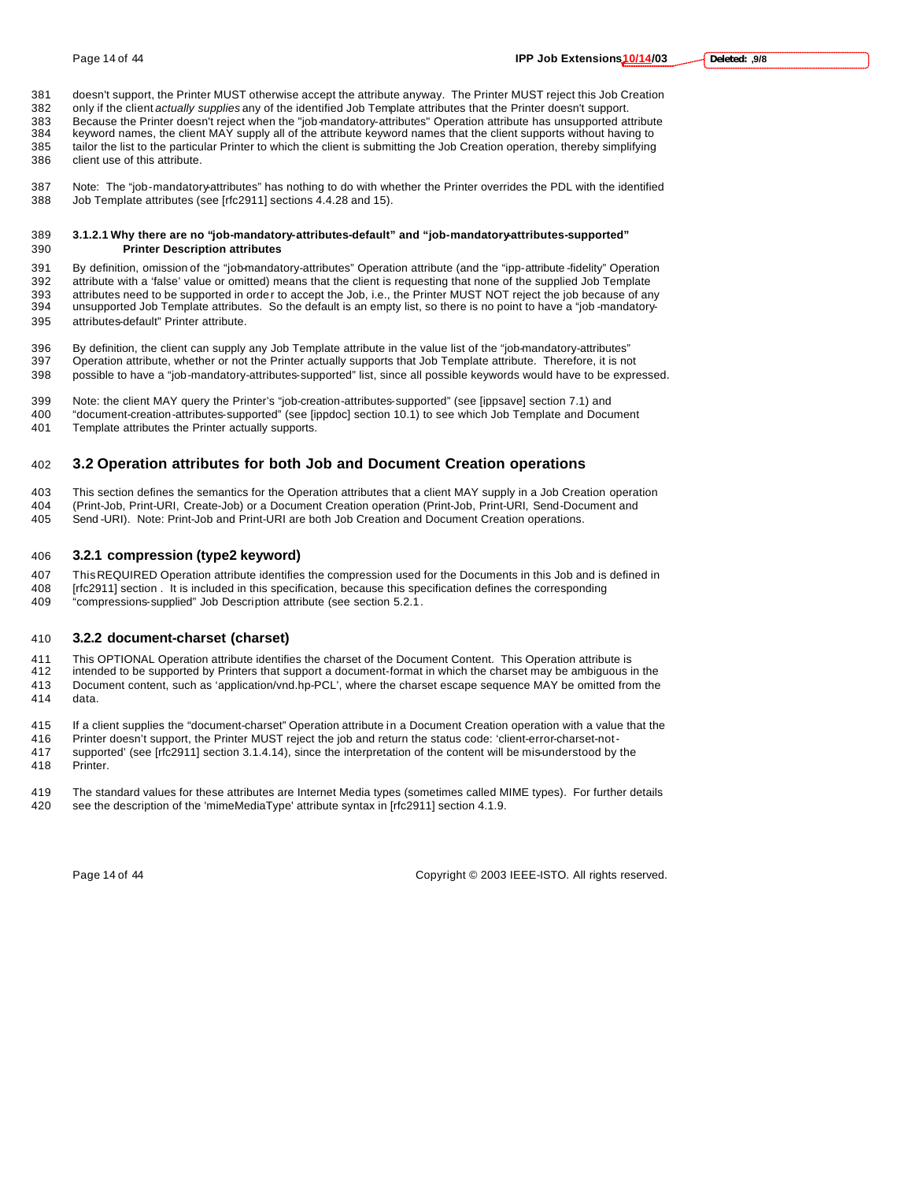doesn't support, the Printer MUST otherwise accept the attribute anyway. The Printer MUST reject this Job Creation only if the client *actually supplies* any of the identified Job Template attributes that the Printer doesn't support. Because the Printer doesn't reject when the "job-mandatory-attributes" Operation attribute has unsupported attribute keyword names, the client MAY supply all of the attribute keyword names that the client supports without having to tailor the list to the particular Printer to which the client is submitting the Job Creation operation, thereby simplifying client use of this attribute.

Note: The "job-mandatory-attributes" has nothing to do with whether the Printer overrides the PDL with the identified Job Template attributes (see [rfc2911] sections 4.4.28 and 15).

#### 3.1.2.1 Why there are no "job-mandatory-attributes-default" and "job-mandatory-attributes-supported" Printer Description attributes

By definition, omission of the "job-mandatory-attributes" Operation attribute (and the "ipp-attribute-fidelity" Operation attribute with a 'false' value or omitted) means that the client is requesting that none of the supplied Job Template attributes need to be supported in order to accept the Job, i.e., the Printer MUST NOT reject the job because of any unsupported Job Template attributes. So the default is an empty list, so there is no point to have a "job-mandatory-attributes-default" Printer attribute.

By definition, the client can supply any Job Template attribute in the value list of the "job-mandatory-attributes" Operation attribute, whether or not the Printer actually supports that Job Template attribute. Therefore, it is not possible to have a "job-mandatory-attributes-supported" list, since all possible keywords would have to be expressed.

Note: the client MAY query the Printer's "job-creation-attributes-supported" (see [ippsave] section 7.1) and "document-creation-attributes-supported" (see [ippdoc] section 10.1) to see which Job Template and Document Template attributes the Printer actually supports.

## 3.2 Operation attributes for both Job and Document Creation operations

This section defines the semantics for the Operation attributes that a client MAY supply in a Job Creation operation (Print-Job, Print-URI, Create-Job) or a Document Creation operation (Print-Job, Print-URI, Send-Document and Send-URI). Note: Print-Job and Print-URI are both Job Creation and Document Creation operations.

### 3.2.1 compression (type2 keyword)

This REQUIRED Operation attribute identifies the compression used for the Documents in this Job and is defined in [rfc2911] section . It is included in this specification, because this specification defines the corresponding "compressions-supplied" Job Description attribute (see section 5.2.1.

### 3.2.2 document-charset (charset)

This OPTIONAL Operation attribute identifies the charset of the Document Content. This Operation attribute is intended to be supported by Printers that support a document-format in which the charset may be ambiguous in the Document content, such as 'application/vnd.hp-PCL', where the charset escape sequence MAY be omitted from the data.

If a client supplies the "document-charset" Operation attribute in a Document Creation operation with a value that the Printer doesn't support, the Printer MUST reject the job and return the status code: 'client-error-charset-not-supported' (see [rfc2911] section 3.1.4.14), since the interpretation of the content will be mis-understood by the Printer.

The standard values for these attributes are Internet Media types (sometimes called MIME types). For further details see the description of the 'mimeMediaType' attribute syntax in [rfc2911] section 4.1.9.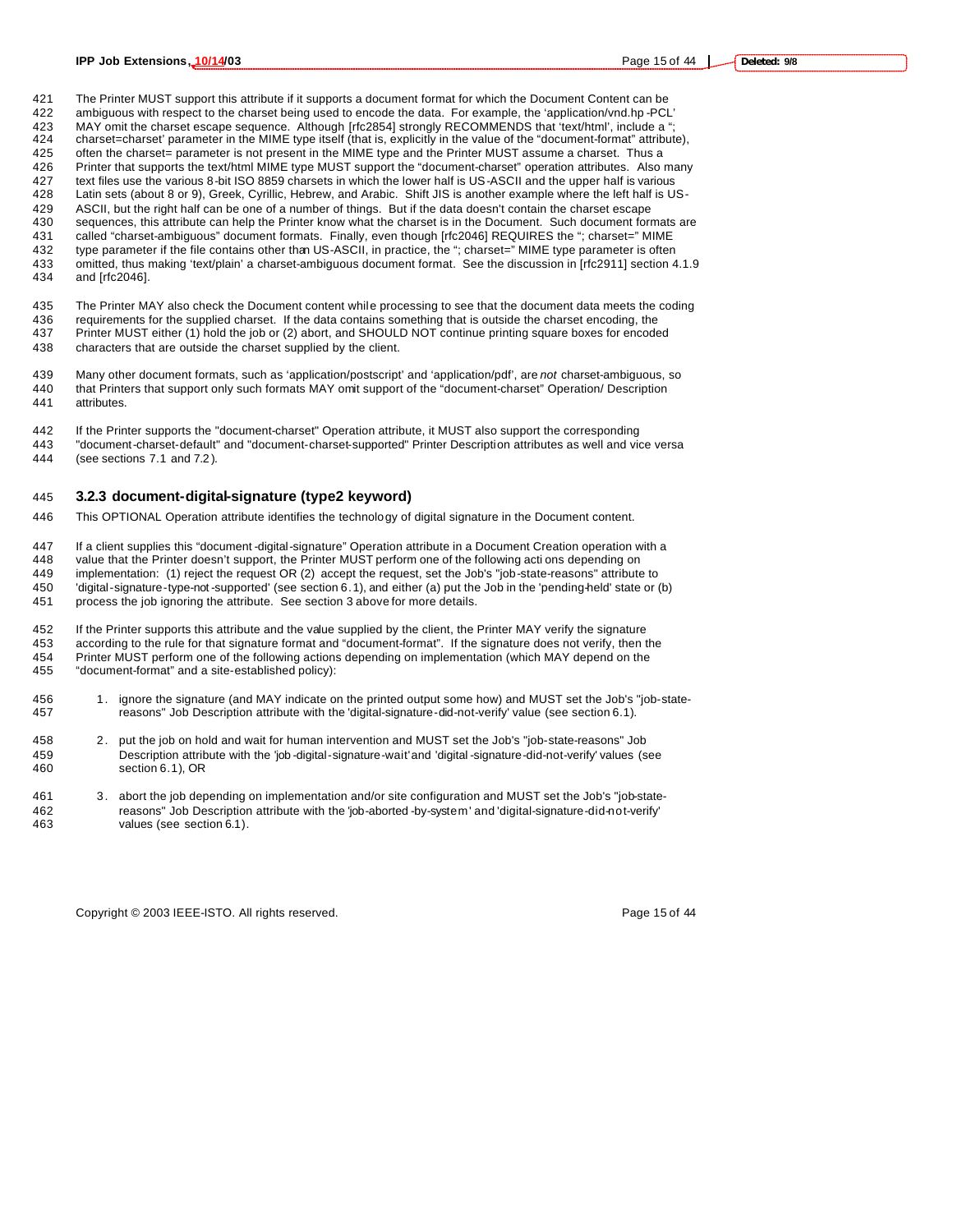The Printer MUST support this attribute if it supports a document format for which the Document Content can be ambiguous with respect to the charset being used to encode the data. For example, the 'application/vnd.hp-PCL' MAY omit the charset escape sequence. Although [rfc2854] strongly RECOMMENDS that 'text/html', include a "; charset=charset' parameter in the MIME type itself (that is, explicitly in the value of the "document-format" attribute), often the charset= parameter is not present in the MIME type and the Printer MUST assume a charset. Thus a Printer that supports the text/html MIME type MUST support the "document-charset" operation attributes. Also many text files use the various 8-bit ISO 8859 charsets in which the lower half is US-ASCII and the upper half is various Latin sets (about 8 or 9), Greek, Cyrillic, Hebrew, and Arabic. Shift JIS is another example where the left half is US-ASCII, but the right half can be one of a number of things. But if the data doesn't contain the charset escape sequences, this attribute can help the Printer know what the charset is in the Document. Such document formats are called "charset-ambiguous" document formats. Finally, even though [rfc2046] REQUIRES the "; charset=" MIME type parameter if the file contains other than US-ASCII, in practice, the "; charset=" MIME type parameter is often omitted, thus making 'text/plain' a charset-ambiguous document format. See the discussion in [rfc2911] section 4.1.9 and [rfc2046].

The Printer MAY also check the Document content while processing to see that the document data meets the coding requirements for the supplied charset. If the data contains something that is outside the charset encoding, the Printer MUST either (1) hold the job or (2) abort, and SHOULD NOT continue printing square boxes for encoded characters that are outside the charset supplied by the client.

Many other document formats, such as 'application/postscript' and 'application/pdf', are *not* charset-ambiguous, so that Printers that support only such formats MAY omit support of the "document-charset" Operation/ Description attributes.

If the Printer supports the "document-charset" Operation attribute, it MUST also support the corresponding "document-charset-default" and "document-charset-supported" Printer Description attributes as well and vice versa (see sections 7.1 and 7.2).

### 3.2.3 document-digital-signature (type2 keyword)

This OPTIONAL Operation attribute identifies the technology of digital signature in the Document content.

If a client supplies this "document-digital-signature" Operation attribute in a Document Creation operation with a value that the Printer doesn't support, the Printer MUST perform one of the following actions depending on implementation: (1) reject the request OR (2) accept the request, set the Job's "job-state-reasons" attribute to 'digital-signature-type-not-supported' (see section 6.1), and either (a) put the Job in the 'pending-held' state or (b) process the job ignoring the attribute. See section 3 above for more details.

If the Printer supports this attribute and the value supplied by the client, the Printer MAY verify the signature according to the rule for that signature format and "document-format". If the signature does not verify, then the Printer MUST perform one of the following actions depending on implementation (which MAY depend on the "document-format" and a site-established policy):

1. ignore the signature (and MAY indicate on the printed output some how) and MUST set the Job's "job-state-reasons" Job Description attribute with the 'digital-signature-did-not-verify' value (see section 6.1).

2. put the job on hold and wait for human intervention and MUST set the Job's "job-state-reasons" Job Description attribute with the 'job-digital-signature-wait' and 'digital-signature-did-not-verify' values (see section 6.1), OR

3. abort the job depending on implementation and/or site configuration and MUST set the Job's "job-state-reasons" Job Description attribute with the 'job-aborted-by-system' and 'digital-signature-did-not-verify' values (see section 6.1).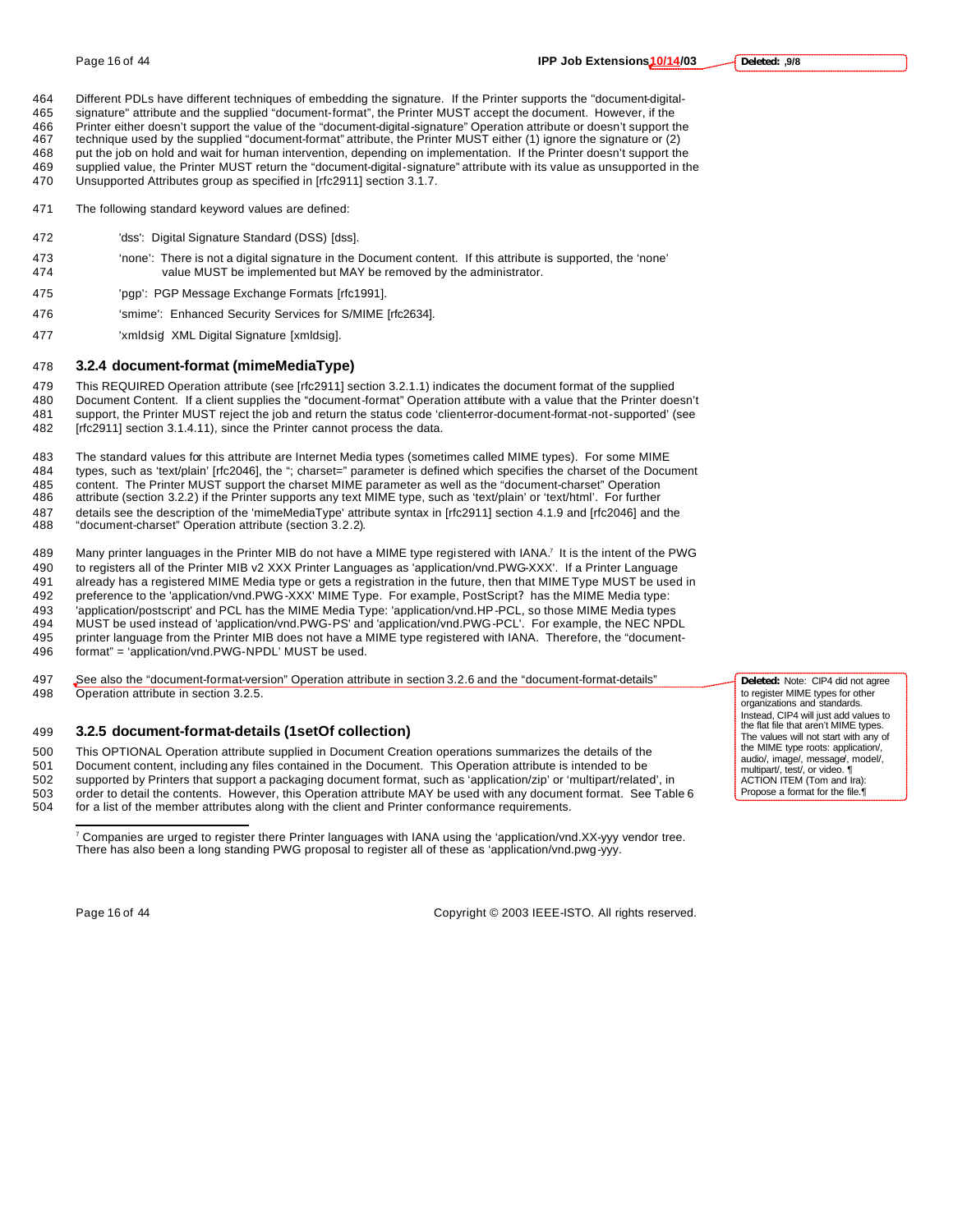Different PDLs have different techniques of embedding the signature. If the Printer supports the "document-digital-signature" attribute and the supplied "document-format", the Printer MUST accept the document. However, if the Printer either doesn't support the value of the "document-digital-signature" Operation attribute or doesn't support the technique used by the supplied "document-format" attribute, the Printer MUST either (1) ignore the signature or (2) put the job on hold and wait for human intervention, depending on implementation. If the Printer doesn't support the supplied value, the Printer MUST return the "document-digital-signature" attribute with its value as unsupported in the Unsupported Attributes group as specified in [rfc2911] section 3.1.7.

The following standard keyword values are defined:

'dss': Digital Signature Standard (DSS) [dss].

'none': There is not a digital signature in the Document content. If this attribute is supported, the 'none' value MUST be implemented but MAY be removed by the administrator.

'pgp': PGP Message Exchange Formats [rfc1991].

'smime': Enhanced Security Services for S/MIME [rfc2634].

'xmldsig' XML Digital Signature [xmldsig].

### 3.2.4 document-format (mimeMediaType)

This REQUIRED Operation attribute (see [rfc2911] section 3.2.1.1) indicates the document format of the supplied Document Content. If a client supplies the "document-format" Operation attribute with a value that the Printer doesn't support, the Printer MUST reject the job and return the status code 'client-error-document-format-not-supported' (see [rfc2911] section 3.1.4.11), since the Printer cannot process the data.

The standard values for this attribute are Internet Media types (sometimes called MIME types). For some MIME types, such as 'text/plain' [rfc2046], the "; charset=" parameter is defined which specifies the charset of the Document content. The Printer MUST support the charset MIME parameter as well as the "document-charset" Operation attribute (section 3.2.2) if the Printer supports any text MIME type, such as 'text/plain' or 'text/html'. For further details see the description of the 'mimeMediaType' attribute syntax in [rfc2911] section 4.1.9 and [rfc2046] and the "document-charset" Operation attribute (section 3.2.2).

Many printer languages in the Printer MIB do not have a MIME type registered with IANA.[7] It is the intent of the PWG to registers all of the Printer MIB v2 XXX Printer Languages as 'application/vnd.PWG-XXX'. If a Printer Language already has a registered MIME Media type or gets a registration in the future, then that MIME Type MUST be used in preference to the 'application/vnd.PWG-XXX' MIME Type. For example, PostScript? has the MIME Media type: 'application/postscript' and PCL has the MIME Media Type: 'application/vnd.HP-PCL, so those MIME Media types MUST be used instead of 'application/vnd.PWG-PS' and 'application/vnd.PWG-PCL'. For example, the NEC NPDL printer language from the Printer MIB does not have a MIME type registered with IANA. Therefore, the "document-format" = 'application/vnd.PWG-NPDL' MUST be used.

See also the "document-format-version" Operation attribute in section 3.2.6 and the "document-format-details" Operation attribute in section 3.2.5.

**Deleted:** Note: CIP4 did not agree to register MIME types for other organizations and standards. Instead, CIP4 will just add values to the flat file that aren't MIME types. The values will not start with any of the MIME type roots: application/, audio/, image/, message/, model/, multipart/, test/, or video. ACTION ITEM (Tom and Ira): Propose a format for the file.

### 3.2.5 document-format-details (1setOf collection)

This OPTIONAL Operation attribute supplied in Document Creation operations summarizes the details of the Document content, including any files contained in the Document. This Operation attribute is intended to be supported by Printers that support a packaging document format, such as 'application/zip' or 'multipart/related', in order to detail the contents. However, this Operation attribute MAY be used with any document format. See Table 6 for a list of the member attributes along with the client and Printer conformance requirements.

---

[7] Companies are urged to register there Printer languages with IANA using the 'application/vnd.XX-yyy vendor tree. There has also been a long standing PWG proposal to register all of these as 'application/vnd.pwg-yyy.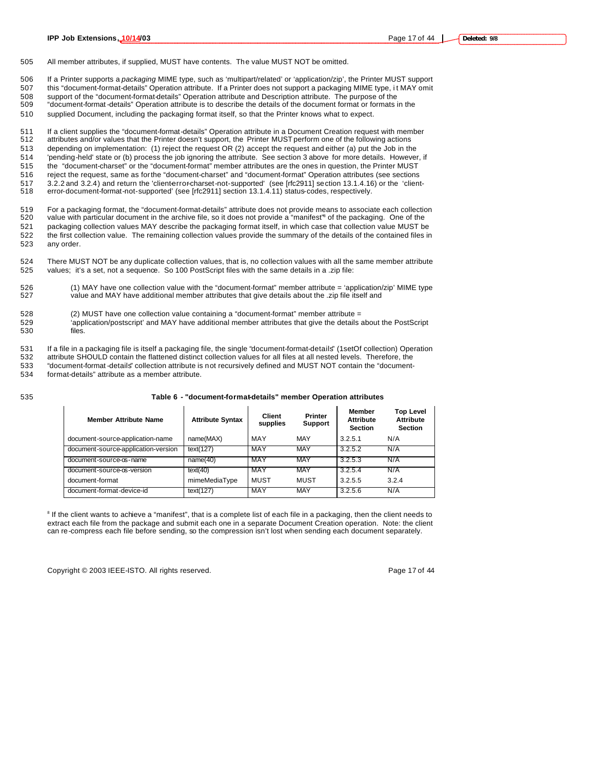All member attributes, if supplied, MUST have contents. The value MUST NOT be omitted.

If a Printer supports a *packaging* MIME type, such as 'multipart/related' or 'application/zip', the Printer MUST support this "document-format-details" Operation attribute. If a Printer does not support a packaging MIME type, it MAY omit support of the "document-format-details" Operation attribute and Description attribute. The purpose of the "document-format-details" Operation attribute is to describe the details of the document format or formats in the supplied Document, including the packaging format itself, so that the Printer knows what to expect.

If a client supplies the "document-format-details" Operation attribute in a Document Creation request with member attributes and/or values that the Printer doesn't support, the Printer MUST perform one of the following actions depending on implementation: (1) reject the request OR (2) accept the request and either (a) put the Job in the 'pending-held' state or (b) process the job ignoring the attribute. See section 3 above for more details. However, if the "document-charset" or the "document-format" member attributes are the ones in question, the Printer MUST reject the request, same as for the "document-charset" and "document-format" Operation attributes (see sections 3.2.2 and 3.2.4) and return the 'client-error-charset-not-supported' (see [rfc2911] section 13.1.4.16) or the 'client-error-document-format-not-supported' (see [rfc2911] section 13.1.4.11) status-codes, respectively.

For a packaging format, the "document-format-details" attribute does not provide means to associate each collection value with particular document in the archive file, so it does not provide a "manifest"[8] of the packaging. One of the packaging collection values MAY describe the packaging format itself, in which case that collection value MUST be the first collection value. The remaining collection values provide the summary of the details of the contained files in any order.

There MUST NOT be any duplicate collection values, that is, no collection values with all the same member attribute values; it's a set, not a sequence. So 100 PostScript files with the same details in a .zip file:

(1) MAY have one collection value with the "document-format" member attribute = 'application/zip' MIME type value and MAY have additional member attributes that give details about the .zip file itself and

(2) MUST have one collection value containing a "document-format" member attribute = 'application/postscript' and MAY have additional member attributes that give the details about the PostScript files.

If a file in a packaging file is itself a packaging file, the single "document-format-details" (1setOf collection) Operation attribute SHOULD contain the flattened distinct collection values for all files at all nested levels. Therefore, the "document-format-details" collection attribute is not recursively defined and MUST NOT contain the "document-format-details" attribute as a member attribute.

**Table 6 - "document-format-details" member Operation attributes**

| Member Attribute Name | Attribute Syntax | Client supplies | Printer Support | Member Attribute Section | Top Level Attribute Section |
|---|---|---|---|---|---|
| document-source-application-name | name(MAX) | MAY | MAY | 3.2.5.1 | N/A |
| document-source-application-version | text(127) | MAY | MAY | 3.2.5.2 | N/A |
| document-source-os-name | name(40) | MAY | MAY | 3.2.5.3 | N/A |
| document-source-os-version | text(40) | MAY | MAY | 3.2.5.4 | N/A |
| document-format | mimeMediaType | MUST | MUST | 3.2.5.5 | 3.2.4 |
| document-format-device-id | text(127) | MAY | MAY | 3.2.5.6 | N/A |

[8] If the client wants to achieve a "manifest", that is a complete list of each file in a packaging, then the client needs to extract each file from the package and submit each one in a separate Document Creation operation. Note: the client can re-compress each file before sending, so the compression isn't lost when sending each document separately.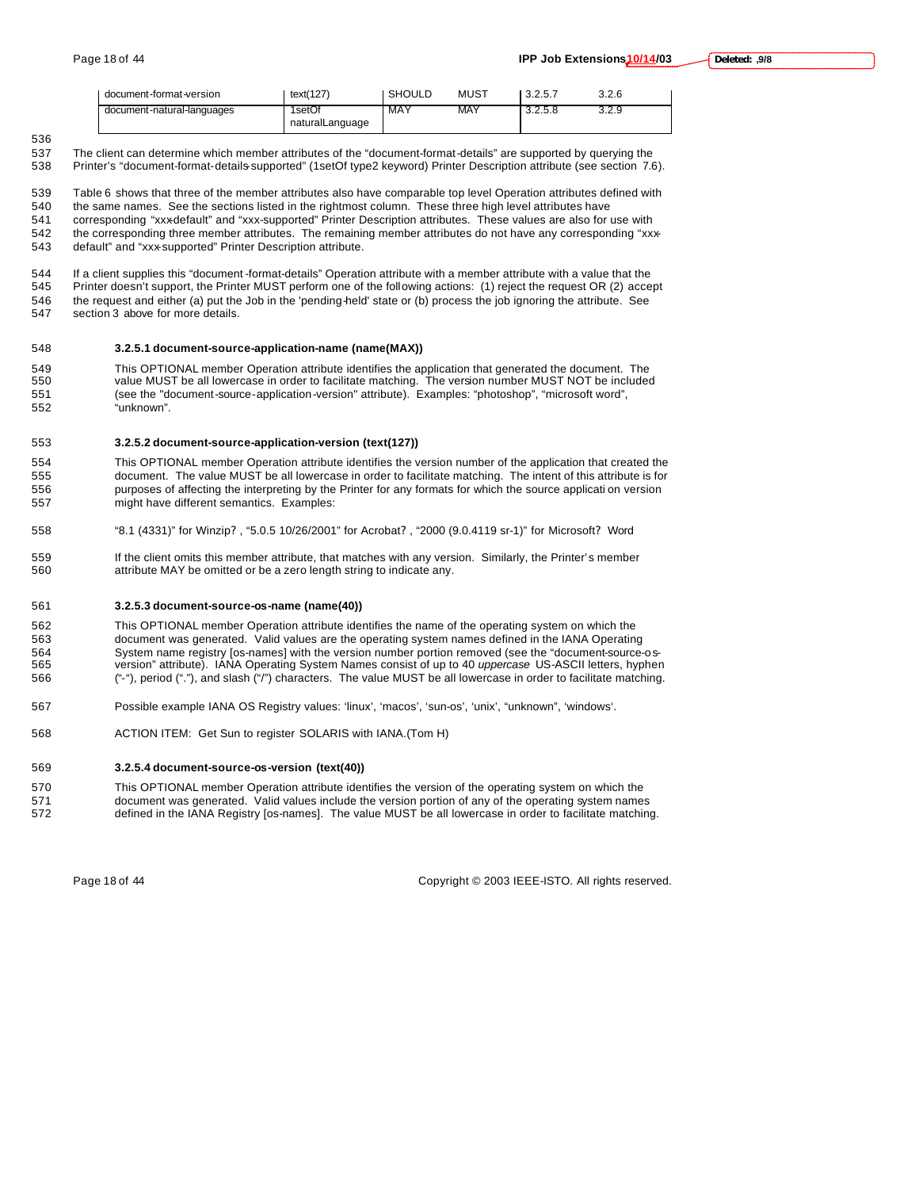| document-format-version | text(127) | SHOULD | MUST | 3.2.5.7 | 3.2.6 |
|---|---|---|---|---|---|
| document-natural-languages | 1setOf naturalLanguage | MAY | MAY | 3.2.5.8 | 3.2.9 |

The client can determine which member attributes of the "document-format-details" are supported by querying the Printer's "document-format-details-supported" (1setOf type2 keyword) Printer Description attribute (see section 7.6).

Table 6 shows that three of the member attributes also have comparable top level Operation attributes defined with the same names. See the sections listed in the rightmost column. These three high level attributes have corresponding "xxx-default" and "xxx-supported" Printer Description attributes. These values are also for use with the corresponding three member attributes. The remaining member attributes do not have any corresponding "xxx-default" and "xxx-supported" Printer Description attribute.

If a client supplies this "document-format-details" Operation attribute with a member attribute with a value that the Printer doesn't support, the Printer MUST perform one of the following actions: (1) reject the request OR (2) accept the request and either (a) put the Job in the 'pending-held' state or (b) process the job ignoring the attribute. See section 3 above for more details.

#### 3.2.5.1 document-source-application-name (name(MAX))

This OPTIONAL member Operation attribute identifies the application that generated the document. The value MUST be all lowercase in order to facilitate matching. The version number MUST NOT be included (see the "document-source-application-version" attribute). Examples: "photoshop", "microsoft word", "unknown".

#### 3.2.5.2 document-source-application-version (text(127))

This OPTIONAL member Operation attribute identifies the version number of the application that created the document. The value MUST be all lowercase in order to facilitate matching. The intent of this attribute is for purposes of affecting the interpreting by the Printer for any formats for which the source application version might have different semantics. Examples:

"8.1 (4331)" for Winzip? , "5.0.5 10/26/2001" for Acrobat? , "2000 (9.0.4119 sr-1)" for Microsoft? Word

If the client omits this member attribute, that matches with any version. Similarly, the Printer's member attribute MAY be omitted or be a zero length string to indicate any.

#### 3.2.5.3 document-source-os-name (name(40))

This OPTIONAL member Operation attribute identifies the name of the operating system on which the document was generated. Valid values are the operating system names defined in the IANA Operating System name registry [os-names] with the version number portion removed (see the "document-source-os-version" attribute). IANA Operating System Names consist of up to 40 *uppercase* US-ASCII letters, hyphen ("-"), period ("."), and slash ("/") characters. The value MUST be all lowercase in order to facilitate matching.

Possible example IANA OS Registry values: 'linux', 'macos', 'sun-os', 'unix', "unknown", 'windows'.

ACTION ITEM: Get Sun to register SOLARIS with IANA.(Tom H)

#### 3.2.5.4 document-source-os-version (text(40))

This OPTIONAL member Operation attribute identifies the version of the operating system on which the document was generated. Valid values include the version portion of any of the operating system names defined in the IANA Registry [os-names]. The value MUST be all lowercase in order to facilitate matching.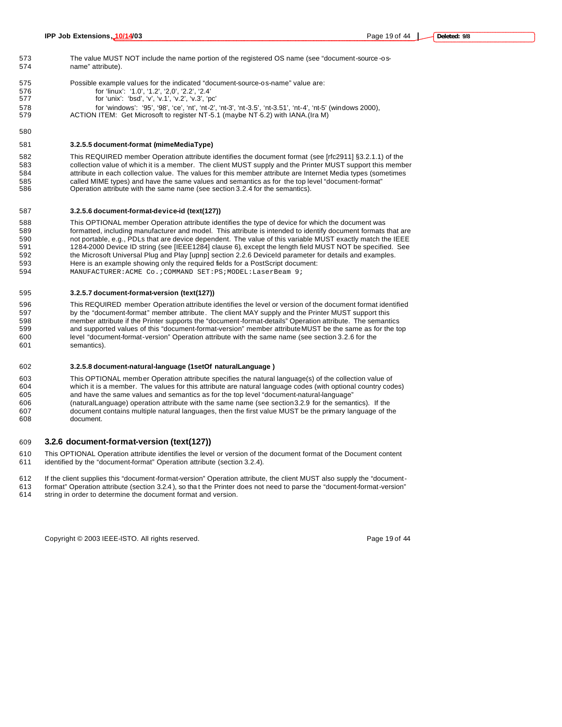The value MUST NOT include the name portion of the registered OS name (see "document-source-os-name" attribute).

Possible example values for the indicated "document-source-os-name" value are:

for 'linux': '1.0', '1.2', '2,0', '2.2', '2.4'
for 'unix': 'bsd', 'v', 'v.1', 'v.2', 'v.3', 'pc'
for 'windows': '95', '98', 'ce', 'nt', 'nt-2', 'nt-3', 'nt-3.5', 'nt-3.51', 'nt-4', 'nt-5' (windows 2000),

ACTION ITEM: Get Microsoft to register NT-5.1 (maybe NT-5.2) with IANA.(Ira M)

#### 3.2.5.5 document-format (mimeMediaType)

This REQUIRED member Operation attribute identifies the document format (see [rfc2911] §3.2.1.1) of the collection value of which it is a member. The client MUST supply and the Printer MUST support this member attribute in each collection value. The values for this member attribute are Internet Media types (sometimes called MIME types) and have the same values and semantics as for the top level "document-format" Operation attribute with the same name (see section 3.2.4 for the semantics).

#### 3.2.5.6 document-format-device-id (text(127))

This OPTIONAL member Operation attribute identifies the type of device for which the document was formatted, including manufacturer and model. This attribute is intended to identify document formats that are not portable, e.g., PDLs that are device dependent. The value of this variable MUST exactly match the IEEE 1284-2000 Device ID string (see [IEEE1284] clause 6), except the length field MUST NOT be specified. See the Microsoft Universal Plug and Play [upnp] section 2.2.6 DeviceId parameter for details and examples. Here is an example showing only the required fields for a PostScript document:

```
MANUFACTURER:ACME Co.;COMMAND SET:PS;MODEL:LaserBeam 9;
```

#### 3.2.5.7 document-format-version (text(127))

This REQUIRED member Operation attribute identifies the level or version of the document format identified by the "document-format" member attribute. The client MAY supply and the Printer MUST support this member attribute if the Printer supports the "document-format-details" Operation attribute. The semantics and supported values of this "document-format-version" member attribute MUST be the same as for the top level "document-format-version" Operation attribute with the same name (see section 3.2.6 for the semantics).

#### 3.2.5.8 document-natural-language (1setOf naturalLanguage )

This OPTIONAL member Operation attribute specifies the natural language(s) of the collection value of which it is a member. The values for this attribute are natural language codes (with optional country codes) and have the same values and semantics as for the top level "document-natural-language" (naturalLanguage) operation attribute with the same name (see section 3.2.9 for the semantics). If the document contains multiple natural languages, then the first value MUST be the primary language of the document.

### 3.2.6 document-format-version (text(127))

This OPTIONAL Operation attribute identifies the level or version of the document format of the Document content identified by the "document-format" Operation attribute (section 3.2.4).

If the client supplies this "document-format-version" Operation attribute, the client MUST also supply the "document-format" Operation attribute (section 3.2.4), so that the Printer does not need to parse the "document-format-version" string in order to determine the document format and version.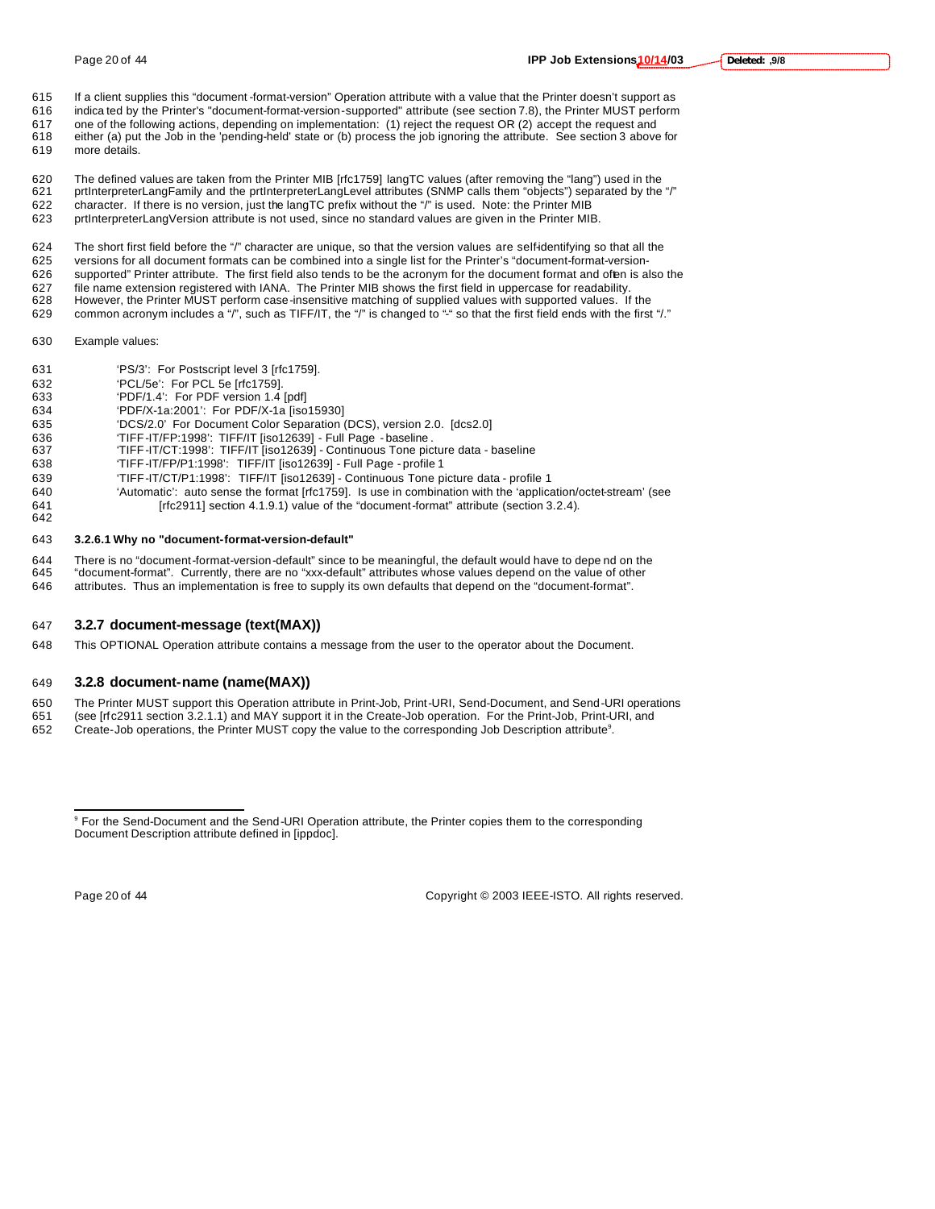If a client supplies this "document-format-version" Operation attribute with a value that the Printer doesn't support as indicated by the Printer's "document-format-version-supported" attribute (see section 7.8), the Printer MUST perform one of the following actions, depending on implementation: (1) reject the request OR (2) accept the request and either (a) put the Job in the 'pending-held' state or (b) process the job ignoring the attribute. See section 3 above for more details.

The defined values are taken from the Printer MIB [rfc1759] langTC values (after removing the "lang") used in the prtInterpreterLangFamily and the prtInterpreterLangLevel attributes (SNMP calls them "objects") separated by the "/" character. If there is no version, just the langTC prefix without the "/" is used. Note: the Printer MIB prtInterpreterLangVersion attribute is not used, since no standard values are given in the Printer MIB.

The short first field before the "/" character are unique, so that the version values are self-identifying so that all the versions for all document formats can be combined into a single list for the Printer's "document-format-version-supported" Printer attribute. The first field also tends to be the acronym for the document format and often is also the file name extension registered with IANA. The Printer MIB shows the first field in uppercase for readability. However, the Printer MUST perform case-insensitive matching of supplied values with supported values. If the common acronym includes a "/", such as TIFF/IT, the "/" is changed to "-" so that the first field ends with the first "/."

Example values:

- 'PS/3': For Postscript level 3 [rfc1759].
- 'PCL/5e': For PCL 5e [rfc1759].
- 'PDF/1.4': For PDF version 1.4 [pdf]
- 'PDF/X-1a:2001': For PDF/X-1a [iso15930]
- 'DCS/2.0' For Document Color Separation (DCS), version 2.0. [dcs2.0]
- 'TIFF-IT/FP:1998': TIFF/IT [iso12639] - Full Page - baseline.
- 'TIFF-IT/CT:1998': TIFF/IT [iso12639] - Continuous Tone picture data - baseline
- 'TIFF-IT/FP/P1:1998': TIFF/IT [iso12639] - Full Page - profile 1
- 'TIFF-IT/CT/P1:1998': TIFF/IT [iso12639] - Continuous Tone picture data - profile 1
- 'Automatic': auto sense the format [rfc1759]. Is use in combination with the 'application/octet-stream' (see [rfc2911] section 4.1.9.1) value of the "document-format" attribute (section 3.2.4).

#### 3.2.6.1 Why no "document-format-version-default"

There is no "document-format-version-default" since to be meaningful, the default would have to depend on the "document-format". Currently, there are no "xxx-default" attributes whose values depend on the value of other attributes. Thus an implementation is free to supply its own defaults that depend on the "document-format".

### 3.2.7 document-message (text(MAX))

This OPTIONAL Operation attribute contains a message from the user to the operator about the Document.

### 3.2.8 document-name (name(MAX))

The Printer MUST support this Operation attribute in Print-Job, Print-URI, Send-Document, and Send-URI operations (see [rfc2911 section 3.2.1.1) and MAY support it in the Create-Job operation. For the Print-Job, Print-URI, and Create-Job operations, the Printer MUST copy the value to the corresponding Job Description attribute[9].

[9] For the Send-Document and the Send-URI Operation attribute, the Printer copies them to the corresponding Document Description attribute defined in [ippdoc].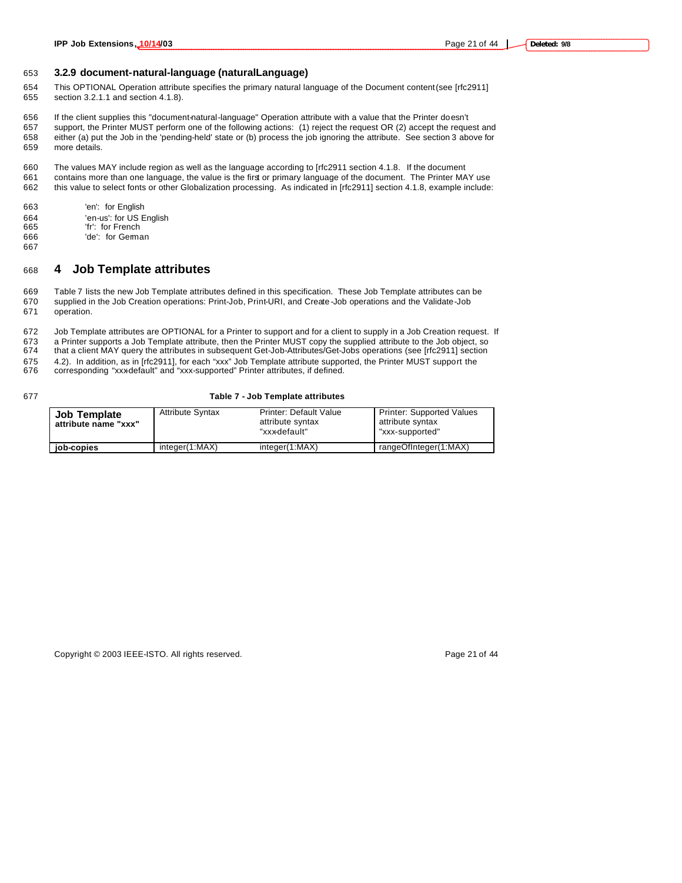### 3.2.9 document-natural-language (naturalLanguage)

This OPTIONAL Operation attribute specifies the primary natural language of the Document content (see [rfc2911] section 3.2.1.1 and section 4.1.8).

If the client supplies this "document-natural-language" Operation attribute with a value that the Printer doesn't support, the Printer MUST perform one of the following actions: (1) reject the request OR (2) accept the request and either (a) put the Job in the 'pending-held' state or (b) process the job ignoring the attribute. See section 3 above for more details.

The values MAY include region as well as the language according to [rfc2911 section 4.1.8. If the document contains more than one language, the value is the first or primary language of the document. The Printer MAY use this value to select fonts or other Globalization processing. As indicated in [rfc2911] section 4.1.8, example include:

'en': for English
'en-us': for US English
'fr': for French
'de': for German

# 4 Job Template attributes

Table 7 lists the new Job Template attributes defined in this specification. These Job Template attributes can be supplied in the Job Creation operations: Print-Job, Print-URI, and Create-Job operations and the Validate-Job operation.

Job Template attributes are OPTIONAL for a Printer to support and for a client to supply in a Job Creation request. If a Printer supports a Job Template attribute, then the Printer MUST copy the supplied attribute to the Job object, so that a client MAY query the attributes in subsequent Get-Job-Attributes/Get-Jobs operations (see [rfc2911] section 4.2). In addition, as in [rfc2911], for each "xxx" Job Template attribute supported, the Printer MUST support the corresponding "xxx-default" and "xxx-supported" Printer attributes, if defined.

**Table 7 - Job Template attributes**

| Job Template attribute name "xxx" | Attribute Syntax | Printer: Default Value attribute syntax "xxx-default" | Printer: Supported Values attribute syntax "xxx-supported" |
|---|---|---|---|
| **job-copies** | integer(1:MAX) | integer(1:MAX) | rangeOfInteger(1:MAX) |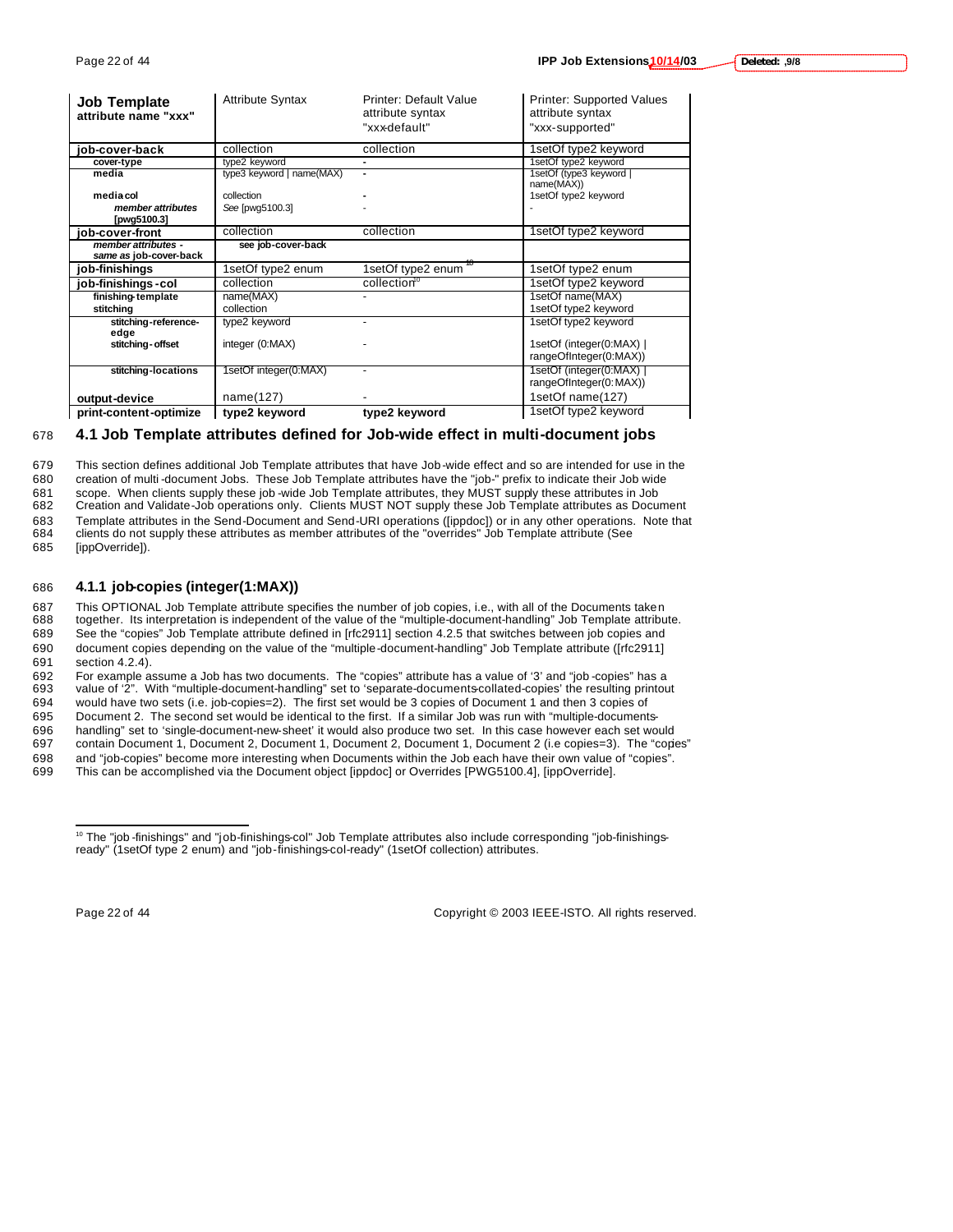| Job Template attribute name "xxx" | Attribute Syntax | Printer: Default Value attribute syntax "xxx-default" | Printer: Supported Values attribute syntax "xxx-supported" |
|---|---|---|---|
| **job-cover-back** | collection | collection | 1setOf type2 keyword |
| **cover-type** | type2 keyword | - | 1setOf type2 keyword |
| **media** | type3 keyword \| name(MAX) | - | 1setOf (type3 keyword \| name(MAX)) |
| **media-col** | collection | - | 1setOf type2 keyword |
| ***member attributes* [pwg5100.3]** | *See* [pwg5100.3] | - | - |
| **job-cover-front** | collection | collection | 1setOf type2 keyword |
| ***member attributes - same as* job-cover-back** | **see job-cover-back** | | |
| **job-finishings** | 1setOf type2 enum | 1setOf type2 enum [10] | 1setOf type2 enum |
| **job-finishings-col** | collection | collection[10] | 1setOf type2 keyword |
| **finishing-template** | name(MAX) | - | 1setOf name(MAX) |
| **stitching** | collection | | 1setOf type2 keyword |
| **stitching-reference-edge** | type2 keyword | - | 1setOf type2 keyword |
| **stitching-offset** | integer (0:MAX) | - | 1setOf (integer(0:MAX) \| rangeOfInteger(0:MAX)) |
| **stitching-locations** | 1setOf integer(0:MAX) | - | 1setOf (integer(0:MAX) \| rangeOfInteger(0:MAX)) |
| **output-device** | name(127) | - | 1setOf name(127) |
| **print-content-optimize** | **type2 keyword** | **type2 keyword** | 1setOf type2 keyword |

## 4.1 Job Template attributes defined for Job-wide effect in multi-document jobs

This section defines additional Job Template attributes that have Job-wide effect and so are intended for use in the creation of multi-document Jobs. These Job Template attributes have the "job-" prefix to indicate their Job wide scope. When clients supply these job-wide Job Template attributes, they MUST supply these attributes in Job Creation and Validate-Job operations only. Clients MUST NOT supply these Job Template attributes as Document Template attributes in the Send-Document and Send-URI operations ([ippdoc]) or in any other operations. Note that clients do not supply these attributes as member attributes of the "overrides" Job Template attribute (See [ippOverride]).

### 4.1.1 job-copies (integer(1:MAX))

This OPTIONAL Job Template attribute specifies the number of job copies, i.e., with all of the Documents taken together. Its interpretation is independent of the value of the "multiple-document-handling" Job Template attribute. See the "copies" Job Template attribute defined in [rfc2911] section 4.2.5 that switches between job copies and document copies depending on the value of the "multiple-document-handling" Job Template attribute ([rfc2911] section 4.2.4).

For example assume a Job has two documents. The "copies" attribute has a value of '3' and "job-copies" has a value of '2". With "multiple-document-handling" set to 'separate-documents-collated-copies' the resulting printout would have two sets (i.e. job-copies=2). The first set would be 3 copies of Document 1 and then 3 copies of Document 2. The second set would be identical to the first. If a similar Job was run with "multiple-documents-handling" set to 'single-document-new-sheet' it would also produce two set. In this case however each set would contain Document 1, Document 2, Document 1, Document 2, Document 1, Document 2 (i.e copies=3). The "copies" and "job-copies" become more interesting when Documents within the Job each have their own value of "copies". This can be accomplished via the Document object [ippdoc] or Overrides [PWG5100.4], [ippOverride].

[10] The "job-finishings" and "job-finishings-col" Job Template attributes also include corresponding "job-finishings-ready" (1setOf type 2 enum) and "job-finishings-col-ready" (1setOf collection) attributes.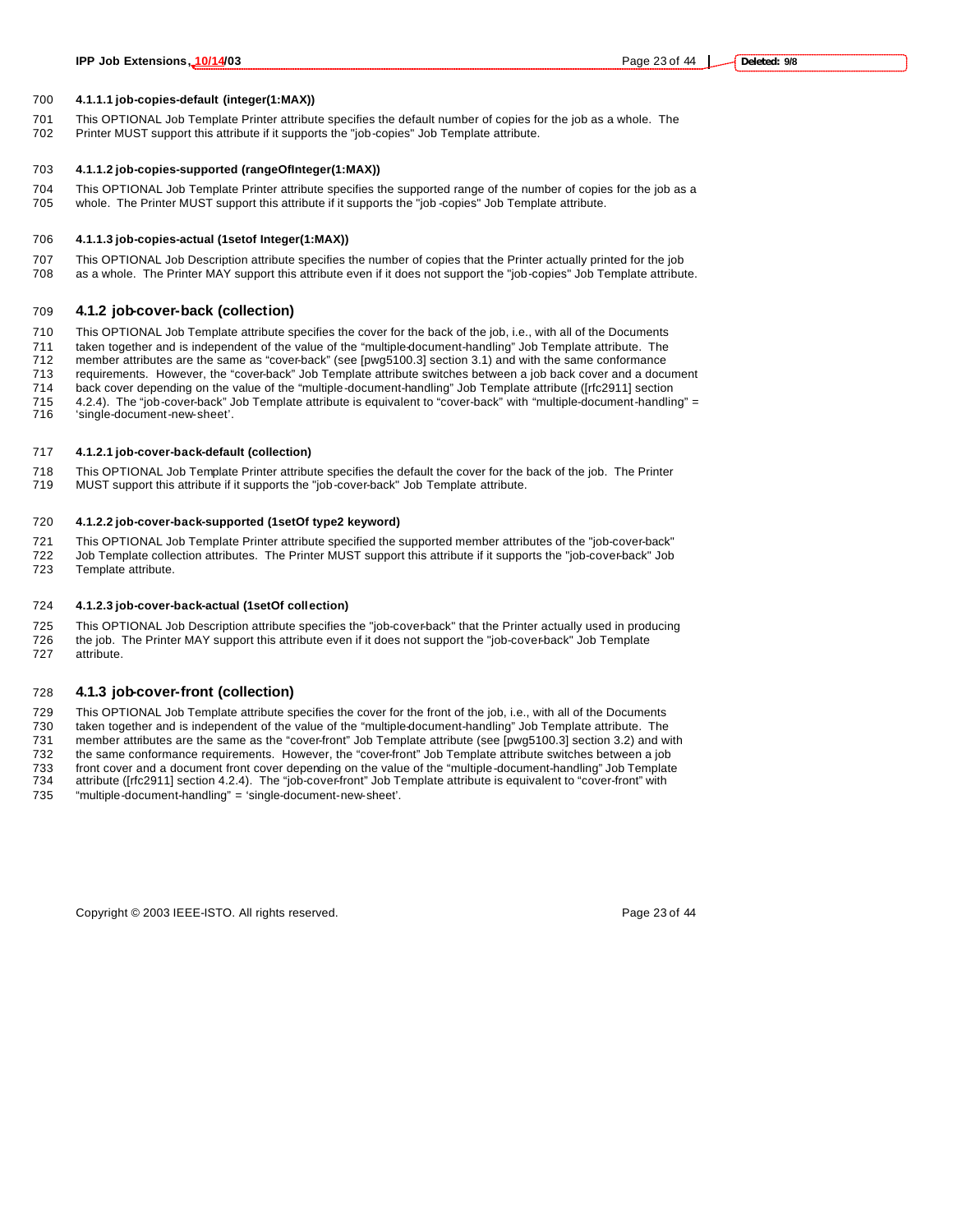#### 4.1.1.1 job-copies-default (integer(1:MAX))

This OPTIONAL Job Template Printer attribute specifies the default number of copies for the job as a whole. The Printer MUST support this attribute if it supports the "job-copies" Job Template attribute.

#### 4.1.1.2 job-copies-supported (rangeOfInteger(1:MAX))

This OPTIONAL Job Template Printer attribute specifies the supported range of the number of copies for the job as a whole. The Printer MUST support this attribute if it supports the "job-copies" Job Template attribute.

#### 4.1.1.3 job-copies-actual (1setof Integer(1:MAX))

This OPTIONAL Job Description attribute specifies the number of copies that the Printer actually printed for the job as a whole. The Printer MAY support this attribute even if it does not support the "job-copies" Job Template attribute.

### 4.1.2 job-cover-back (collection)

This OPTIONAL Job Template attribute specifies the cover for the back of the job, i.e., with all of the Documents taken together and is independent of the value of the "multiple-document-handling" Job Template attribute. The member attributes are the same as "cover-back" (see [pwg5100.3] section 3.1) and with the same conformance requirements. However, the "cover-back" Job Template attribute switches between a job back cover and a document back cover depending on the value of the "multiple-document-handling" Job Template attribute ([rfc2911] section 4.2.4). The "job-cover-back" Job Template attribute is equivalent to "cover-back" with "multiple-document-handling" = 'single-document-new-sheet'.

#### 4.1.2.1 job-cover-back-default (collection)

This OPTIONAL Job Template Printer attribute specifies the default the cover for the back of the job. The Printer MUST support this attribute if it supports the "job-cover-back" Job Template attribute.

#### 4.1.2.2 job-cover-back-supported (1setOf type2 keyword)

This OPTIONAL Job Template Printer attribute specified the supported member attributes of the "job-cover-back" Job Template collection attributes. The Printer MUST support this attribute if it supports the "job-cover-back" Job Template attribute.

#### 4.1.2.3 job-cover-back-actual (1setOf collection)

This OPTIONAL Job Description attribute specifies the "job-cover-back" that the Printer actually used in producing the job. The Printer MAY support this attribute even if it does not support the "job-cover-back" Job Template attribute.

### 4.1.3 job-cover-front (collection)

This OPTIONAL Job Template attribute specifies the cover for the front of the job, i.e., with all of the Documents taken together and is independent of the value of the "multiple-document-handling" Job Template attribute. The member attributes are the same as the "cover-front" Job Template attribute (see [pwg5100.3] section 3.2) and with the same conformance requirements. However, the "cover-front" Job Template attribute switches between a job front cover and a document front cover depending on the value of the "multiple-document-handling" Job Template attribute ([rfc2911] section 4.2.4). The "job-cover-front" Job Template attribute is equivalent to "cover-front" with "multiple-document-handling" = 'single-document-new-sheet'.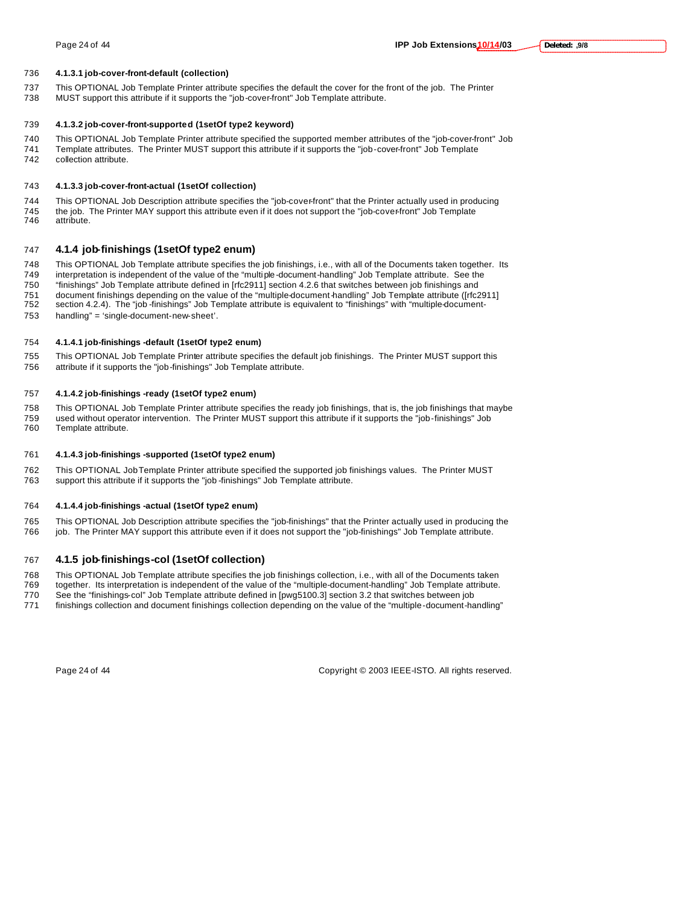#### 4.1.3.1 job-cover-front-default (collection)

This OPTIONAL Job Template Printer attribute specifies the default the cover for the front of the job. The Printer MUST support this attribute if it supports the "job-cover-front" Job Template attribute.

#### 4.1.3.2 job-cover-front-supported (1setOf type2 keyword)

This OPTIONAL Job Template Printer attribute specified the supported member attributes of the "job-cover-front" Job Template attributes. The Printer MUST support this attribute if it supports the "job-cover-front" Job Template collection attribute.

#### 4.1.3.3 job-cover-front-actual (1setOf collection)

This OPTIONAL Job Description attribute specifies the "job-cover-front" that the Printer actually used in producing the job. The Printer MAY support this attribute even if it does not support the "job-cover-front" Job Template attribute.

### 4.1.4 job-finishings (1setOf type2 enum)

This OPTIONAL Job Template attribute specifies the job finishings, i.e., with all of the Documents taken together. Its interpretation is independent of the value of the "multiple-document-handling" Job Template attribute. See the "finishings" Job Template attribute defined in [rfc2911] section 4.2.6 that switches between job finishings and document finishings depending on the value of the "multiple-document-handling" Job Template attribute ([rfc2911] section 4.2.4). The "job-finishings" Job Template attribute is equivalent to "finishings" with "multiple-document-handling" = 'single-document-new-sheet'.

#### 4.1.4.1 job-finishings-default (1setOf type2 enum)

This OPTIONAL Job Template Printer attribute specifies the default job finishings. The Printer MUST support this attribute if it supports the "job-finishings" Job Template attribute.

#### 4.1.4.2 job-finishings-ready (1setOf type2 enum)

This OPTIONAL Job Template Printer attribute specifies the ready job finishings, that is, the job finishings that maybe used without operator intervention. The Printer MUST support this attribute if it supports the "job-finishings" Job Template attribute.

#### 4.1.4.3 job-finishings-supported (1setOf type2 enum)

This OPTIONAL Job Template Printer attribute specified the supported job finishings values. The Printer MUST support this attribute if it supports the "job-finishings" Job Template attribute.

#### 4.1.4.4 job-finishings-actual (1setOf type2 enum)

This OPTIONAL Job Description attribute specifies the "job-finishings" that the Printer actually used in producing the job. The Printer MAY support this attribute even if it does not support the "job-finishings" Job Template attribute.

### 4.1.5 job-finishings-col (1setOf collection)

This OPTIONAL Job Template attribute specifies the job finishings collection, i.e., with all of the Documents taken together. Its interpretation is independent of the value of the "multiple-document-handling" Job Template attribute. See the "finishings-col" Job Template attribute defined in [pwg5100.3] section 3.2 that switches between job finishings collection and document finishings collection depending on the value of the "multiple-document-handling"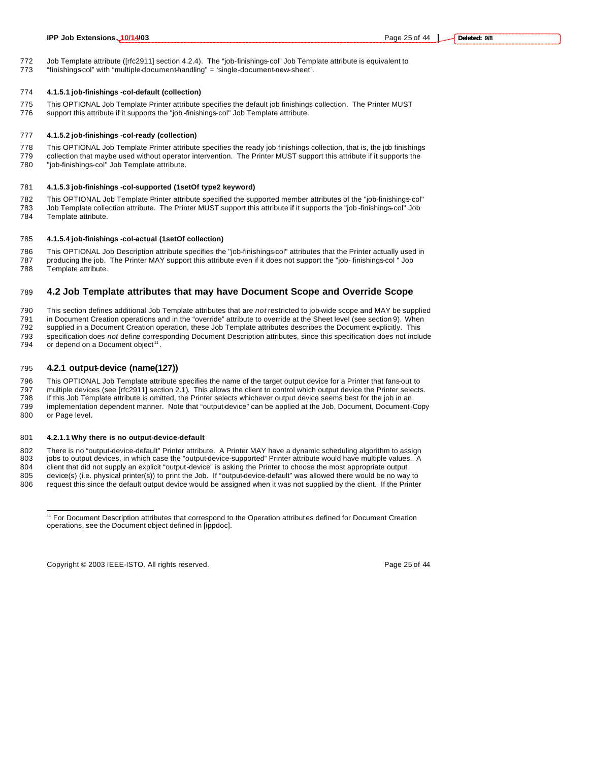Job Template attribute ([rfc2911] section 4.2.4). The "job-finishings-col" Job Template attribute is equivalent to "finishings-col" with "multiple-document-handling" = 'single-document-new-sheet'.

#### 4.1.5.1 job-finishings-col-default (collection)

This OPTIONAL Job Template Printer attribute specifies the default job finishings collection. The Printer MUST support this attribute if it supports the "job-finishings-col" Job Template attribute.

#### 4.1.5.2 job-finishings-col-ready (collection)

This OPTIONAL Job Template Printer attribute specifies the ready job finishings collection, that is, the job finishings collection that maybe used without operator intervention. The Printer MUST support this attribute if it supports the "job-finishings-col" Job Template attribute.

#### 4.1.5.3 job-finishings-col-supported (1setOf type2 keyword)

This OPTIONAL Job Template Printer attribute specified the supported member attributes of the "job-finishings-col" Job Template collection attribute. The Printer MUST support this attribute if it supports the "job-finishings-col" Job Template attribute.

#### 4.1.5.4 job-finishings-col-actual (1setOf collection)

This OPTIONAL Job Description attribute specifies the "job-finishings-col" attributes that the Printer actually used in producing the job. The Printer MAY support this attribute even if it does not support the "job- finishings-col " Job Template attribute.

## 4.2 Job Template attributes that may have Document Scope and Override Scope

This section defines additional Job Template attributes that are *not* restricted to job-wide scope and MAY be supplied in Document Creation operations and in the "override" attribute to override at the Sheet level (see section 9). When supplied in a Document Creation operation, these Job Template attributes describes the Document explicitly. This specification does *not* define corresponding Document Description attributes, since this specification does not include or depend on a Document object[11].

### 4.2.1 output-device (name(127))

This OPTIONAL Job Template attribute specifies the name of the target output device for a Printer that fans-out to multiple devices (see [rfc2911] section 2.1). This allows the client to control which output device the Printer selects. If this Job Template attribute is omitted, the Printer selects whichever output device seems best for the job in an implementation dependent manner. Note that "output-device" can be applied at the Job, Document, Document-Copy or Page level.

#### 4.2.1.1 Why there is no output-device-default

There is no "output-device-default" Printer attribute. A Printer MAY have a dynamic scheduling algorithm to assign jobs to output devices, in which case the "output-device-supported" Printer attribute would have multiple values. A client that did not supply an explicit "output-device" is asking the Printer to choose the most appropriate output device(s) (i.e. physical printer(s)) to print the Job. If "output-device-default" was allowed there would be no way to request this since the default output device would be assigned when it was not supplied by the client. If the Printer

---

[11] For Document Description attributes that correspond to the Operation attributes defined for Document Creation operations, see the Document object defined in [ippdoc].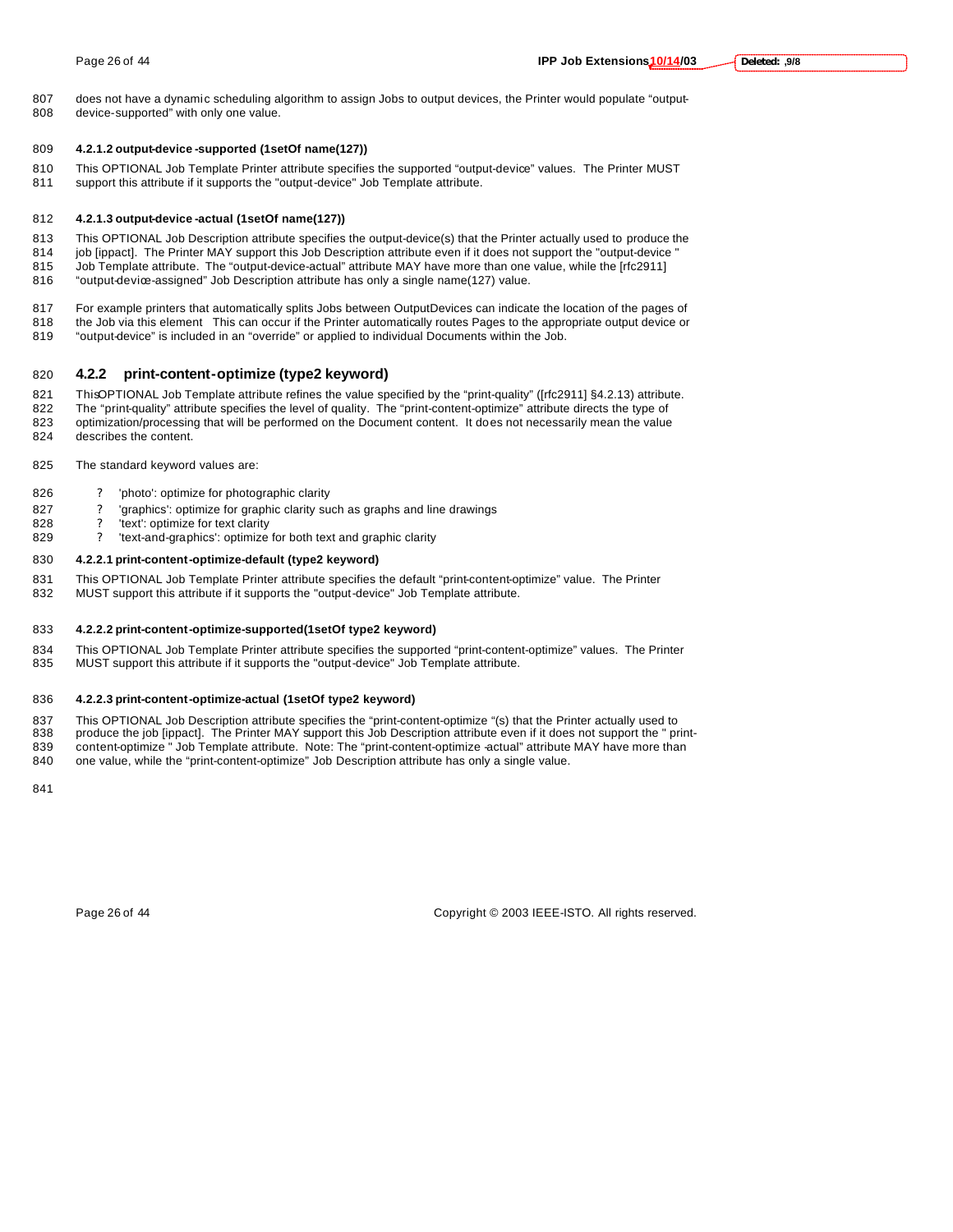does not have a dynamic scheduling algorithm to assign Jobs to output devices, the Printer would populate "output-device-supported" with only one value.

#### 4.2.1.2 output-device-supported (1setOf name(127))

This OPTIONAL Job Template Printer attribute specifies the supported "output-device" values. The Printer MUST support this attribute if it supports the "output-device" Job Template attribute.

#### 4.2.1.3 output-device-actual (1setOf name(127))

This OPTIONAL Job Description attribute specifies the output-device(s) that the Printer actually used to produce the job [ippact]. The Printer MAY support this Job Description attribute even if it does not support the "output-device " Job Template attribute. The "output-device-actual" attribute MAY have more than one value, while the [rfc2911] "output-device-assigned" Job Description attribute has only a single name(127) value.

For example printers that automatically splits Jobs between OutputDevices can indicate the location of the pages of the Job via this element This can occur if the Printer automatically routes Pages to the appropriate output device or "output-device" is included in an "override" or applied to individual Documents within the Job.

### 4.2.2 print-content-optimize (type2 keyword)

ThisOPTIONAL Job Template attribute refines the value specified by the "print-quality" ([rfc2911] §4.2.13) attribute. The "print-quality" attribute specifies the level of quality. The "print-content-optimize" attribute directs the type of optimization/processing that will be performed on the Document content. It does not necessarily mean the value describes the content.

The standard keyword values are:

- 'photo': optimize for photographic clarity
- 'graphics': optimize for graphic clarity such as graphs and line drawings
- 'text': optimize for text clarity
- 'text-and-graphics': optimize for both text and graphic clarity

#### 4.2.2.1 print-content-optimize-default (type2 keyword)

This OPTIONAL Job Template Printer attribute specifies the default "print-content-optimize" value. The Printer MUST support this attribute if it supports the "output-device" Job Template attribute.

#### 4.2.2.2 print-content-optimize-supported(1setOf type2 keyword)

This OPTIONAL Job Template Printer attribute specifies the supported "print-content-optimize" values. The Printer MUST support this attribute if it supports the "output-device" Job Template attribute.

#### 4.2.2.3 print-content-optimize-actual (1setOf type2 keyword)

This OPTIONAL Job Description attribute specifies the "print-content-optimize "(s) that the Printer actually used to produce the job [ippact]. The Printer MAY support this Job Description attribute even if it does not support the " print-content-optimize " Job Template attribute. Note: The "print-content-optimize -actual" attribute MAY have more than one value, while the "print-content-optimize" Job Description attribute has only a single value.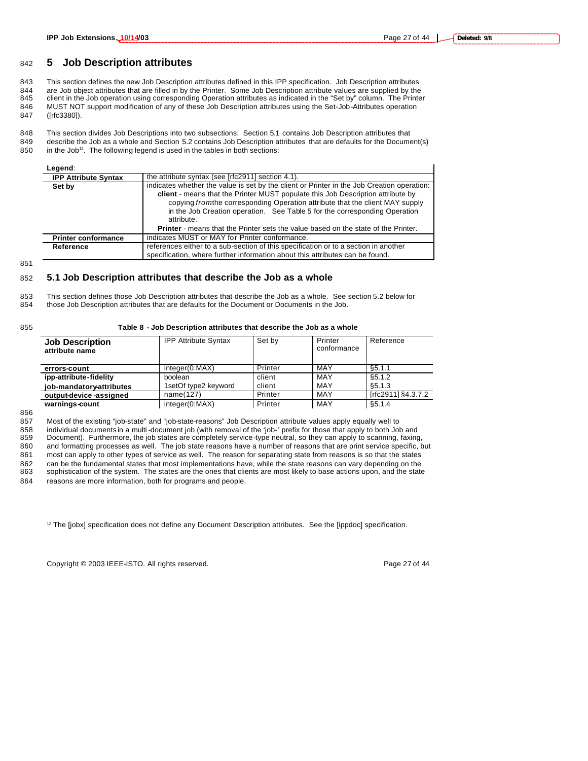# 5 Job Description attributes

This section defines the new Job Description attributes defined in this IPP specification. Job Description attributes are Job object attributes that are filled in by the Printer. Some Job Description attribute values are supplied by the client in the Job operation using corresponding Operation attributes as indicated in the "Set by" column. The Printer MUST NOT support modification of any of these Job Description attributes using the Set-Job-Attributes operation ([rfc3380]).

This section divides Job Descriptions into two subsections: Section 5.1 contains Job Description attributes that describe the Job as a whole and Section 5.2 contains Job Description attributes that are defaults for the Document(s) in the Job[12]. The following legend is used in the tables in both sections:

| **Legend**: | |
|---|---|
| **IPP Attribute Syntax** | the attribute syntax (see [rfc2911] section 4.1). |
| **Set by** | indicates whether the value is set by the client or Printer in the Job Creation operation:<br>**client** - means that the Printer MUST populate this Job Description attribute by copying *from* the corresponding Operation attribute that the client MAY supply in the Job Creation operation. See Table 5 for the corresponding Operation attribute.<br>**Printer** - means that the Printer sets the value based on the state of the Printer. |
| **Printer conformance** | indicates MUST or MAY for Printer conformance. |
| **Reference** | references either to a sub-section of this specification or to a section in another specification, where further information about this attributes can be found. |

## 5.1 Job Description attributes that describe the Job as a whole

This section defines those Job Description attributes that describe the Job as a whole. See section 5.2 below for those Job Description attributes that are defaults for the Document or Documents in the Job.

**Table 8 - Job Description attributes that describe the Job as a whole**

| **Job Description attribute name** | IPP Attribute Syntax | Set by | Printer conformance | Reference |
|---|---|---|---|---|
| **errors-count** | integer(0:MAX) | Printer | MAY | §5.1.1 |
| **ipp-attribute-fidelity** | boolean | client | MAY | §5.1.2 |
| **job-mandatory-attributes** | 1setOf type2 keyword | client | MAY | §5.1.3 |
| **output-device-assigned** | name(127) | Printer | MAY | [rfc2911] §4.3.7.2 |
| **warnings-count** | integer(0:MAX) | Printer | MAY | §5.1.4 |

Most of the existing "job-state" and "job-state-reasons" Job Description attribute values apply equally well to individual documents in a multi-document job (with removal of the 'job-' prefix for those that apply to both Job and Document). Furthermore, the job states are completely service-type neutral, so they can apply to scanning, faxing, and formatting processes as well. The job state reasons have a number of reasons that are print service specific, but most can apply to other types of service as well. The reason for separating state from reasons is so that the states can be the fundamental states that most implementations have, while the state reasons can vary depending on the sophistication of the system. The states are the ones that clients are most likely to base actions upon, and the state reasons are more information, both for programs and people.

[12] The [jobx] specification does not define any Document Description attributes. See the [ippdoc] specification.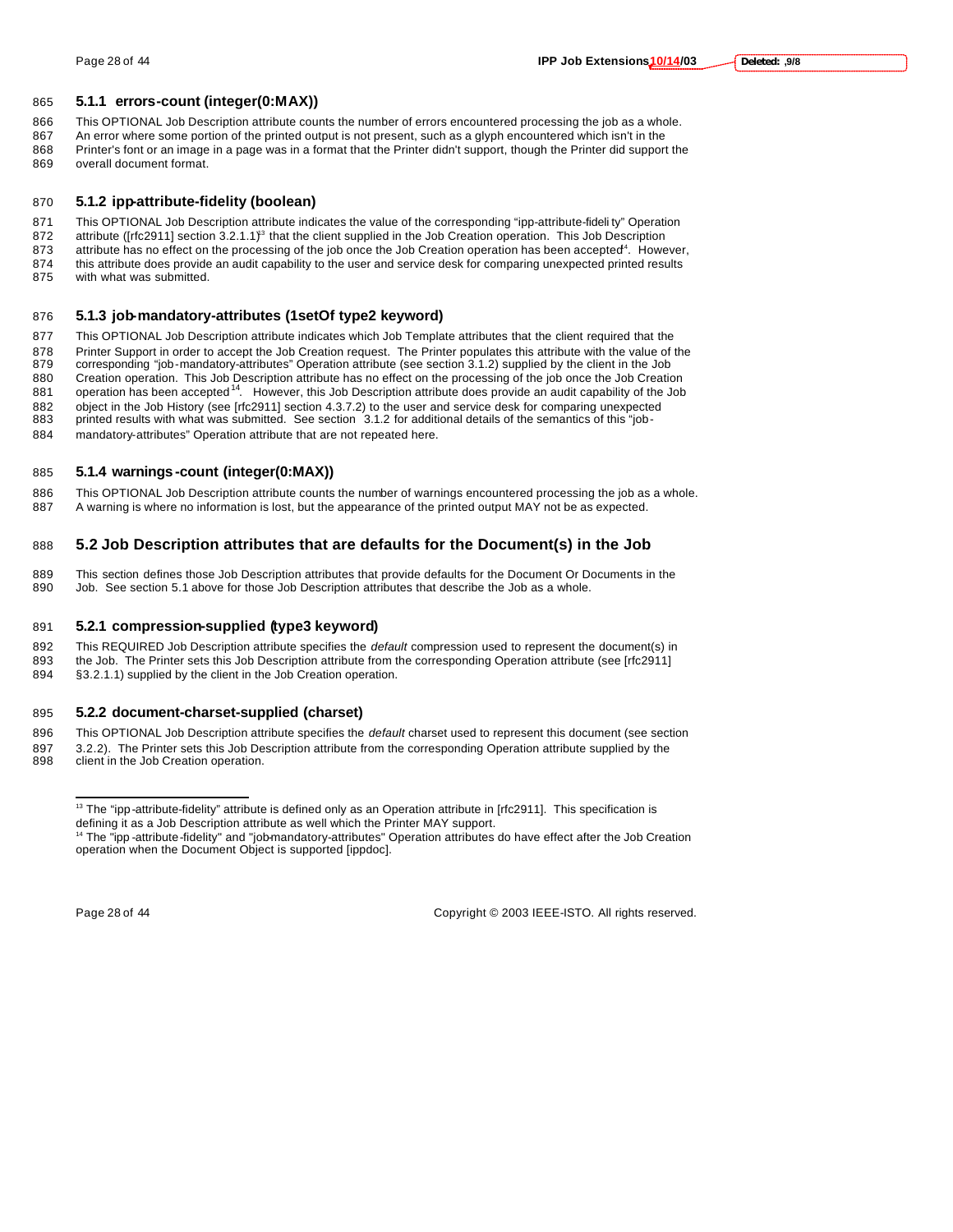### 5.1.1 errors-count (integer(0:MAX))

This OPTIONAL Job Description attribute counts the number of errors encountered processing the job as a whole. An error where some portion of the printed output is not present, such as a glyph encountered which isn't in the Printer's font or an image in a page was in a format that the Printer didn't support, though the Printer did support the overall document format.

### 5.1.2 ipp-attribute-fidelity (boolean)

This OPTIONAL Job Description attribute indicates the value of the corresponding "ipp-attribute-fidelity" Operation attribute ([rfc2911] section 3.2.1.1)[13] that the client supplied in the Job Creation operation. This Job Description attribute has no effect on the processing of the job once the Job Creation operation has been accepted[14]. However, this attribute does provide an audit capability to the user and service desk for comparing unexpected printed results with what was submitted.

### 5.1.3 job-mandatory-attributes (1setOf type2 keyword)

This OPTIONAL Job Description attribute indicates which Job Template attributes that the client required that the Printer Support in order to accept the Job Creation request. The Printer populates this attribute with the value of the corresponding "job-mandatory-attributes" Operation attribute (see section 3.1.2) supplied by the client in the Job Creation operation. This Job Description attribute has no effect on the processing of the job once the Job Creation operation has been accepted[14]. However, this Job Description attribute does provide an audit capability of the Job object in the Job History (see [rfc2911] section 4.3.7.2) to the user and service desk for comparing unexpected printed results with what was submitted. See section 3.1.2 for additional details of the semantics of this "job-mandatory-attributes" Operation attribute that are not repeated here.

### 5.1.4 warnings-count (integer(0:MAX))

This OPTIONAL Job Description attribute counts the number of warnings encountered processing the job as a whole. A warning is where no information is lost, but the appearance of the printed output MAY not be as expected.

## 5.2 Job Description attributes that are defaults for the Document(s) in the Job

This section defines those Job Description attributes that provide defaults for the Document Or Documents in the Job. See section 5.1 above for those Job Description attributes that describe the Job as a whole.

### 5.2.1 compression-supplied (type3 keyword)

This REQUIRED Job Description attribute specifies the *default* compression used to represent the document(s) in the Job. The Printer sets this Job Description attribute from the corresponding Operation attribute (see [rfc2911] §3.2.1.1) supplied by the client in the Job Creation operation.

### 5.2.2 document-charset-supplied (charset)

This OPTIONAL Job Description attribute specifies the *default* charset used to represent this document (see section 3.2.2). The Printer sets this Job Description attribute from the corresponding Operation attribute supplied by the client in the Job Creation operation.

---

[13] The "ipp-attribute-fidelity" attribute is defined only as an Operation attribute in [rfc2911]. This specification is defining it as a Job Description attribute as well which the Printer MAY support.

[14] The "ipp-attribute-fidelity" and "job-mandatory-attributes" Operation attributes do have effect after the Job Creation operation when the Document Object is supported [ippdoc].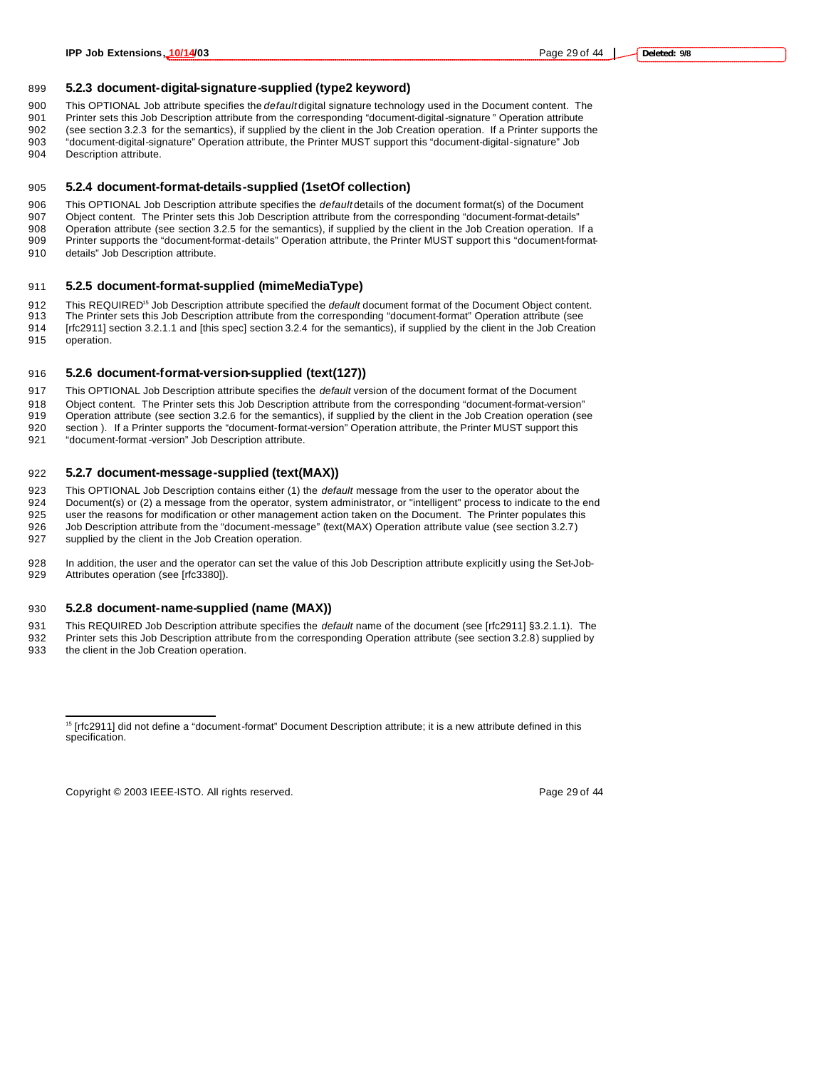### 5.2.3 document-digital-signature-supplied (type2 keyword)

This OPTIONAL Job attribute specifies the *default* digital signature technology used in the Document content. The Printer sets this Job Description attribute from the corresponding "document-digital-signature" Operation attribute (see section 3.2.3 for the semantics), if supplied by the client in the Job Creation operation. If a Printer supports the "document-digital-signature" Operation attribute, the Printer MUST support this "document-digital-signature" Job Description attribute.

### 5.2.4 document-format-details-supplied (1setOf collection)

This OPTIONAL Job Description attribute specifies the *default* details of the document format(s) of the Document Object content. The Printer sets this Job Description attribute from the corresponding "document-format-details" Operation attribute (see section 3.2.5 for the semantics), if supplied by the client in the Job Creation operation. If a Printer supports the "document-format-details" Operation attribute, the Printer MUST support this "document-format-details" Job Description attribute.

### 5.2.5 document-format-supplied (mimeMediaType)

This REQUIRED[15] Job Description attribute specified the *default* document format of the Document Object content. The Printer sets this Job Description attribute from the corresponding "document-format" Operation attribute (see [rfc2911] section 3.2.1.1 and [this spec] section 3.2.4 for the semantics), if supplied by the client in the Job Creation operation.

### 5.2.6 document-format-version-supplied (text(127))

This OPTIONAL Job Description attribute specifies the *default* version of the document format of the Document Object content. The Printer sets this Job Description attribute from the corresponding "document-format-version" Operation attribute (see section 3.2.6 for the semantics), if supplied by the client in the Job Creation operation (see section ). If a Printer supports the "document-format-version" Operation attribute, the Printer MUST support this "document-format-version" Job Description attribute.

### 5.2.7 document-message-supplied (text(MAX))

This OPTIONAL Job Description contains either (1) the *default* message from the user to the operator about the Document(s) or (2) a message from the operator, system administrator, or "intelligent" process to indicate to the end user the reasons for modification or other management action taken on the Document. The Printer populates this Job Description attribute from the "document-message" (text(MAX) Operation attribute value (see section 3.2.7) supplied by the client in the Job Creation operation.

In addition, the user and the operator can set the value of this Job Description attribute explicitly using the Set-Job-Attributes operation (see [rfc3380]).

### 5.2.8 document-name-supplied (name (MAX))

This REQUIRED Job Description attribute specifies the *default* name of the document (see [rfc2911] §3.2.1.1). The Printer sets this Job Description attribute from the corresponding Operation attribute (see section 3.2.8) supplied by the client in the Job Creation operation.

---

[15] [rfc2911] did not define a "document-format" Document Description attribute; it is a new attribute defined in this specification.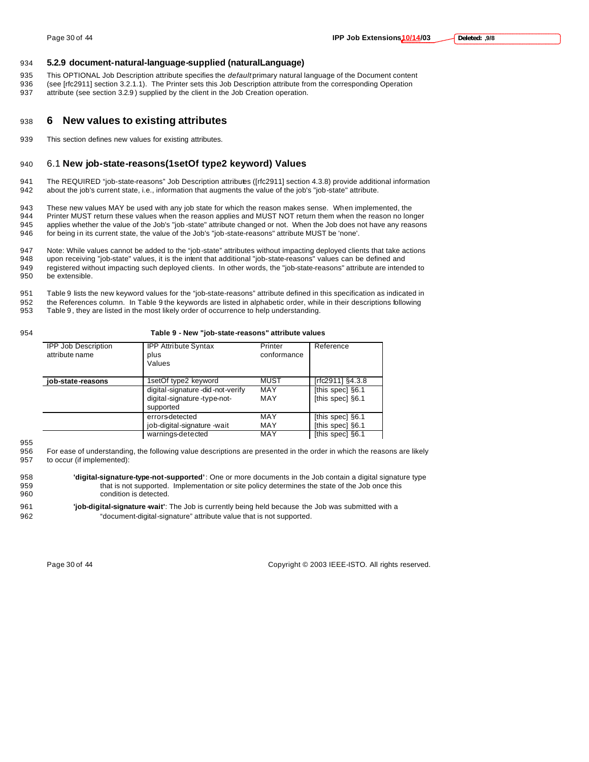### 5.2.9 document-natural-language-supplied (naturalLanguage)

This OPTIONAL Job Description attribute specifies the *default* primary natural language of the Document content (see [rfc2911] section 3.2.1.1). The Printer sets this Job Description attribute from the corresponding Operation attribute (see section 3.2.9) supplied by the client in the Job Creation operation.

# 6 New values to existing attributes

This section defines new values for existing attributes.

## 6.1 New job-state-reasons(1setOf type2 keyword) Values

The REQUIRED "job-state-reasons" Job Description attributes ([rfc2911] section 4.3.8) provide additional information about the job's current state, i.e., information that augments the value of the job's "job-state" attribute.

These new values MAY be used with any job state for which the reason makes sense. When implemented, the Printer MUST return these values when the reason applies and MUST NOT return them when the reason no longer applies whether the value of the Job's "job-state" attribute changed or not. When the Job does not have any reasons for being in its current state, the value of the Job's "job-state-reasons" attribute MUST be 'none'.

Note: While values cannot be added to the "job-state" attributes without impacting deployed clients that take actions upon receiving "job-state" values, it is the intent that additional "job-state-reasons" values can be defined and registered without impacting such deployed clients. In other words, the "job-state-reasons" attribute are intended to be extensible.

Table 9 lists the new keyword values for the "job-state-reasons" attribute defined in this specification as indicated in the References column. In Table 9 the keywords are listed in alphabetic order, while in their descriptions following Table 9, they are listed in the most likely order of occurrence to help understanding.

**Table 9 - New "job-state-reasons" attribute values**

| IPP Job Description attribute name | IPP Attribute Syntax plus Values | Printer conformance | Reference |
|---|---|---|---|
| **job-state-reasons** | 1setOf type2 keyword | MUST | [rfc2911] §4.3.8 |
| | digital-signature-did-not-verify | MAY | [this spec] §6.1 |
| | digital-signature-type-not-supported | MAY | [this spec] §6.1 |
| | errors-detected | MAY | [this spec] §6.1 |
| | job-digital-signature-wait | MAY | [this spec] §6.1 |
| | warnings-detected | MAY | [this spec] §6.1 |

For ease of understanding, the following value descriptions are presented in the order in which the reasons are likely to occur (if implemented):

**'digital-signature-type-not-supported'**: One or more documents in the Job contain a digital signature type that is not supported. Implementation or site policy determines the state of the Job once this condition is detected.

**'job-digital-signature-wait'**: The Job is currently being held because the Job was submitted with a "document-digital-signature" attribute value that is not supported.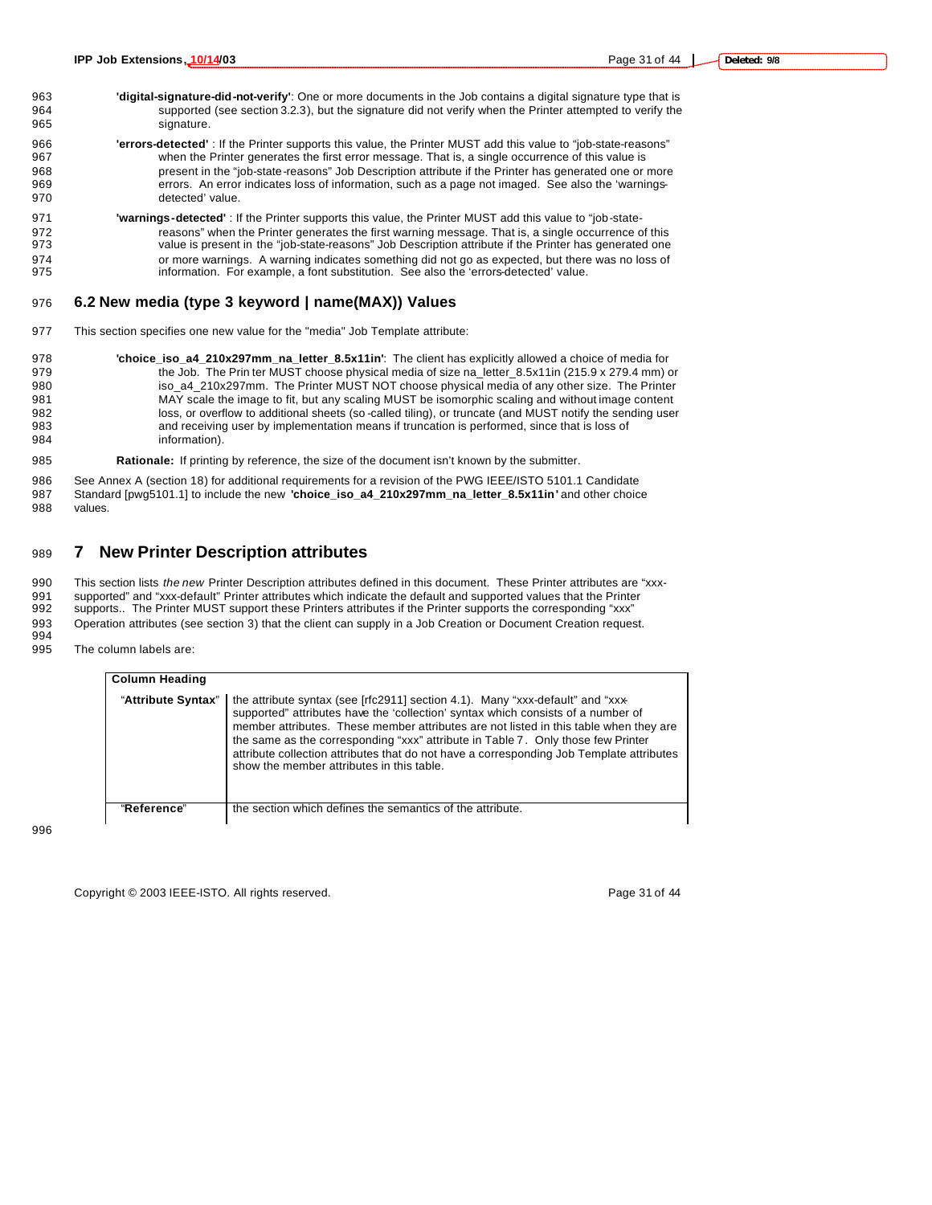**'digital-signature-did-not-verify'**: One or more documents in the Job contains a digital signature type that is supported (see section 3.2.3), but the signature did not verify when the Printer attempted to verify the signature.

**'errors-detected'** : If the Printer supports this value, the Printer MUST add this value to "job-state-reasons" when the Printer generates the first error message. That is, a single occurrence of this value is present in the "job-state-reasons" Job Description attribute if the Printer has generated one or more errors. An error indicates loss of information, such as a page not imaged. See also the 'warnings-detected' value.

**'warnings-detected'** : If the Printer supports this value, the Printer MUST add this value to "job-state-reasons" when the Printer generates the first warning message. That is, a single occurrence of this value is present in the "job-state-reasons" Job Description attribute if the Printer has generated one or more warnings. A warning indicates something did not go as expected, but there was no loss of information. For example, a font substitution. See also the 'errors-detected' value.

## 6.2 New media (type 3 keyword | name(MAX)) Values

This section specifies one new value for the "media" Job Template attribute:

**'choice_iso_a4_210x297mm_na_letter_8.5x11in'**: The client has explicitly allowed a choice of media for the Job. The Printer MUST choose physical media of size na_letter_8.5x11in (215.9 x 279.4 mm) or iso_a4_210x297mm. The Printer MUST NOT choose physical media of any other size. The Printer MAY scale the image to fit, but any scaling MUST be isomorphic scaling and without image content loss, or overflow to additional sheets (so-called tiling), or truncate (and MUST notify the sending user and receiving user by implementation means if truncation is performed, since that is loss of information).

**Rationale:** If printing by reference, the size of the document isn't known by the submitter.

See Annex A (section 18) for additional requirements for a revision of the PWG IEEE/ISTO 5101.1 Candidate Standard [pwg5101.1] to include the new **'choice_iso_a4_210x297mm_na_letter_8.5x11in'** and other choice values.

# 7 New Printer Description attributes

This section lists *the new* Printer Description attributes defined in this document. These Printer attributes are "xxx-supported" and "xxx-default" Printer attributes which indicate the default and supported values that the Printer supports.. The Printer MUST support these Printers attributes if the Printer supports the corresponding "xxx" Operation attributes (see section 3) that the client can supply in a Job Creation or Document Creation request.

The column labels are:

| Column Heading | |
|---|---|
| "**Attribute Syntax**" | the attribute syntax (see [rfc2911] section 4.1). Many "xxx-default" and "xxx-supported" attributes have the 'collection' syntax which consists of a number of member attributes. These member attributes are not listed in this table when they are the same as the corresponding "xxx" attribute in Table 7. Only those few Printer attribute collection attributes that do not have a corresponding Job Template attributes show the member attributes in this table. |
| "**Reference**" | the section which defines the semantics of the attribute. |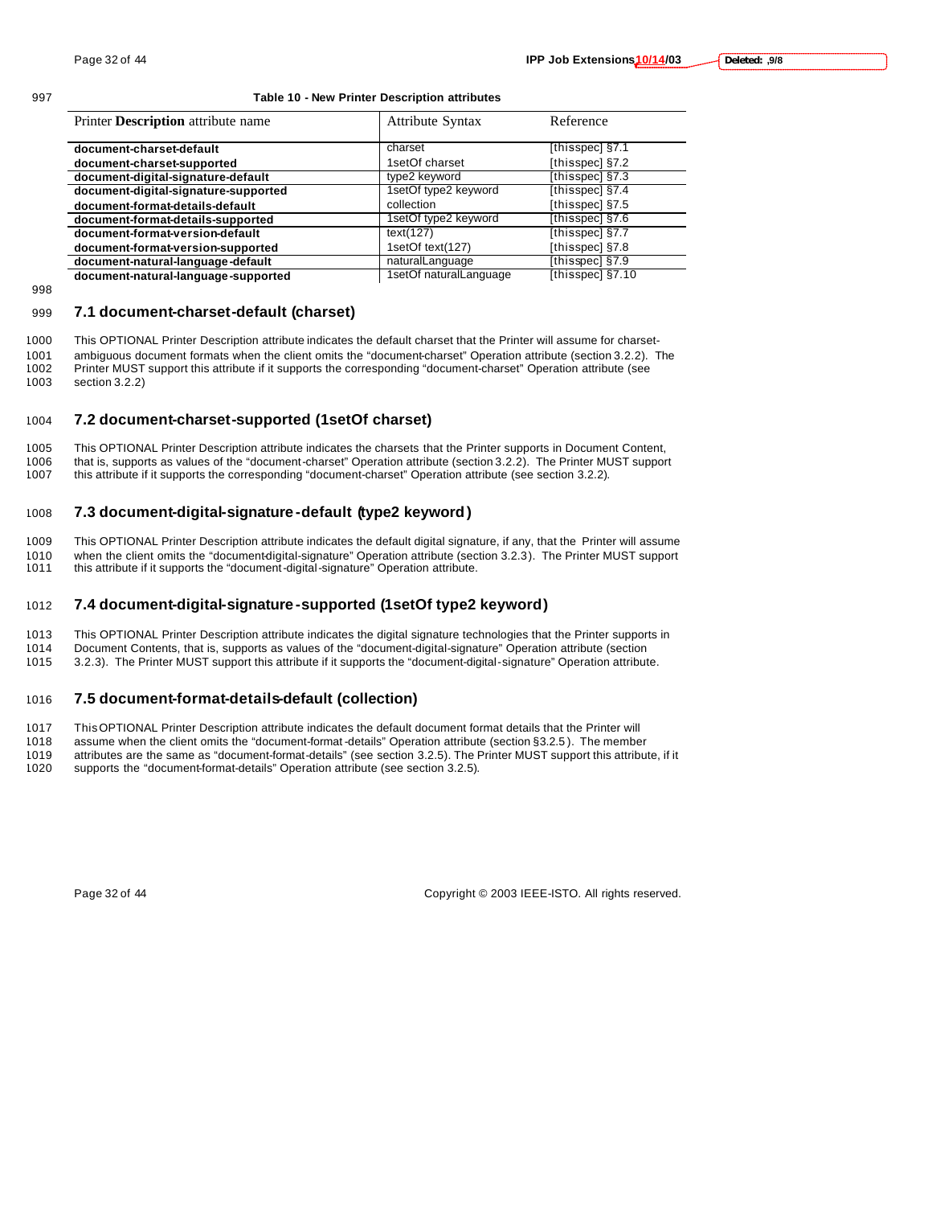**Table 10 - New Printer Description attributes**

| Printer **Description** attribute name | Attribute Syntax | Reference |
|---|---|---|
| **document-charset-default** | charset | [thisspec] §7.1 |
| **document-charset-supported** | 1setOf charset | [thisspec] §7.2 |
| **document-digital-signature-default** | type2 keyword | [thisspec] §7.3 |
| **document-digital-signature-supported** | 1setOf type2 keyword | [thisspec] §7.4 |
| **document-format-details-default** | collection | [thisspec] §7.5 |
| **document-format-details-supported** | 1setOf type2 keyword | [thisspec] §7.6 |
| **document-format-version-default** | text(127) | [thisspec] §7.7 |
| **document-format-version-supported** | 1setOf text(127) | [thisspec] §7.8 |
| **document-natural-language-default** | naturalLanguage | [thisspec] §7.9 |
| **document-natural-language-supported** | 1setOf naturalLanguage | [thisspec] §7.10 |

## 7.1 document-charset-default (charset)

This OPTIONAL Printer Description attribute indicates the default charset that the Printer will assume for charset-ambiguous document formats when the client omits the "document-charset" Operation attribute (section 3.2.2). The Printer MUST support this attribute if it supports the corresponding "document-charset" Operation attribute (see section 3.2.2)

## 7.2 document-charset-supported (1setOf charset)

This OPTIONAL Printer Description attribute indicates the charsets that the Printer supports in Document Content, that is, supports as values of the "document-charset" Operation attribute (section 3.2.2). The Printer MUST support this attribute if it supports the corresponding "document-charset" Operation attribute (see section 3.2.2).

## 7.3 document-digital-signature-default (type2 keyword)

This OPTIONAL Printer Description attribute indicates the default digital signature, if any, that the Printer will assume when the client omits the "document-digital-signature" Operation attribute (section 3.2.3). The Printer MUST support this attribute if it supports the "document-digital-signature" Operation attribute.

## 7.4 document-digital-signature-supported (1setOf type2 keyword)

This OPTIONAL Printer Description attribute indicates the digital signature technologies that the Printer supports in Document Contents, that is, supports as values of the "document-digital-signature" Operation attribute (section 3.2.3). The Printer MUST support this attribute if it supports the "document-digital-signature" Operation attribute.

## 7.5 document-format-details-default (collection)

This OPTIONAL Printer Description attribute indicates the default document format details that the Printer will assume when the client omits the "document-format-details" Operation attribute (section §3.2.5). The member attributes are the same as "document-format-details" (see section 3.2.5). The Printer MUST support this attribute, if it supports the "document-format-details" Operation attribute (see section 3.2.5).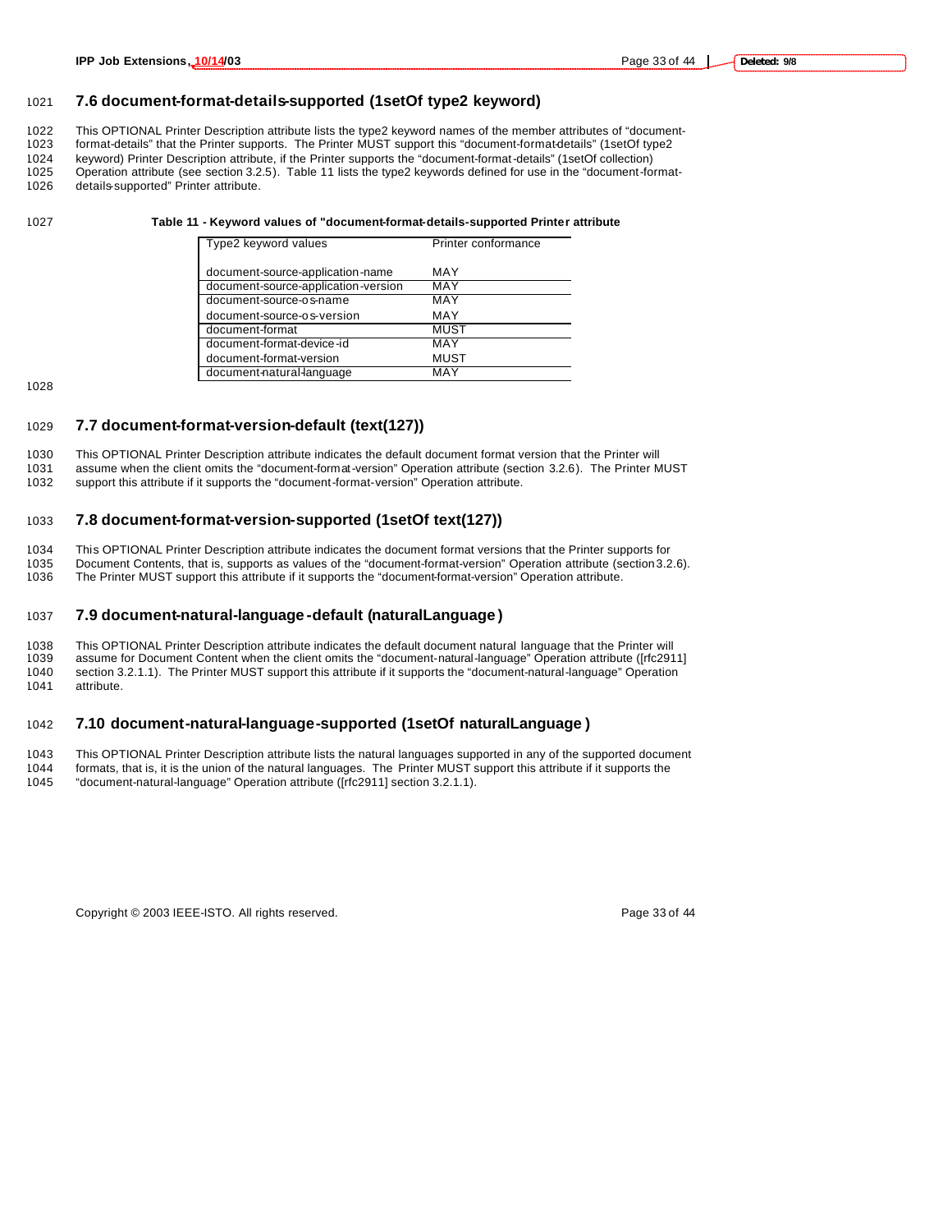## 7.6 document-format-details-supported (1setOf type2 keyword)

This OPTIONAL Printer Description attribute lists the type2 keyword names of the member attributes of "document-format-details" that the Printer supports. The Printer MUST support this "document-format-details" (1setOf type2 keyword) Printer Description attribute, if the Printer supports the "document-format-details" (1setOf collection) Operation attribute (see section 3.2.5). Table 11 lists the type2 keywords defined for use in the "document-format-details-supported" Printer attribute.

**Table 11 - Keyword values of "document-format-details-supported Printer attribute**

| Type2 keyword values | Printer conformance |
|---|---|
| document-source-application-name | MAY |
| document-source-application-version | MAY |
| document-source-os-name | MAY |
| document-source-os-version | MAY |
| document-format | MUST |
| document-format-device-id | MAY |
| document-format-version | MUST |
| document-natural-language | MAY |

## 7.7 document-format-version-default (text(127))

This OPTIONAL Printer Description attribute indicates the default document format version that the Printer will assume when the client omits the "document-format-version" Operation attribute (section 3.2.6). The Printer MUST support this attribute if it supports the "document-format-version" Operation attribute.

## 7.8 document-format-version-supported (1setOf text(127))

This OPTIONAL Printer Description attribute indicates the document format versions that the Printer supports for Document Contents, that is, supports as values of the "document-format-version" Operation attribute (section 3.2.6). The Printer MUST support this attribute if it supports the "document-format-version" Operation attribute.

## 7.9 document-natural-language-default (naturalLanguage)

This OPTIONAL Printer Description attribute indicates the default document natural language that the Printer will assume for Document Content when the client omits the "document-natural-language" Operation attribute ([rfc2911] section 3.2.1.1). The Printer MUST support this attribute if it supports the "document-natural-language" Operation attribute.

## 7.10 document-natural-language-supported (1setOf naturalLanguage)

This OPTIONAL Printer Description attribute lists the natural languages supported in any of the supported document formats, that is, it is the union of the natural languages. The Printer MUST support this attribute if it supports the "document-natural-language" Operation attribute ([rfc2911] section 3.2.1.1).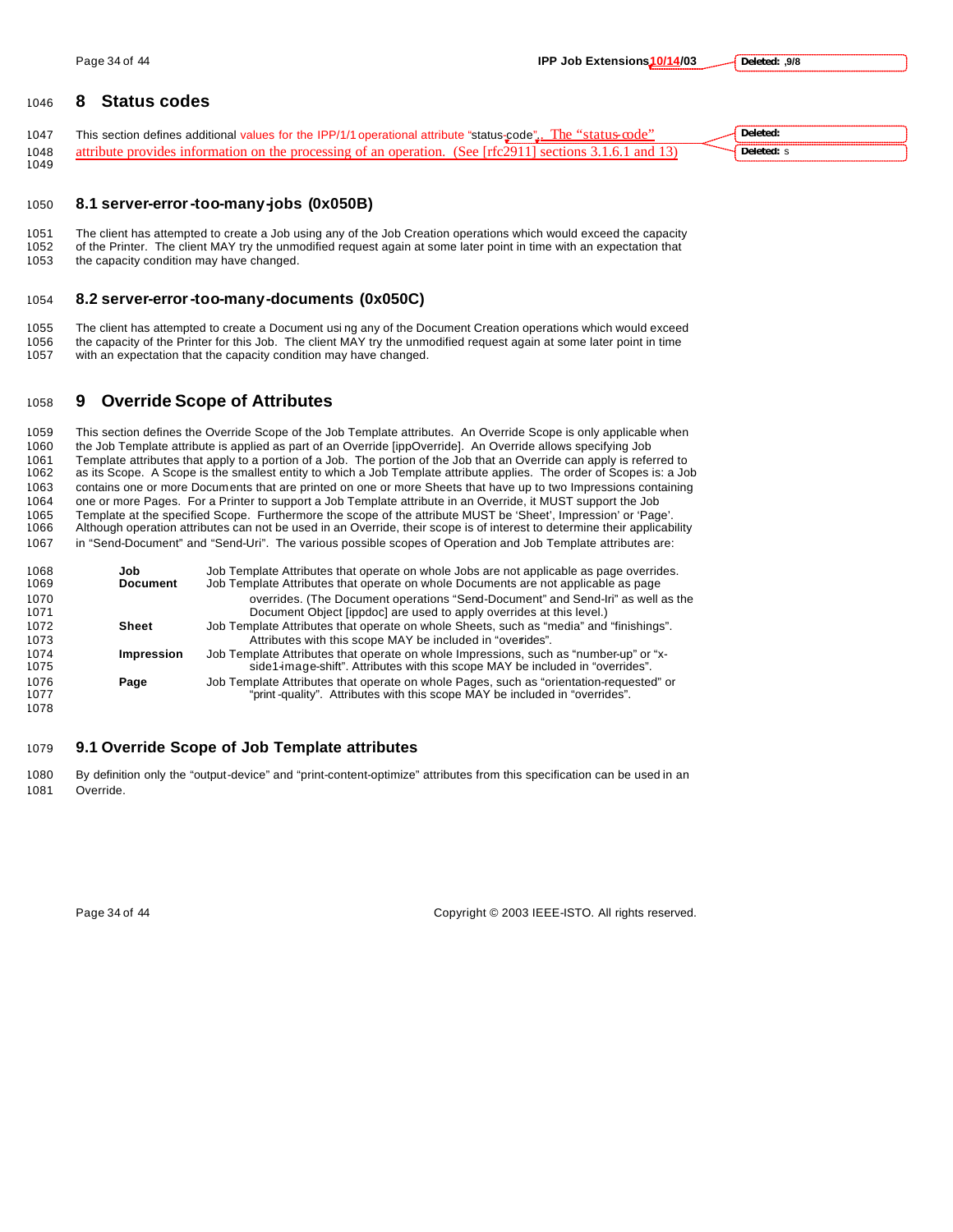# 8 Status codes

This section defines additional values for the IPP/1/1 operational attribute "status-code". The "status-code" attribute provides information on the processing of an operation. (See [rfc2911] sections 3.1.6.1 and 13)

## 8.1 server-error-too-many-jobs (0x050B)

The client has attempted to create a Job using any of the Job Creation operations which would exceed the capacity of the Printer. The client MAY try the unmodified request again at some later point in time with an expectation that the capacity condition may have changed.

## 8.2 server-error-too-many-documents (0x050C)

The client has attempted to create a Document using any of the Document Creation operations which would exceed the capacity of the Printer for this Job. The client MAY try the unmodified request again at some later point in time with an expectation that the capacity condition may have changed.

# 9 Override Scope of Attributes

This section defines the Override Scope of the Job Template attributes. An Override Scope is only applicable when the Job Template attribute is applied as part of an Override [ippOverride]. An Override allows specifying Job Template attributes that apply to a portion of a Job. The portion of the Job that an Override can apply is referred to as its Scope. A Scope is the smallest entity to which a Job Template attribute applies. The order of Scopes is: a Job contains one or more Documents that are printed on one or more Sheets that have up to two Impressions containing one or more Pages. For a Printer to support a Job Template attribute in an Override, it MUST support the Job Template at the specified Scope. Furthermore the scope of the attribute MUST be 'Sheet', Impression' or 'Page'. Although operation attributes can not be used in an Override, their scope is of interest to determine their applicability in "Send-Document" and "Send-Uri". The various possible scopes of Operation and Job Template attributes are:

**Job** Job Template Attributes that operate on whole Jobs are not applicable as page overrides.

**Document** Job Template Attributes that operate on whole Documents are not applicable as page overrides. (The Document operations "Send-Document" and Send-Iri" as well as the Document Object [ippdoc] are used to apply overrides at this level.)

**Sheet** Job Template Attributes that operate on whole Sheets, such as "media" and "finishings". Attributes with this scope MAY be included in "overrides".

**Impression** Job Template Attributes that operate on whole Impressions, such as "number-up" or "x-side1-image-shift". Attributes with this scope MAY be included in "overrides".

**Page** Job Template Attributes that operate on whole Pages, such as "orientation-requested" or "print-quality". Attributes with this scope MAY be included in "overrides".

## 9.1 Override Scope of Job Template attributes

By definition only the "output-device" and "print-content-optimize" attributes from this specification can be used in an Override.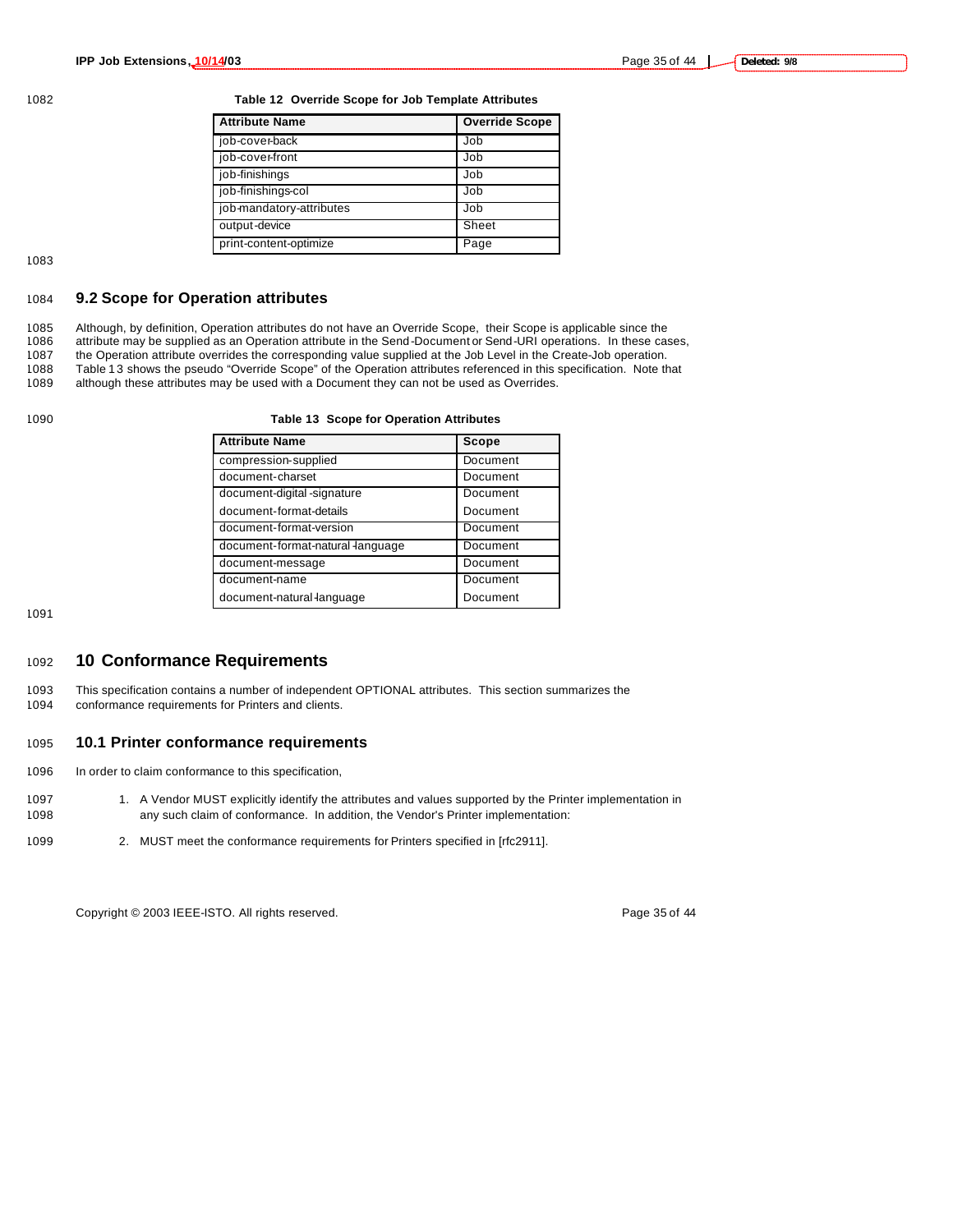**Table 12 Override Scope for Job Template Attributes**

| Attribute Name | Override Scope |
|---|---|
| job-cover-back | Job |
| job-cover-front | Job |
| job-finishings | Job |
| job-finishings-col | Job |
| job-mandatory-attributes | Job |
| output-device | Sheet |
| print-content-optimize | Page |

## 9.2 Scope for Operation attributes

Although, by definition, Operation attributes do not have an Override Scope, their Scope is applicable since the attribute may be supplied as an Operation attribute in the Send-Document or Send-URI operations. In these cases, the Operation attribute overrides the corresponding value supplied at the Job Level in the Create-Job operation. Table 13 shows the pseudo "Override Scope" of the Operation attributes referenced in this specification. Note that although these attributes may be used with a Document they can not be used as Overrides.

**Table 13 Scope for Operation Attributes**

| Attribute Name | Scope |
|---|---|
| compression-supplied | Document |
| document-charset | Document |
| document-digital-signature | Document |
| document-format-details | Document |
| document-format-version | Document |
| document-format-natural-language | Document |
| document-message | Document |
| document-name | Document |
| document-natural-language | Document |

# 10 Conformance Requirements

This specification contains a number of independent OPTIONAL attributes. This section summarizes the conformance requirements for Printers and clients.

## 10.1 Printer conformance requirements

In order to claim conformance to this specification,

1. A Vendor MUST explicitly identify the attributes and values supported by the Printer implementation in any such claim of conformance. In addition, the Vendor's Printer implementation:
2. MUST meet the conformance requirements for Printers specified in [rfc2911].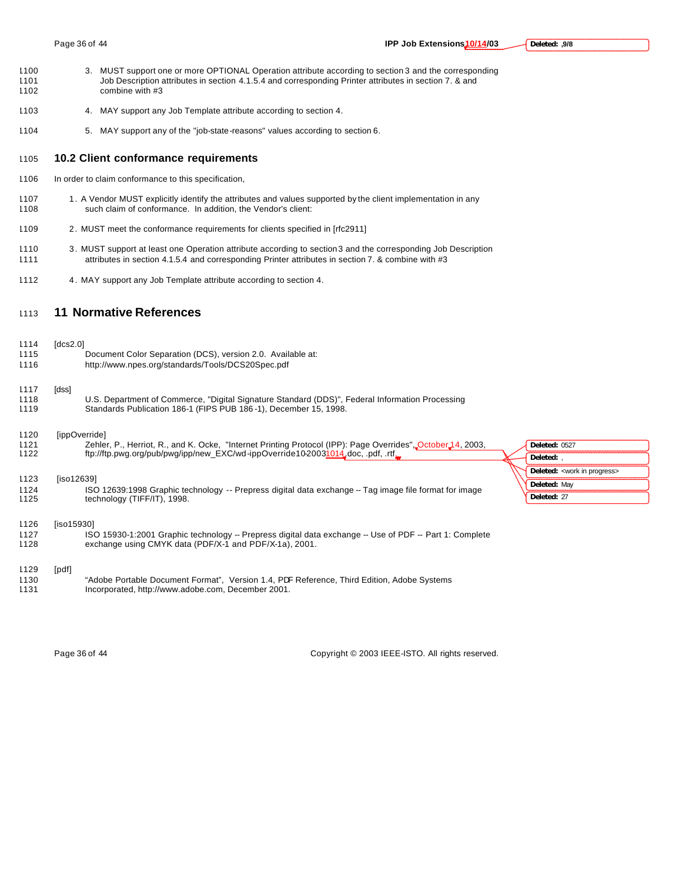3. MUST support one or more OPTIONAL Operation attribute according to section 3 and the corresponding Job Description attributes in section 4.1.5.4 and corresponding Printer attributes in section 7. & and combine with #3

4. MAY support any Job Template attribute according to section 4.

5. MAY support any of the "job-state-reasons" values according to section 6.

## 10.2 Client conformance requirements

In order to claim conformance to this specification,

1. A Vendor MUST explicitly identify the attributes and values supported by the client implementation in any such claim of conformance. In addition, the Vendor's client:

2. MUST meet the conformance requirements for clients specified in [rfc2911]

3. MUST support at least one Operation attribute according to section 3 and the corresponding Job Description attributes in section 4.1.5.4 and corresponding Printer attributes in section 7. & combine with #3

4. MAY support any Job Template attribute according to section 4.

# 11 Normative References

[dcs2.0]
Document Color Separation (DCS), version 2.0. Available at: http://www.npes.org/standards/Tools/DCS20Spec.pdf

[dss]
U.S. Department of Commerce, "Digital Signature Standard (DDS)", Federal Information Processing Standards Publication 186-1 (FIPS PUB 186-1), December 15, 1998.

[ippOverride]
Zehler, P., Herriot, R., and K. Ocke, "Internet Printing Protocol (IPP): Page Overrides", October 14, 2003, ftp://ftp.pwg.org/pub/pwg/ipp/new_EXC/wd-ippOverride10-20031014.doc, .pdf, .rtf

[iso12639]
ISO 12639:1998 Graphic technology -- Prepress digital data exchange -- Tag image file format for image technology (TIFF/IT), 1998.

[iso15930]
ISO 15930-1:2001 Graphic technology -- Prepress digital data exchange -- Use of PDF -- Part 1: Complete exchange using CMYK data (PDF/X-1 and PDF/X-1a), 2001.

[pdf]
"Adobe Portable Document Format", Version 1.4, PDF Reference, Third Edition, Adobe Systems Incorporated, http://www.adobe.com, December 2001.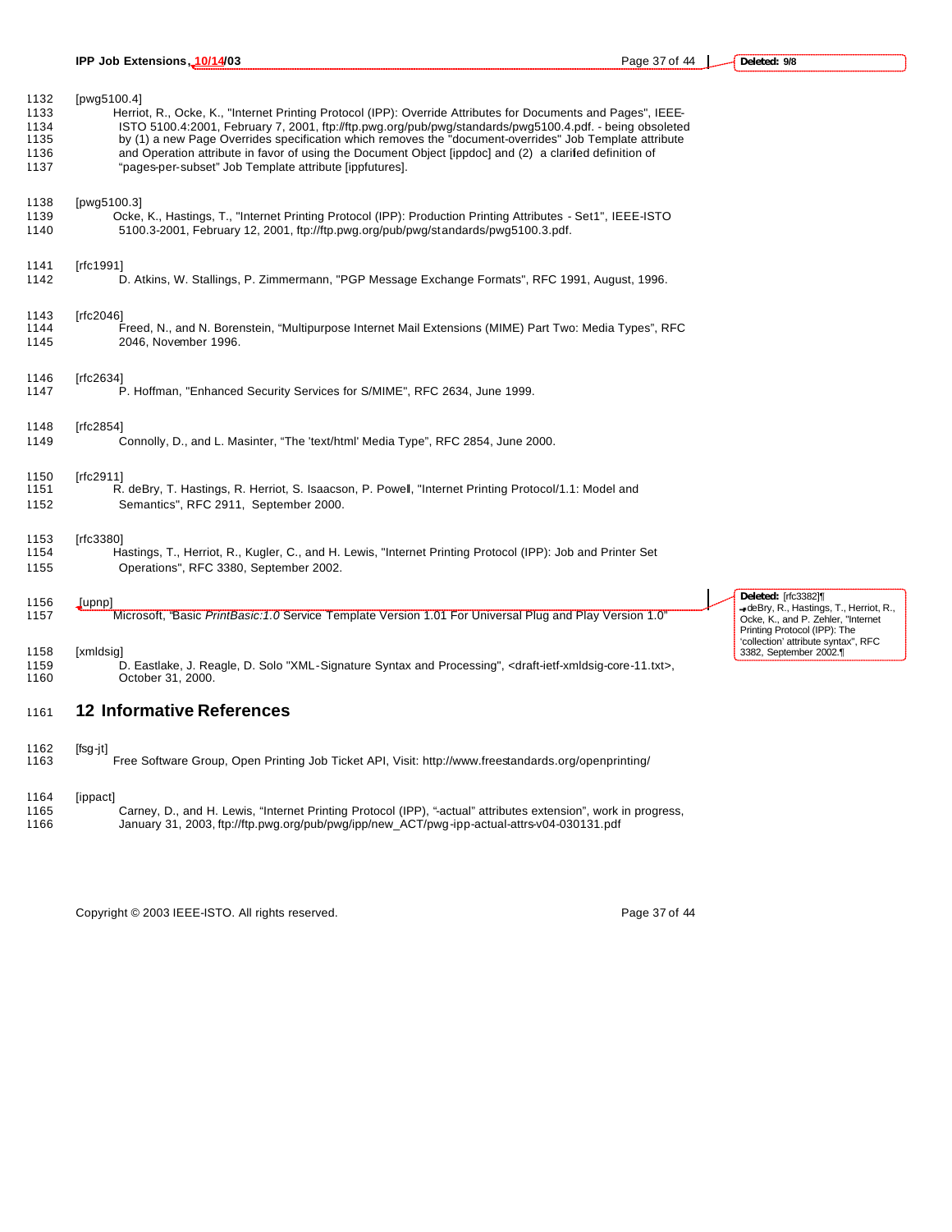[pwg5100.4]

Herriot, R., Ocke, K., "Internet Printing Protocol (IPP): Override Attributes for Documents and Pages", IEEE-ISTO 5100.4:2001, February 7, 2001, ftp://ftp.pwg.org/pub/pwg/standards/pwg5100.4.pdf. - being obsoleted by (1) a new Page Overrides specification which removes the "document-overrides" Job Template attribute and Operation attribute in favor of using the Document Object [ippdoc] and (2) a clarified definition of "pages-per-subset" Job Template attribute [ippfutures].

[pwg5100.3]

Ocke, K., Hastings, T., "Internet Printing Protocol (IPP): Production Printing Attributes - Set1", IEEE-ISTO 5100.3-2001, February 12, 2001, ftp://ftp.pwg.org/pub/pwg/standards/pwg5100.3.pdf.

[rfc1991]

D. Atkins, W. Stallings, P. Zimmermann, "PGP Message Exchange Formats", RFC 1991, August, 1996.

[rfc2046]

Freed, N., and N. Borenstein, "Multipurpose Internet Mail Extensions (MIME) Part Two: Media Types", RFC 2046, November 1996.

[rfc2634]

P. Hoffman, "Enhanced Security Services for S/MIME", RFC 2634, June 1999.

[rfc2854]

Connolly, D., and L. Masinter, "The 'text/html' Media Type", RFC 2854, June 2000.

[rfc2911]

R. deBry, T. Hastings, R. Herriot, S. Isaacson, P. Powell, "Internet Printing Protocol/1.1: Model and Semantics", RFC 2911, September 2000.

[rfc3380]

Hastings, T., Herriot, R., Kugler, C., and H. Lewis, "Internet Printing Protocol (IPP): Job and Printer Set Operations", RFC 3380, September 2002.

[upnp]

Microsoft, "Basic *PrintBasic:1.0* Service Template Version 1.01 For Universal Plug and Play Version 1.0"

[xmldsig]

D. Eastlake, J. Reagle, D. Solo "XML-Signature Syntax and Processing", <draft-ietf-xmldsig-core-11.txt>, October 31, 2000.

## 12 Informative References

[fsg-jt]

Free Software Group, Open Printing Job Ticket API, Visit: http://www.freestandards.org/openprinting/

[ippact]

Carney, D., and H. Lewis, "Internet Printing Protocol (IPP), "-actual" attributes extension", work in progress, January 31, 2003, ftp://ftp.pwg.org/pub/pwg/ipp/new_ACT/pwg-ipp-actual-attrs-v04-030131.pdf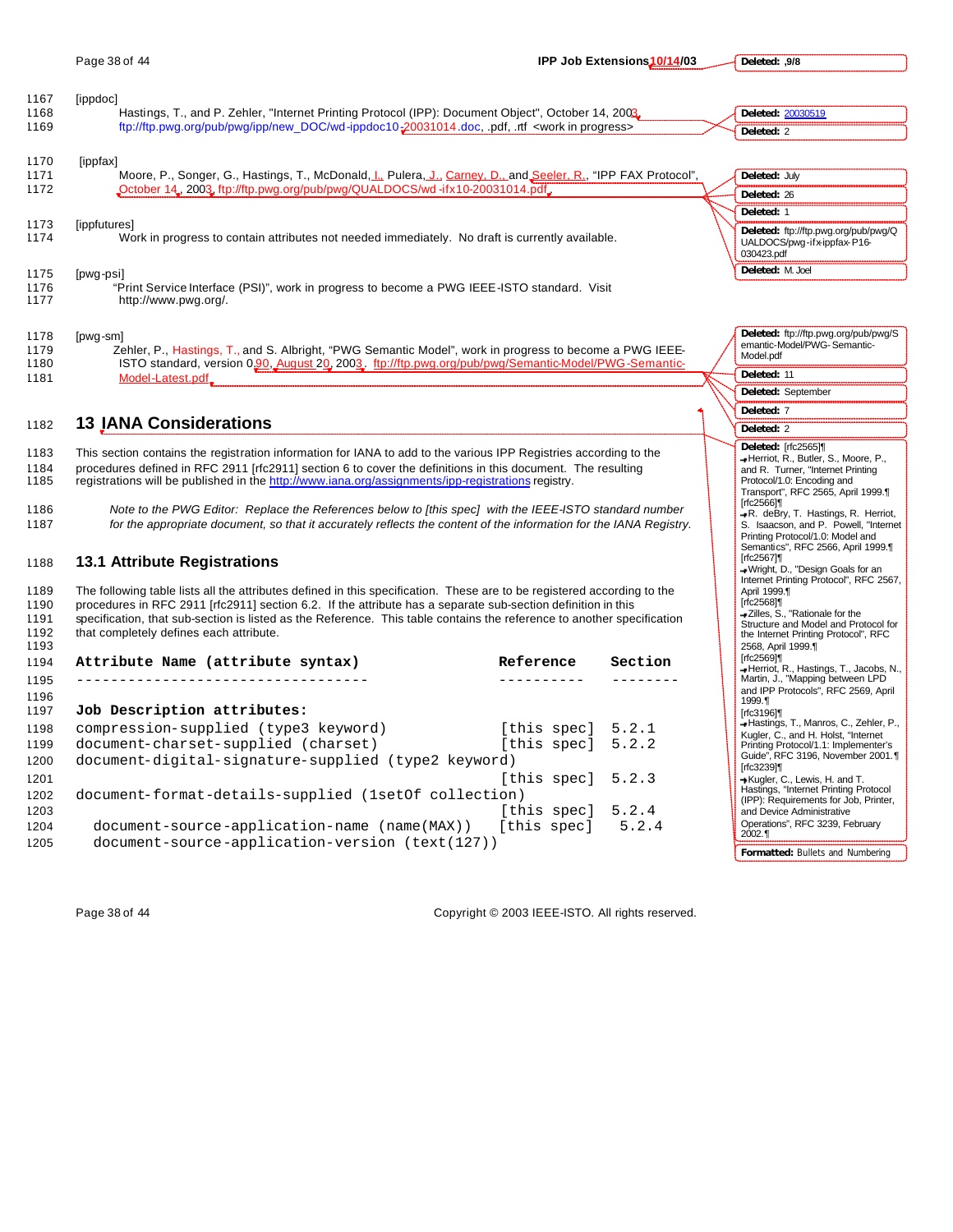[ippdoc]

Hastings, T., and P. Zehler, "Internet Printing Protocol (IPP): Document Object", October 14, 2003, ftp://ftp.pwg.org/pub/pwg/ipp/new_DOC/wd-ippdoc10-20031014.doc, .pdf, .rtf <work in progress>

[ippfax]

Moore, P., Songer, G., Hastings, T., McDonald, I., Pulera, J., Carney, D., and Seeler, R., "IPP FAX Protocol", October 14, 2003, ftp://ftp.pwg.org/pub/pwg/QUALDOCS/wd-ifx10-20031014.pdf

[ippfutures]

Work in progress to contain attributes not needed immediately. No draft is currently available.

[pwg-psi]

"Print Service Interface (PSI)", work in progress to become a PWG IEEE-ISTO standard. Visit http://www.pwg.org/.

[pwg-sm]

Zehler, P., Hastings, T., and S. Albright, "PWG Semantic Model", work in progress to become a PWG IEEE-ISTO standard, version 0.90, August 20, 2003. ftp://ftp.pwg.org/pub/pwg/Semantic-Model/PWG-Semantic-Model-Latest.pdf

## 13 IANA Considerations

This section contains the registration information for IANA to add to the various IPP Registries according to the procedures defined in RFC 2911 [rfc2911] section 6 to cover the definitions in this document. The resulting registrations will be published in the http://www.iana.org/assignments/ipp-registrations registry.

*Note to the PWG Editor: Replace the References below to [this spec] with the IEEE-ISTO standard number for the appropriate document, so that it accurately reflects the content of the information for the IANA Registry.*

### 13.1 Attribute Registrations

The following table lists all the attributes defined in this specification. These are to be registered according to the procedures in RFC 2911 [rfc2911] section 6.2. If the attribute has a separate sub-section definition in this specification, that sub-section is listed as the Reference. This table contains the reference to another specification that completely defines each attribute.

```
Attribute Name (attribute syntax)                  Reference   Section
---------------------------------                  ----------  --------

Job Description attributes:
compression-supplied (type3 keyword)               [this spec] 5.2.1
document-charset-supplied (charset)                [this spec] 5.2.2
document-digital-signature-supplied (type2 keyword)
                                                   [this spec] 5.2.3
document-format-details-supplied (1setOf collection)
                                                   [this spec] 5.2.4
  document-source-application-name (name(MAX))     [this spec]  5.2.4
  document-source-application-version (text(127))
```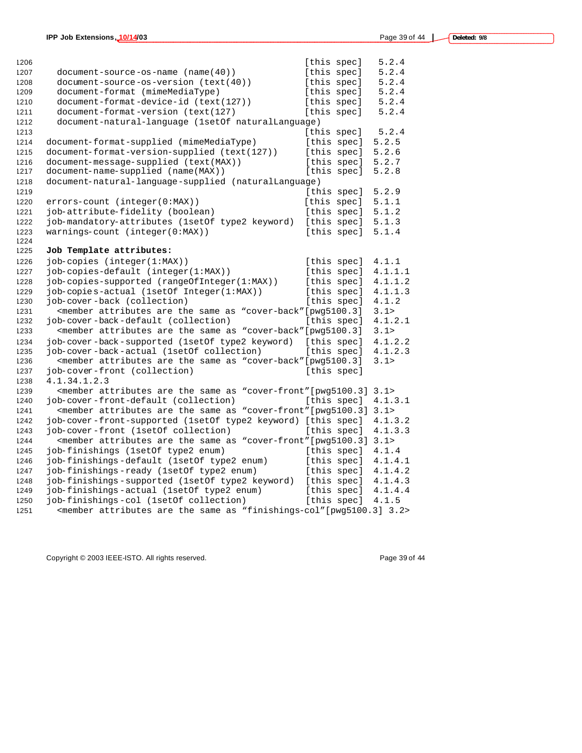```
                                                   [this spec]   5.2.4
  document-source-os-name (name(40))               [this spec]   5.2.4
  document-source-os-version (text(40))            [this spec]   5.2.4
  document-format (mimeMediaType)                  [this spec]   5.2.4
  document-format-device-id (text(127))            [this spec]   5.2.4
  document-format-version (text(127)               [this spec]   5.2.4
  document-natural-language (1setOf naturalLanguage)
                                                   [this spec]   5.2.4
document-format-supplied (mimeMediaType)           [this spec]  5.2.5
document-format-version-supplied (text(127))       [this spec]  5.2.6
document-message-supplied (text(MAX))              [this spec]  5.2.7
document-name-supplied (name(MAX))                 [this spec]  5.2.8
document-natural-language-supplied (naturalLanguage)
                                                   [this spec]  5.2.9
errors-count (integer(0:MAX))                      [this spec]  5.1.1
job-attribute-fidelity (boolean)                   [this spec]  5.1.2
job-mandatory-attributes (1setOf type2 keyword)    [this spec]  5.1.3
warnings-count (integer(0:MAX))                    [this spec]  5.1.4
```

**Job Template attributes:**

```
job-copies (integer(1:MAX))                        [this spec]  4.1.1
job-copies-default (integer(1:MAX))                [this spec]  4.1.1.1
job-copies-supported (rangeOfInteger(1:MAX))       [this spec]  4.1.1.2
job-copies-actual (1setOf Integer(1:MAX))          [this spec]  4.1.1.3
job-cover-back (collection)                        [this spec]  4.1.2
  <member attributes are the same as "cover-back"[pwg5100.3]   3.1>
job-cover-back-default (collection)                [this spec]  4.1.2.1
  <member attributes are the same as "cover-back"[pwg5100.3]   3.1>
job-cover-back-supported (1setOf type2 keyword)    [this spec]  4.1.2.2
job-cover-back-actual (1setOf collection)          [this spec]  4.1.2.3
  <member attributes are the same as "cover-back"[pwg5100.3]   3.1>
job-cover-front (collection)                       [this spec]
4.1.34.1.2.3
  <member attributes are the same as "cover-front"[pwg5100.3] 3.1>
job-cover-front-default (collection)               [this spec]  4.1.3.1
  <member attributes are the same as "cover-front"[pwg5100.3] 3.1>
job-cover-front-supported (1setOf type2 keyword)   [this spec]  4.1.3.2
job-cover-front (1setOf collection)                [this spec]  4.1.3.3
  <member attributes are the same as "cover-front"[pwg5100.3] 3.1>
job-finishings (1setOf type2 enum)                 [this spec]  4.1.4
job-finishings-default (1setOf type2 enum)         [this spec]  4.1.4.1
job-finishings-ready (1setOf type2 enum)           [this spec]  4.1.4.2
job-finishings-supported (1setOf type2 keyword)    [this spec]  4.1.4.3
job-finishings-actual (1setOf type2 enum)          [this spec]  4.1.4.4
job-finishings-col (1setOf collection)             [this spec]  4.1.5
  <member attributes are the same as "finishings-col"[pwg5100.3] 3.2>
```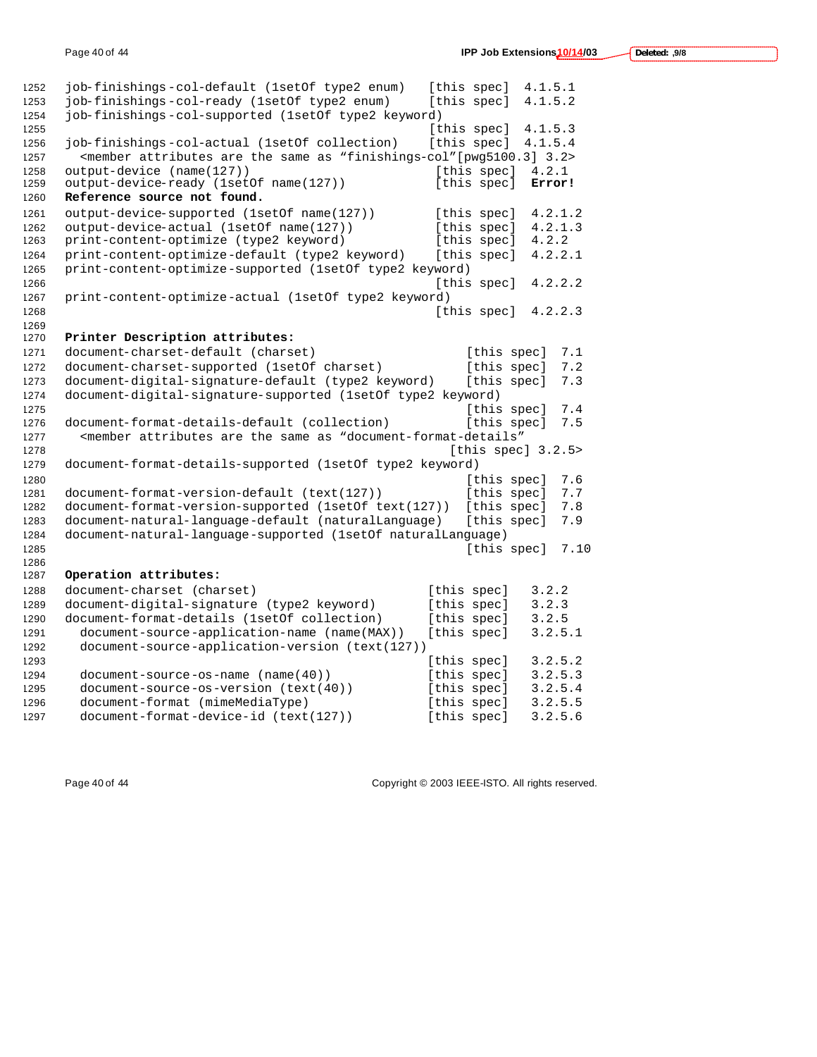```
job-finishings-col-default (1setOf type2 enum)   [this spec]  4.1.5.1
job-finishings-col-ready (1setOf type2 enum)     [this spec]  4.1.5.2
job-finishings-col-supported (1setOf type2 keyword)
                                                 [this spec]  4.1.5.3
job-finishings-col-actual (1setOf collection)    [this spec]  4.1.5.4
  <member attributes are the same as "finishings-col"[pwg5100.3] 3.2>
output-device (name(127))                         [this spec]  4.2.1
output-device-ready (1setOf name(127))            [this spec]  Error!
Reference source not found.
output-device-supported (1setOf name(127))        [this spec]  4.2.1.2
output-device-actual (1setOf name(127))           [this spec]  4.2.1.3
print-content-optimize (type2 keyword)            [this spec]  4.2.2
print-content-optimize-default (type2 keyword)    [this spec]  4.2.2.1
print-content-optimize-supported (1setOf type2 keyword)
                                                  [this spec]  4.2.2.2
print-content-optimize-actual (1setOf type2 keyword)
                                                  [this spec]  4.2.2.3
```

**Printer Description attributes:**

```
document-charset-default (charset)                     [this spec]  7.1
document-charset-supported (1setOf charset)            [this spec]  7.2
document-digital-signature-default (type2 keyword)     [this spec]  7.3
document-digital-signature-supported (1setOf type2 keyword)
                                                       [this spec]  7.4
document-format-details-default (collection)           [this spec]  7.5
  <member attributes are the same as "document-format-details"
                                                    [this spec] 3.2.5>
document-format-details-supported (1setOf type2 keyword)
                                                       [this spec]  7.6
document-format-version-default (text(127))            [this spec]  7.7
document-format-version-supported (1setOf text(127))   [this spec]  7.8
document-natural-language-default (naturalLanguage)    [this spec]  7.9
document-natural-language-supported (1setOf naturalLanguage)
                                                       [this spec]  7.10
```

**Operation attributes:**

```
document-charset (charset)                       [this spec]   3.2.2
document-digital-signature (type2 keyword)       [this spec]   3.2.3
document-format-details (1setOf collection)      [this spec]   3.2.5
  document-source-application-name (name(MAX))   [this spec]   3.2.5.1
  document-source-application-version (text(127))
                                                 [this spec]   3.2.5.2
  document-source-os-name (name(40))             [this spec]   3.2.5.3
  document-source-os-version (text(40))          [this spec]   3.2.5.4
  document-format (mimeMediaType)                [this spec]   3.2.5.5
  document-format-device-id (text(127))          [this spec]   3.2.5.6
```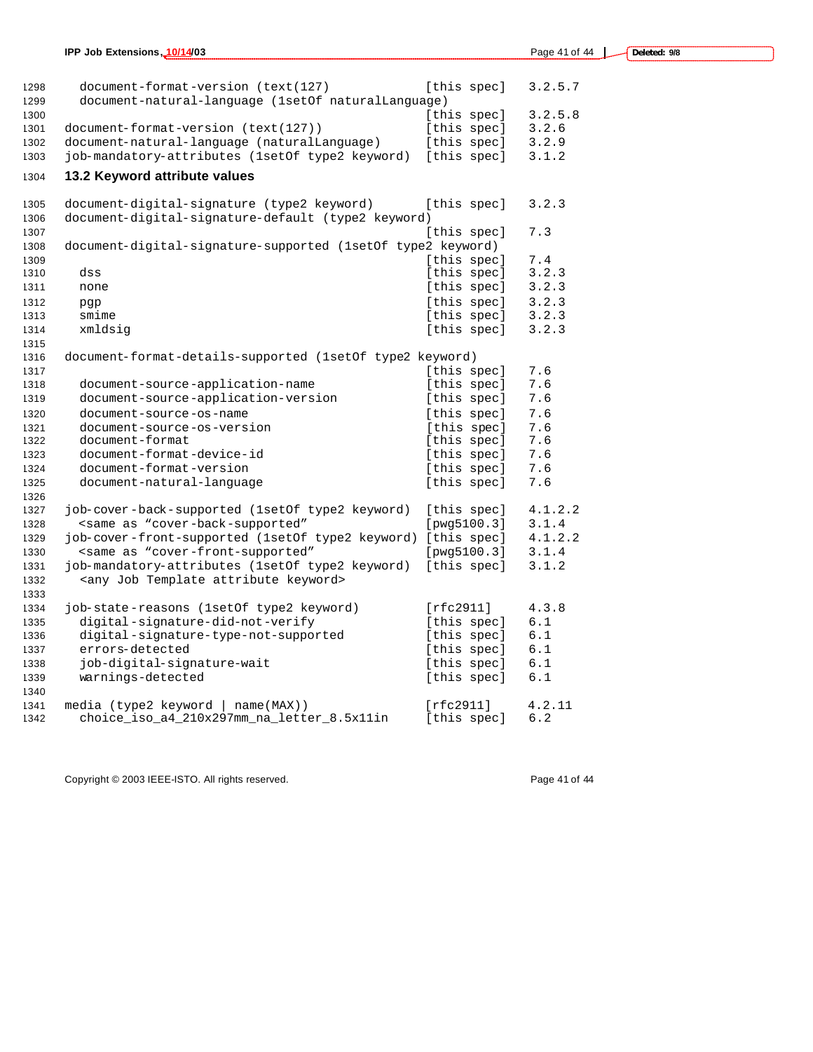```
  document-format-version (text(127)          [this spec]   3.2.5.7
  document-natural-language (1setOf naturalLanguage)
                                              [this spec]   3.2.5.8
document-format-version (text(127))           [this spec]   3.2.6
document-natural-language (naturalLanguage)   [this spec]   3.2.9
job-mandatory-attributes (1setOf type2 keyword)  [this spec]   3.1.2
```

## 13.2 Keyword attribute values

```
document-digital-signature (type2 keyword)    [this spec]   3.2.3
document-digital-signature-default (type2 keyword)
                                              [this spec]   7.3
document-digital-signature-supported (1setOf type2 keyword)
                                              [this spec]   7.4
  dss                                         [this spec]   3.2.3
  none                                        [this spec]   3.2.3
  pgp                                         [this spec]   3.2.3
  smime                                       [this spec]   3.2.3
  xmldsig                                     [this spec]   3.2.3

document-format-details-supported (1setOf type2 keyword)
                                              [this spec]   7.6
  document-source-application-name            [this spec]   7.6
  document-source-application-version         [this spec]   7.6
  document-source-os-name                     [this spec]   7.6
  document-source-os-version                  [this spec]   7.6
  document-format                             [this spec]   7.6
  document-format-device-id                   [this spec]   7.6
  document-format-version                     [this spec]   7.6
  document-natural-language                   [this spec]   7.6

job-cover-back-supported (1setOf type2 keyword)  [this spec]   4.1.2.2
  <same as "cover-back-supported"             [pwg5100.3]   3.1.4
job-cover-front-supported (1setOf type2 keyword) [this spec]   4.1.2.2
  <same as "cover-front-supported"            [pwg5100.3]   3.1.4
job-mandatory-attributes (1setOf type2 keyword)  [this spec]   3.1.2
  <any Job Template attribute keyword>

job-state-reasons (1setOf type2 keyword)      [rfc2911]     4.3.8
  digital-signature-did-not-verify            [this spec]   6.1
  digital-signature-type-not-supported        [this spec]   6.1
  errors-detected                             [this spec]   6.1
  job-digital-signature-wait                  [this spec]   6.1
  warnings-detected                           [this spec]   6.1

media (type2 keyword | name(MAX))             [rfc2911]     4.2.11
  choice_iso_a4_210x297mm_na_letter_8.5x11in  [this spec]   6.2
```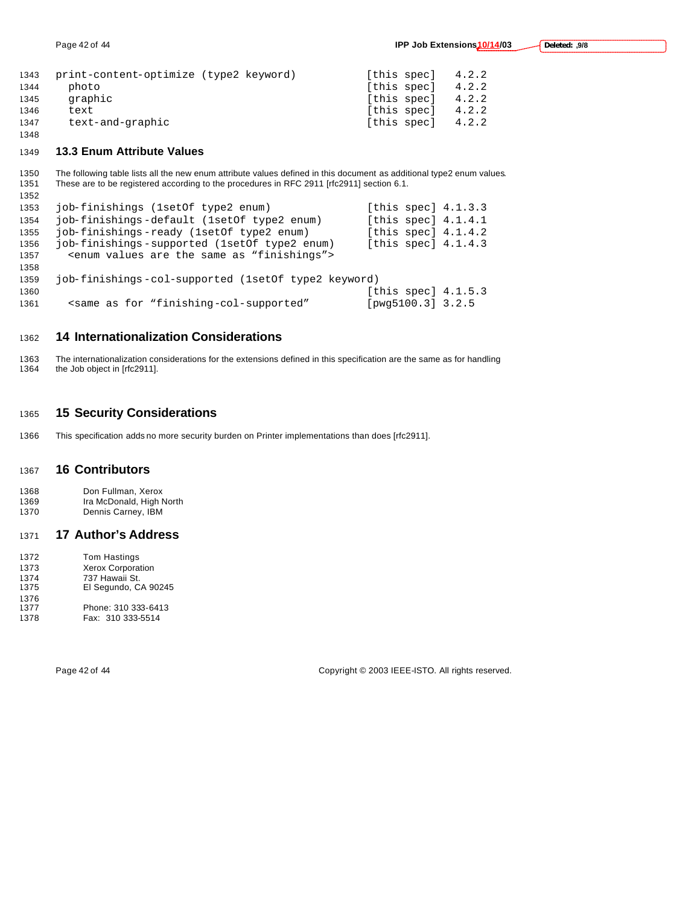```
print-content-optimize (type2 keyword)            [this spec]   4.2.2
  photo                                           [this spec]   4.2.2
  graphic                                         [this spec]   4.2.2
  text                                            [this spec]   4.2.2
  text-and-graphic                                [this spec]   4.2.2
```

### 13.3 Enum Attribute Values

The following table lists all the new enum attribute values defined in this document as additional type2 enum values. These are to be registered according to the procedures in RFC 2911 [rfc2911] section 6.1.

```
job-finishings (1setOf type2 enum)                [this spec] 4.1.3.3
job-finishings-default (1setOf type2 enum)        [this spec] 4.1.4.1
job-finishings-ready (1setOf type2 enum)          [this spec] 4.1.4.2
job-finishings-supported (1setOf type2 enum)      [this spec] 4.1.4.3
  <enum values are the same as "finishings">

job-finishings-col-supported (1setOf type2 keyword)
                                                  [this spec] 4.1.5.3
  <same as for "finishing-col-supported"          [pwg5100.3] 3.2.5
```

## 14 Internationalization Considerations

The internationalization considerations for the extensions defined in this specification are the same as for handling the Job object in [rfc2911].

## 15 Security Considerations

This specification adds no more security burden on Printer implementations than does [rfc2911].

## 16 Contributors

Don Fullman, Xerox
Ira McDonald, High North
Dennis Carney, IBM

## 17 Author's Address

Tom Hastings
Xerox Corporation
737 Hawaii St.
El Segundo, CA 90245

Phone: 310 333-6413
Fax: 310 333-5514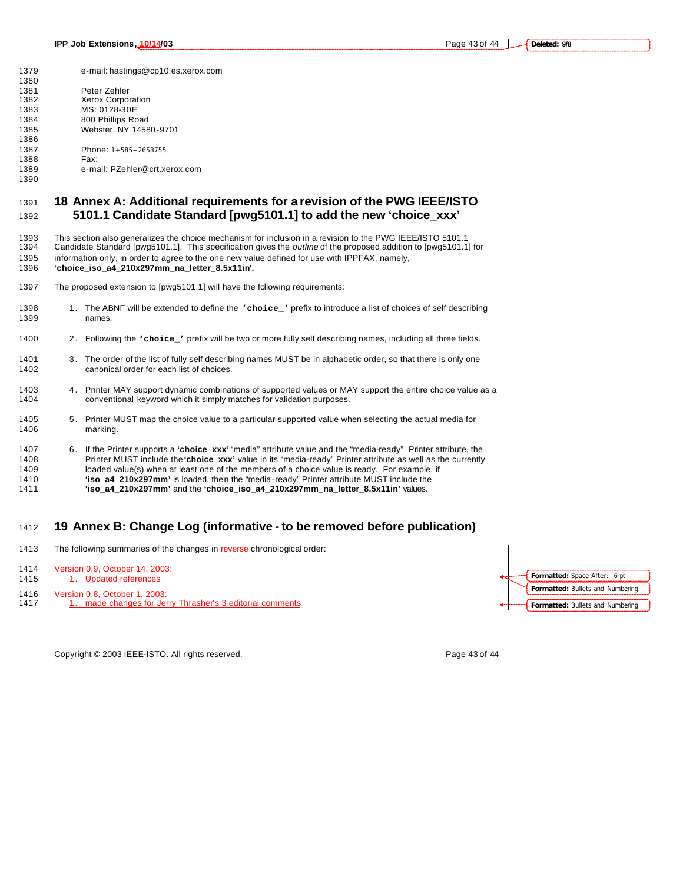e-mail: hastings@cp10.es.xerox.com

Peter Zehler
Xerox Corporation
MS: 0128-30E
800 Phillips Road
Webster, NY 14580-9701

Phone: 1+585+2658755
Fax:
e-mail: PZehler@crt.xerox.com

# 18 Annex A: Additional requirements for a revision of the PWG IEEE/ISTO 5101.1 Candidate Standard [pwg5101.1] to add the new 'choice_xxx'

This section also generalizes the choice mechanism for inclusion in a revision to the PWG IEEE/ISTO 5101.1 Candidate Standard [pwg5101.1]. This specification gives the *outline* of the proposed addition to [pwg5101.1] for information only, in order to agree to the one new value defined for use with IPPFAX, namely, **'choice_iso_a4_210x297mm_na_letter_8.5x11in'.**

The proposed extension to [pwg5101.1] will have the following requirements:

1. The ABNF will be extended to define the **'choice_'** prefix to introduce a list of choices of self describing names.
2. Following the **'choice_'** prefix will be two or more fully self describing names, including all three fields.
3. The order of the list of fully self describing names MUST be in alphabetic order, so that there is only one canonical order for each list of choices.
4. Printer MAY support dynamic combinations of supported values or MAY support the entire choice value as a conventional keyword which it simply matches for validation purposes.
5. Printer MUST map the choice value to a particular supported value when selecting the actual media for marking.
6. If the Printer supports a **'choice_xxx'** "media" attribute value and the "media-ready" Printer attribute, the Printer MUST include the **'choice_xxx'** value in its "media-ready" Printer attribute as well as the currently loaded value(s) when at least one of the members of a choice value is ready. For example, if **'iso_a4_210x297mm'** is loaded, then the "media-ready" Printer attribute MUST include the **'iso_a4_210x297mm'** and the **'choice_iso_a4_210x297mm_na_letter_8.5x11in'** values.

# 19 Annex B: Change Log (informative - to be removed before publication)

The following summaries of the changes in reverse chronological order:

Version 0.9, October 14, 2003:
1. Updated references

Version 0.8, October 1, 2003:
1. made changes for Jerry Thrasher's 3 editorial comments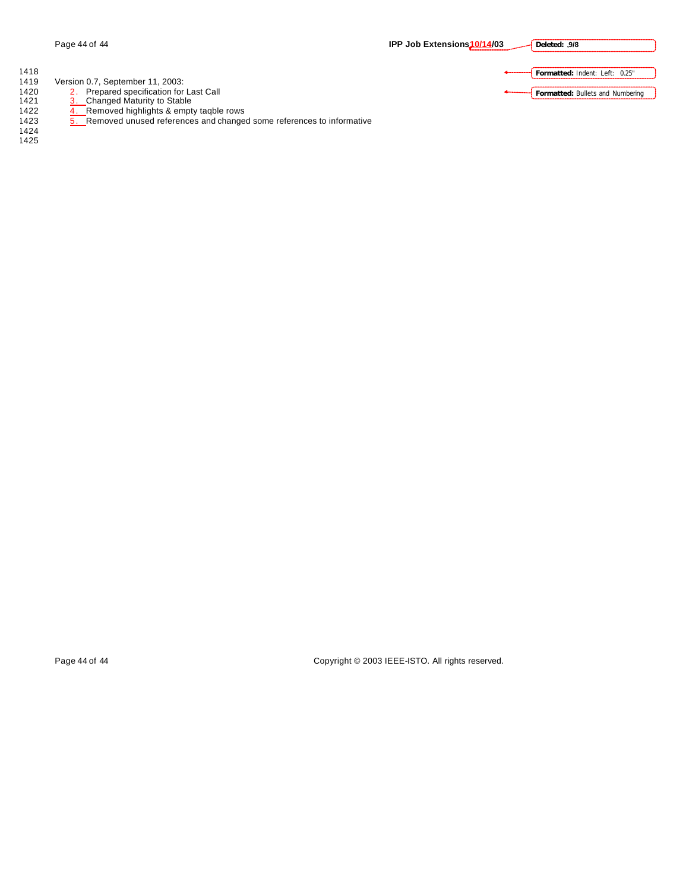Version 0.7, September 11, 2003:

2. Prepared specification for Last Call
3. Changed Maturity to Stable
4. Removed highlights & empty taqble rows
5. Removed unused references and changed some references to informative